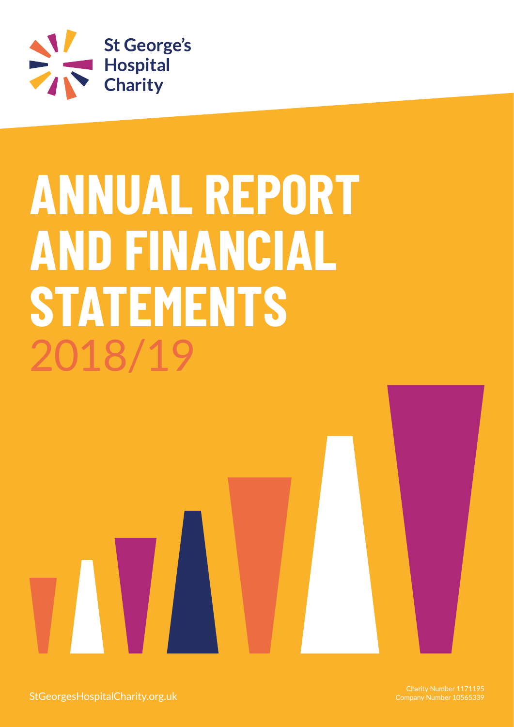St George's Hospital Charity

# ANNUAL REPORT AND FINANCIAL STATEMENTS 2018/19

StGeorgesHospitalCharity.org.uk

Charity Number 1171195
Company Number 10565339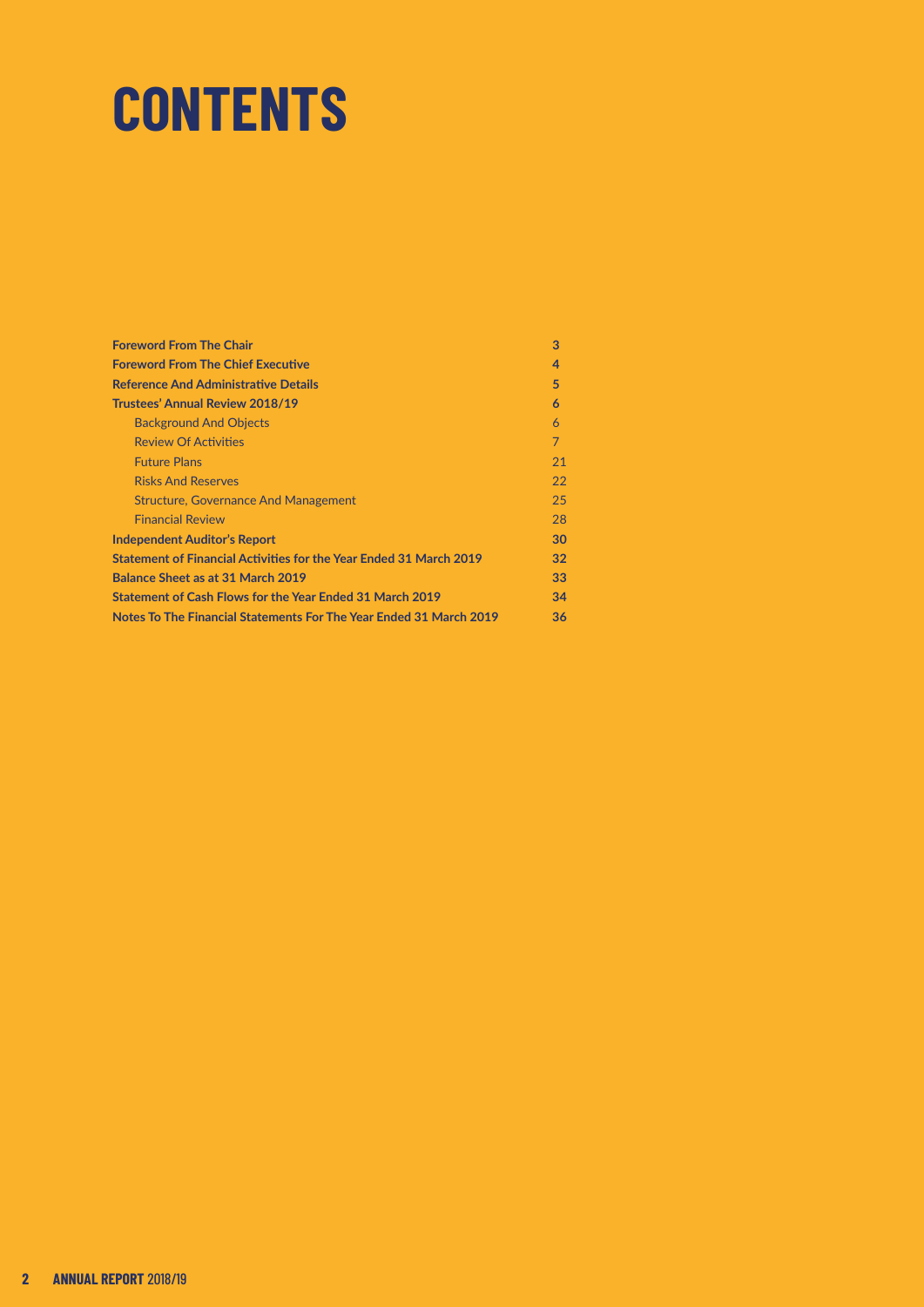# CONTENTS

| | |
|---|---|
| **Foreword From The Chair** | **3** |
| **Foreword From The Chief Executive** | **4** |
| **Reference And Administrative Details** | **5** |
| **Trustees' Annual Review 2018/19** | **6** |
| Background And Objects | 6 |
| Review Of Activities | 7 |
| Future Plans | 21 |
| Risks And Reserves | 22 |
| Structure, Governance And Management | 25 |
| Financial Review | 28 |
| **Independent Auditor's Report** | **30** |
| **Statement of Financial Activities for the Year Ended 31 March 2019** | **32** |
| **Balance Sheet as at 31 March 2019** | **33** |
| **Statement of Cash Flows for the Year Ended 31 March 2019** | **34** |
| **Notes To The Financial Statements For The Year Ended 31 March 2019** | **36** |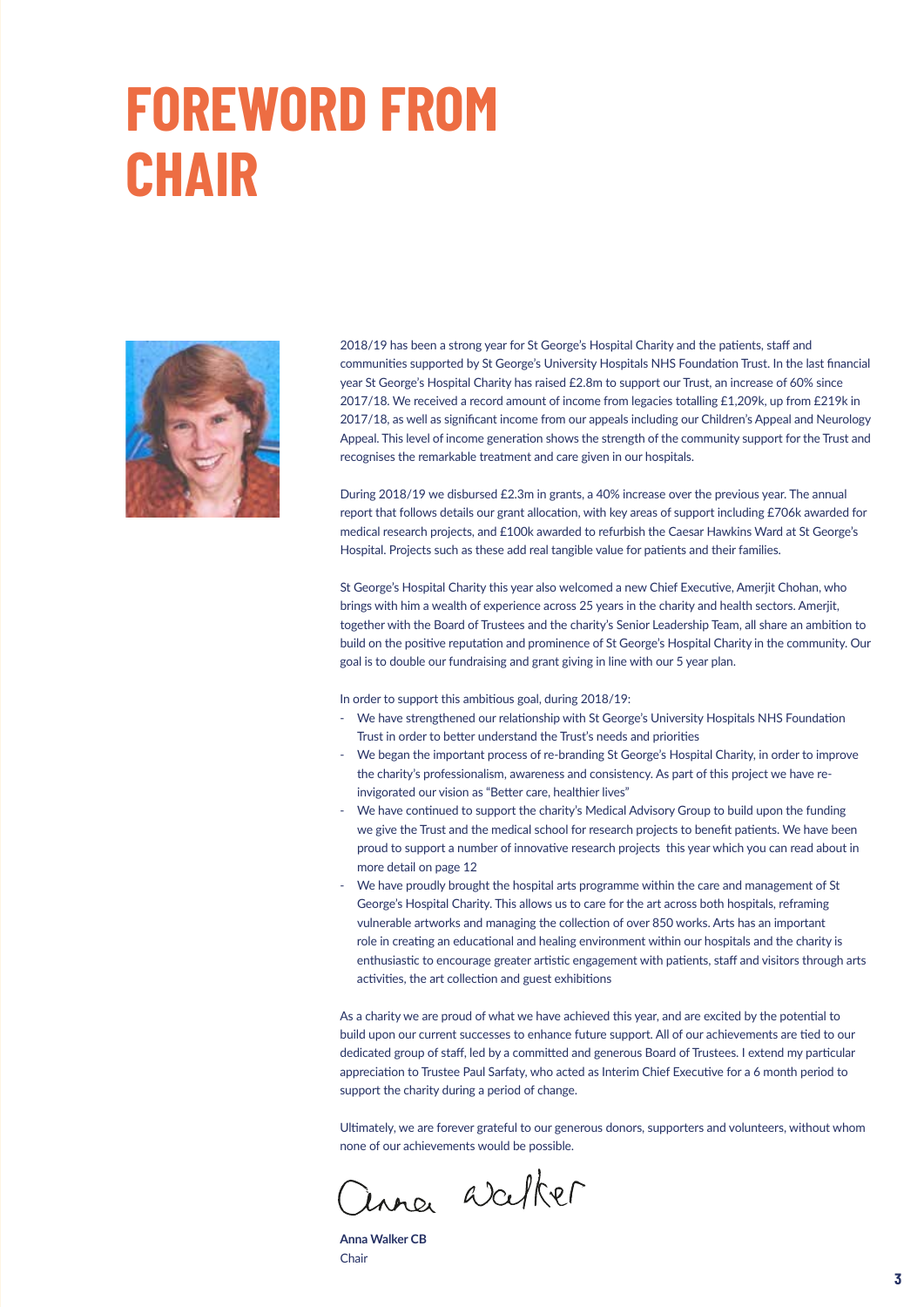# FOREWORD FROM CHAIR

2018/19 has been a strong year for St George's Hospital Charity and the patients, staff and communities supported by St George's University Hospitals NHS Foundation Trust. In the last financial year St George's Hospital Charity has raised £2.8m to support our Trust, an increase of 60% since 2017/18. We received a record amount of income from legacies totalling £1,209k, up from £219k in 2017/18, as well as significant income from our appeals including our Children's Appeal and Neurology Appeal. This level of income generation shows the strength of the community support for the Trust and recognises the remarkable treatment and care given in our hospitals.

During 2018/19 we disbursed £2.3m in grants, a 40% increase over the previous year. The annual report that follows details our grant allocation, with key areas of support including £706k awarded for medical research projects, and £100k awarded to refurbish the Caesar Hawkins Ward at St George's Hospital. Projects such as these add real tangible value for patients and their families.

St George's Hospital Charity this year also welcomed a new Chief Executive, Amerjit Chohan, who brings with him a wealth of experience across 25 years in the charity and health sectors. Amerjit, together with the Board of Trustees and the charity's Senior Leadership Team, all share an ambition to build on the positive reputation and prominence of St George's Hospital Charity in the community. Our goal is to double our fundraising and grant giving in line with our 5 year plan.

In order to support this ambitious goal, during 2018/19:

- We have strengthened our relationship with St George's University Hospitals NHS Foundation Trust in order to better understand the Trust's needs and priorities
- We began the important process of re-branding St George's Hospital Charity, in order to improve the charity's professionalism, awareness and consistency. As part of this project we have re-invigorated our vision as "Better care, healthier lives"
- We have continued to support the charity's Medical Advisory Group to build upon the funding we give the Trust and the medical school for research projects to benefit patients. We have been proud to support a number of innovative research projects this year which you can read about in more detail on page 12
- We have proudly brought the hospital arts programme within the care and management of St George's Hospital Charity. This allows us to care for the art across both hospitals, reframing vulnerable artworks and managing the collection of over 850 works. Arts has an important role in creating an educational and healing environment within our hospitals and the charity is enthusiastic to encourage greater artistic engagement with patients, staff and visitors through arts activities, the art collection and guest exhibitions

As a charity we are proud of what we have achieved this year, and are excited by the potential to build upon our current successes to enhance future support. All of our achievements are tied to our dedicated group of staff, led by a committed and generous Board of Trustees. I extend my particular appreciation to Trustee Paul Sarfaty, who acted as Interim Chief Executive for a 6 month period to support the charity during a period of change.

Ultimately, we are forever grateful to our generous donors, supporters and volunteers, without whom none of our achievements would be possible.

Anna Walker

**Anna Walker CB**
Chair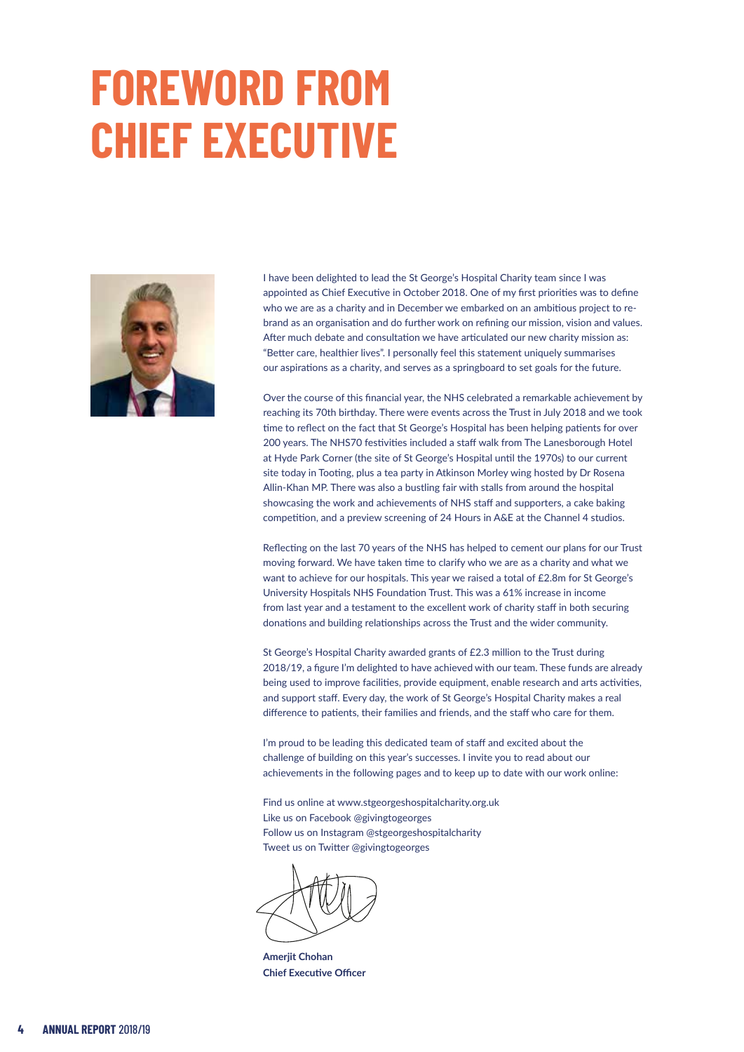# FOREWORD FROM CHIEF EXECUTIVE

I have been delighted to lead the St George's Hospital Charity team since I was appointed as Chief Executive in October 2018. One of my first priorities was to define who we are as a charity and in December we embarked on an ambitious project to re-brand as an organisation and do further work on refining our mission, vision and values. After much debate and consultation we have articulated our new charity mission as: "Better care, healthier lives". I personally feel this statement uniquely summarises our aspirations as a charity, and serves as a springboard to set goals for the future.

Over the course of this financial year, the NHS celebrated a remarkable achievement by reaching its 70th birthday. There were events across the Trust in July 2018 and we took time to reflect on the fact that St George's Hospital has been helping patients for over 200 years. The NHS70 festivities included a staff walk from The Lanesborough Hotel at Hyde Park Corner (the site of St George's Hospital until the 1970s) to our current site today in Tooting, plus a tea party in Atkinson Morley wing hosted by Dr Rosena Allin-Khan MP. There was also a bustling fair with stalls from around the hospital showcasing the work and achievements of NHS staff and supporters, a cake baking competition, and a preview screening of 24 Hours in A&E at the Channel 4 studios.

Reflecting on the last 70 years of the NHS has helped to cement our plans for our Trust moving forward. We have taken time to clarify who we are as a charity and what we want to achieve for our hospitals. This year we raised a total of £2.8m for St George's University Hospitals NHS Foundation Trust. This was a 61% increase in income from last year and a testament to the excellent work of charity staff in both securing donations and building relationships across the Trust and the wider community.

St George's Hospital Charity awarded grants of £2.3 million to the Trust during 2018/19, a figure I'm delighted to have achieved with our team. These funds are already being used to improve facilities, provide equipment, enable research and arts activities, and support staff. Every day, the work of St George's Hospital Charity makes a real difference to patients, their families and friends, and the staff who care for them.

I'm proud to be leading this dedicated team of staff and excited about the challenge of building on this year's successes. I invite you to read about our achievements in the following pages and to keep up to date with our work online:

Find us online at www.stgeorgeshospitalcharity.org.uk  
Like us on Facebook @givingtogeorges  
Follow us on Instagram @stgeorgeshospitalcharity  
Tweet us on Twitter @givingtogeorges

**Amerjit Chohan**  
**Chief Executive Officer**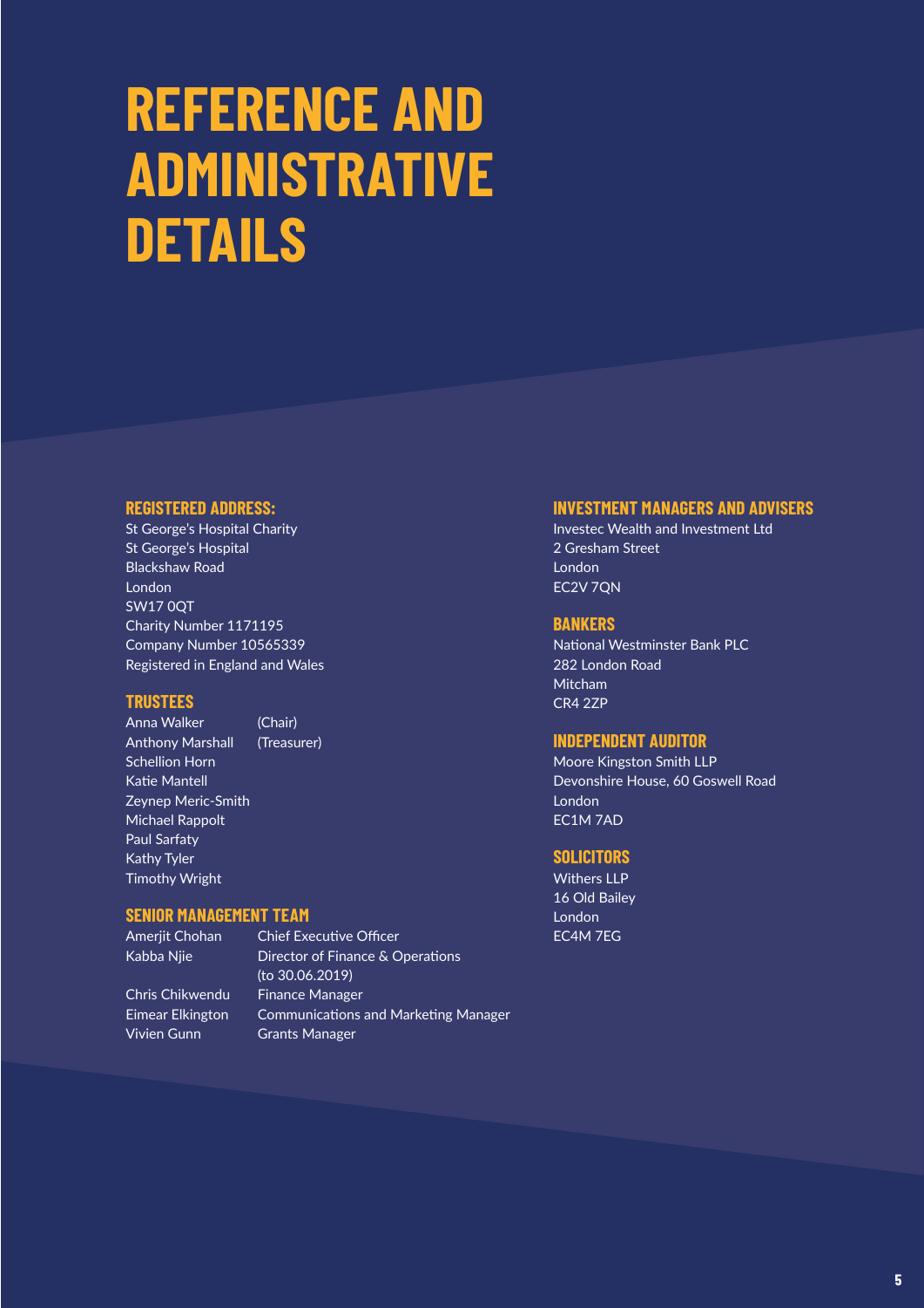# REFERENCE AND ADMINISTRATIVE DETAILS

## REGISTERED ADDRESS:

St George's Hospital Charity
St George's Hospital
Blackshaw Road
London
SW17 0QT
Charity Number 1171195
Company Number 10565339
Registered in England and Wales

## TRUSTEES

| | |
|---|---|
| Anna Walker | (Chair) |
| Anthony Marshall | (Treasurer) |
| Schellion Horn | |
| Katie Mantell | |
| Zeynep Meric-Smith | |
| Michael Rappolt | |
| Paul Sarfaty | |
| Kathy Tyler | |
| Timothy Wright | |

## SENIOR MANAGEMENT TEAM

| | |
|---|---|
| Amerjit Chohan | Chief Executive Officer |
| Kabba Njie | Director of Finance & Operations (to 30.06.2019) |
| Chris Chikwendu | Finance Manager |
| Eimear Elkington | Communications and Marketing Manager |
| Vivien Gunn | Grants Manager |

## INVESTMENT MANAGERS AND ADVISERS

Investec Wealth and Investment Ltd
2 Gresham Street
London
EC2V 7QN

## BANKERS

National Westminster Bank PLC
282 London Road
Mitcham
CR4 2ZP

## INDEPENDENT AUDITOR

Moore Kingston Smith LLP
Devonshire House, 60 Goswell Road
London
EC1M 7AD

## SOLICITORS

Withers LLP
16 Old Bailey
London
EC4M 7EG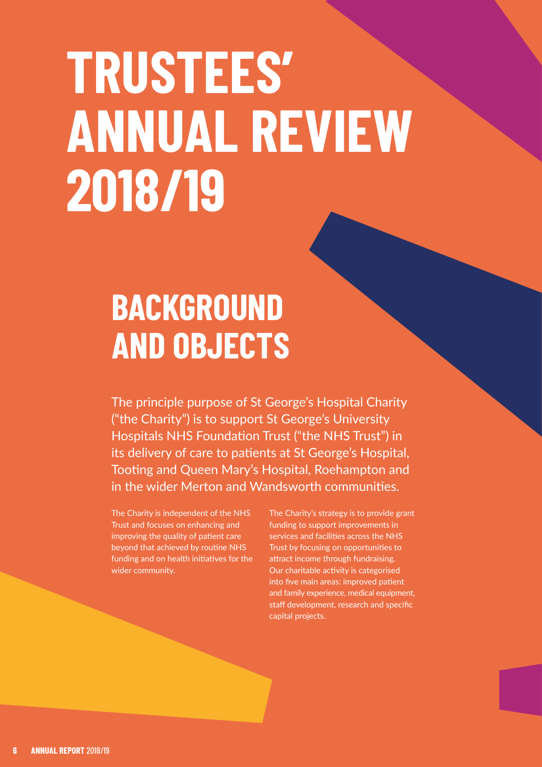# TRUSTEES' ANNUAL REVIEW 2018/19

## BACKGROUND AND OBJECTS

The principle purpose of St George's Hospital Charity ("the Charity") is to support St George's University Hospitals NHS Foundation Trust ("the NHS Trust") in its delivery of care to patients at St George's Hospital, Tooting and Queen Mary's Hospital, Roehampton and in the wider Merton and Wandsworth communities.

The Charity is independent of the NHS Trust and focuses on enhancing and improving the quality of patient care beyond that achieved by routine NHS funding and on health initiatives for the wider community.

The Charity's strategy is to provide grant funding to support improvements in services and facilities across the NHS Trust by focusing on opportunities to attract income through fundraising. Our charitable activity is categorised into five main areas: improved patient and family experience, medical equipment, staff development, research and specific capital projects.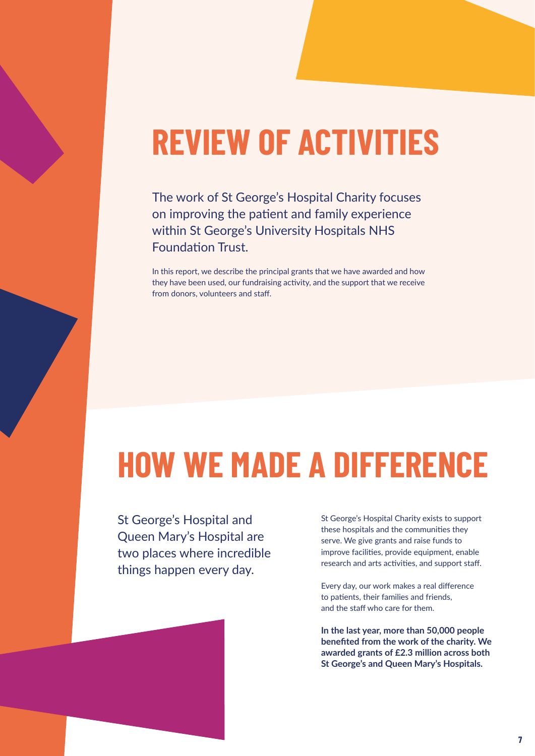# REVIEW OF ACTIVITIES

The work of St George's Hospital Charity focuses on improving the patient and family experience within St George's University Hospitals NHS Foundation Trust.

In this report, we describe the principal grants that we have awarded and how they have been used, our fundraising activity, and the support that we receive from donors, volunteers and staff.

# HOW WE MADE A DIFFERENCE

St George's Hospital and Queen Mary's Hospital are two places where incredible things happen every day.

St George's Hospital Charity exists to support these hospitals and the communities they serve. We give grants and raise funds to improve facilities, provide equipment, enable research and arts activities, and support staff.

Every day, our work makes a real difference to patients, their families and friends, and the staff who care for them.

**In the last year, more than 50,000 people benefited from the work of the charity. We awarded grants of £2.3 million across both St George's and Queen Mary's Hospitals.**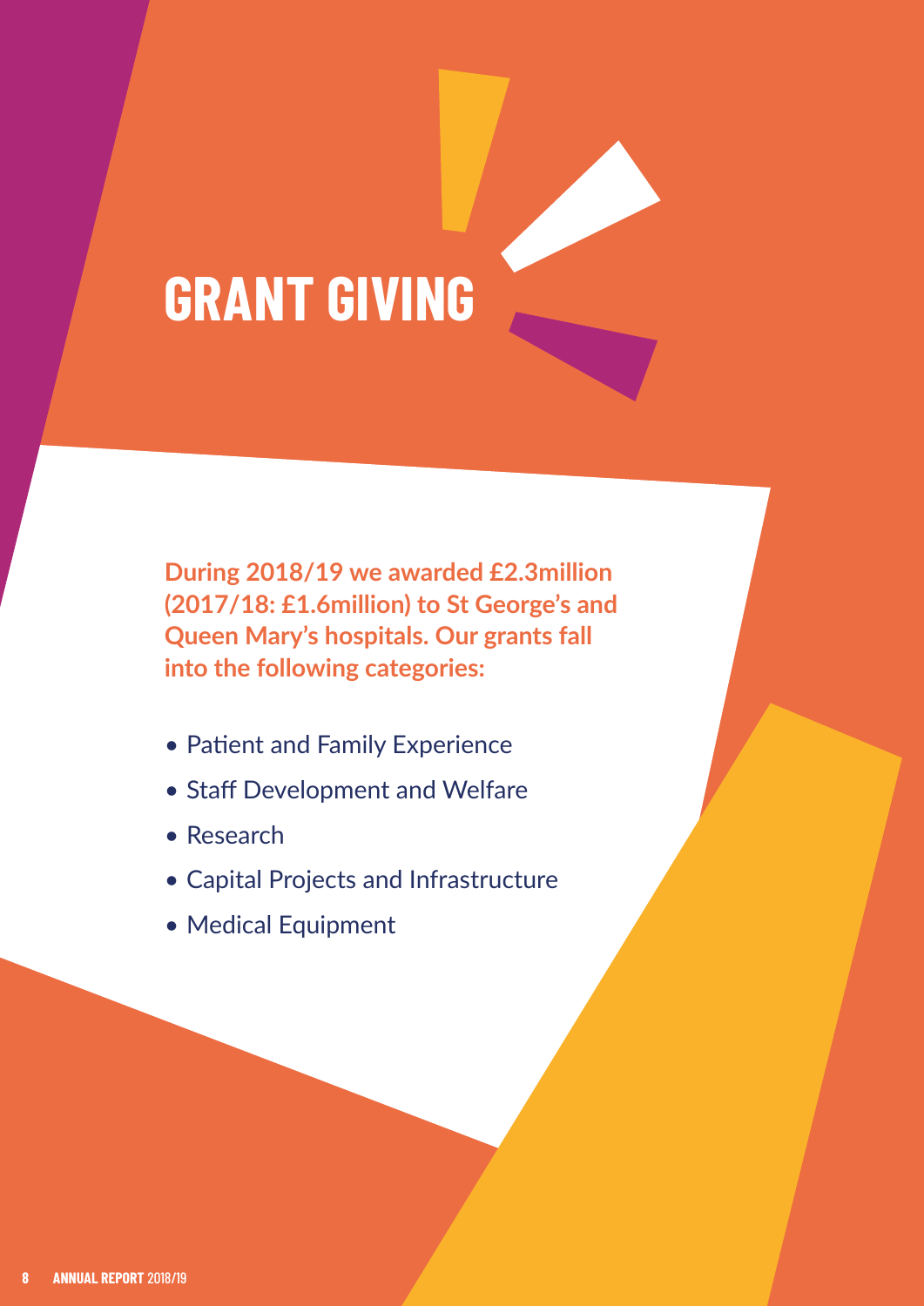# GRANT GIVING

**During 2018/19 we awarded £2.3million (2017/18: £1.6million) to St George's and Queen Mary's hospitals. Our grants fall into the following categories:**

- Patient and Family Experience
- Staff Development and Welfare
- Research
- Capital Projects and Infrastructure
- Medical Equipment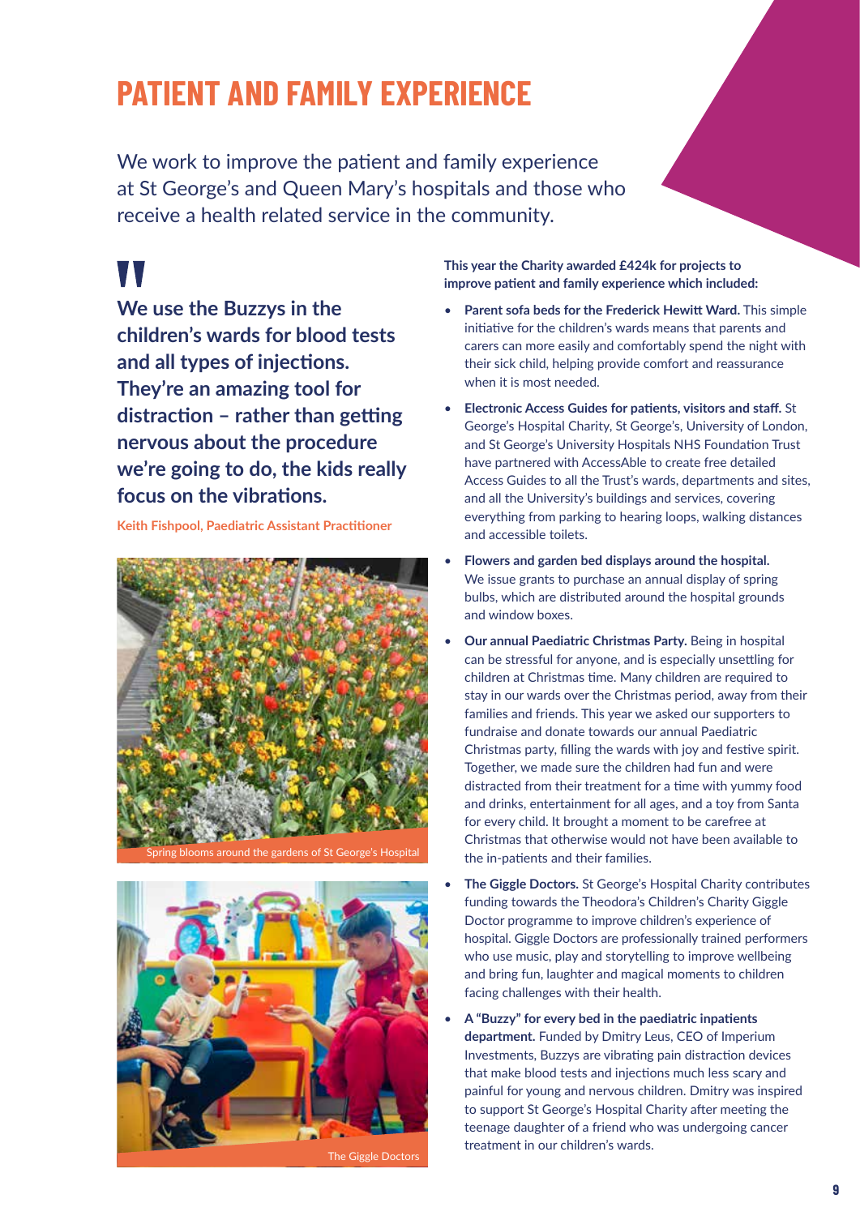# PATIENT AND FAMILY EXPERIENCE

We work to improve the patient and family experience at St George's and Queen Mary's hospitals and those who receive a health related service in the community.

> **We use the Buzzys in the children's wards for blood tests and all types of injections. They're an amazing tool for distraction – rather than getting nervous about the procedure we're going to do, the kids really focus on the vibrations.**
>
> Keith Fishpool, Paediatric Assistant Practitioner

Spring blooms around the gardens of St George's Hospital

The Giggle Doctors

**This year the Charity awarded £424k for projects to improve patient and family experience which included:**

- **Parent sofa beds for the Frederick Hewitt Ward.** This simple initiative for the children's wards means that parents and carers can more easily and comfortably spend the night with their sick child, helping provide comfort and reassurance when it is most needed.
- **Electronic Access Guides for patients, visitors and staff.** St George's Hospital Charity, St George's, University of London, and St George's University Hospitals NHS Foundation Trust have partnered with AccessAble to create free detailed Access Guides to all the Trust's wards, departments and sites, and all the University's buildings and services, covering everything from parking to hearing loops, walking distances and accessible toilets.
- **Flowers and garden bed displays around the hospital.** We issue grants to purchase an annual display of spring bulbs, which are distributed around the hospital grounds and window boxes.
- **Our annual Paediatric Christmas Party.** Being in hospital can be stressful for anyone, and is especially unsettling for children at Christmas time. Many children are required to stay in our wards over the Christmas period, away from their families and friends. This year we asked our supporters to fundraise and donate towards our annual Paediatric Christmas party, filling the wards with joy and festive spirit. Together, we made sure the children had fun and were distracted from their treatment for a time with yummy food and drinks, entertainment for all ages, and a toy from Santa for every child. It brought a moment to be carefree at Christmas that otherwise would not have been available to the in-patients and their families.
- **The Giggle Doctors.** St George's Hospital Charity contributes funding towards the Theodora's Children's Charity Giggle Doctor programme to improve children's experience of hospital. Giggle Doctors are professionally trained performers who use music, play and storytelling to improve wellbeing and bring fun, laughter and magical moments to children facing challenges with their health.
- **A "Buzzy" for every bed in the paediatric inpatients department.** Funded by Dmitry Leus, CEO of Imperium Investments, Buzzys are vibrating pain distraction devices that make blood tests and injections much less scary and painful for young and nervous children. Dmitry was inspired to support St George's Hospital Charity after meeting the teenage daughter of a friend who was undergoing cancer treatment in our children's wards.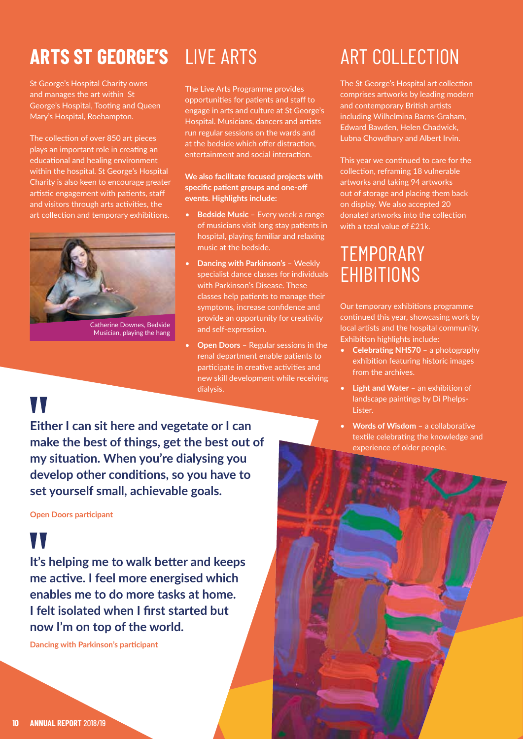# ARTS ST GEORGE'S

St George's Hospital Charity owns and manages the art within St George's Hospital, Tooting and Queen Mary's Hospital, Roehampton.

The collection of over 850 art pieces plays an important role in creating an educational and healing environment within the hospital. St George's Hospital Charity is also keen to encourage greater artistic engagement with patients, staff and visitors through arts activities, the art collection and temporary exhibitions.

Catherine Downes, Bedside Musician, playing the hang

## LIVE ARTS

The Live Arts Programme provides opportunities for patients and staff to engage in arts and culture at St George's Hospital. Musicians, dancers and artists run regular sessions on the wards and at the bedside which offer distraction, entertainment and social interaction.

**We also facilitate focused projects with specific patient groups and one-off events. Highlights include:**

- **Bedside Music** – Every week a range of musicians visit long stay patients in hospital, playing familiar and relaxing music at the bedside.
- **Dancing with Parkinson's** – Weekly specialist dance classes for individuals with Parkinson's Disease. These classes help patients to manage their symptoms, increase confidence and provide an opportunity for creativity and self-expression.
- **Open Doors** – Regular sessions in the renal department enable patients to participate in creative activities and new skill development while receiving dialysis.

> **Either I can sit here and vegetate or I can make the best of things, get the best out of my situation. When you're dialysing you develop other conditions, so you have to set yourself small, achievable goals.**
>
> **Open Doors participant**

> **It's helping me to walk better and keeps me active. I feel more energised which enables me to do more tasks at home. I felt isolated when I first started but now I'm on top of the world.**
>
> **Dancing with Parkinson's participant**

## ART COLLECTION

The St George's Hospital art collection comprises artworks by leading modern and contemporary British artists including Wilhelmina Barns-Graham, Edward Bawden, Helen Chadwick, Lubna Chowdhary and Albert Irvin.

This year we continued to care for the collection, reframing 18 vulnerable artworks and taking 94 artworks out of storage and placing them back on display. We also accepted 20 donated artworks into the collection with a total value of £21k.

## TEMPORARY EHIBITIONS

Our temporary exhibitions programme continued this year, showcasing work by local artists and the hospital community. Exhibition highlights include:

- **Celebrating NHS70** – a photography exhibition featuring historic images from the archives.
- **Light and Water** – an exhibition of landscape paintings by Di Phelps-Lister.
- **Words of Wisdom** – a collaborative textile celebrating the knowledge and experience of older people.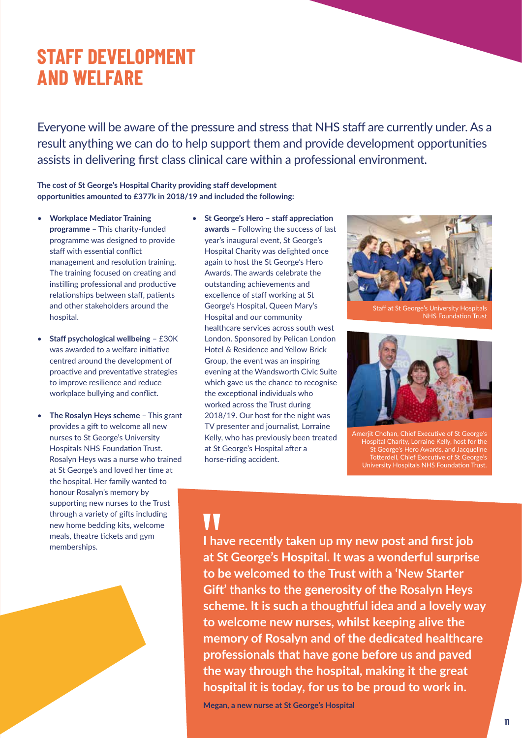# STAFF DEVELOPMENT AND WELFARE

Everyone will be aware of the pressure and stress that NHS staff are currently under. As a result anything we can do to help support them and provide development opportunities assists in delivering first class clinical care within a professional environment.

**The cost of St George's Hospital Charity providing staff development opportunities amounted to £377k in 2018/19 and included the following:**

- **Workplace Mediator Training programme** – This charity-funded programme was designed to provide staff with essential conflict management and resolution training. The training focused on creating and instilling professional and productive relationships between staff, patients and other stakeholders around the hospital.

- **Staff psychological wellbeing** – £30K was awarded to a welfare initiative centred around the development of proactive and preventative strategies to improve resilience and reduce workplace bullying and conflict.

- **The Rosalyn Heys scheme** – This grant provides a gift to welcome all new nurses to St George's University Hospitals NHS Foundation Trust. Rosalyn Heys was a nurse who trained at St George's and loved her time at the hospital. Her family wanted to honour Rosalyn's memory by supporting new nurses to the Trust through a variety of gifts including new home bedding kits, welcome meals, theatre tickets and gym memberships.

- **St George's Hero – staff appreciation awards** – Following the success of last year's inaugural event, St George's Hospital Charity was delighted once again to host the St George's Hero Awards. The awards celebrate the outstanding achievements and excellence of staff working at St George's Hospital, Queen Mary's Hospital and our community healthcare services across south west London. Sponsored by Pelican London Hotel & Residence and Yellow Brick Group, the event was an inspiring evening at the Wandsworth Civic Suite which gave us the chance to recognise the exceptional individuals who worked across the Trust during 2018/19. Our host for the night was TV presenter and journalist, Lorraine Kelly, who has previously been treated at St George's Hospital after a horse-riding accident.

Staff at St George's University Hospitals NHS Foundation Trust

Amerjit Chohan, Chief Executive of St George's Hospital Charity, Lorraine Kelly, host for the St George's Hero Awards, and Jacqueline Totterdell, Chief Executive of St George's University Hospitals NHS Foundation Trust.

> **"I have recently taken up my new post and first job at St George's Hospital. It was a wonderful surprise to be welcomed to the Trust with a 'New Starter Gift' thanks to the generosity of the Rosalyn Heys scheme. It is such a thoughtful idea and a lovely way to welcome new nurses, whilst keeping alive the memory of Rosalyn and of the dedicated healthcare professionals that have gone before us and paved the way through the hospital, making it the great hospital it is today, for us to be proud to work in.**
>
> **Megan, a new nurse at St George's Hospital**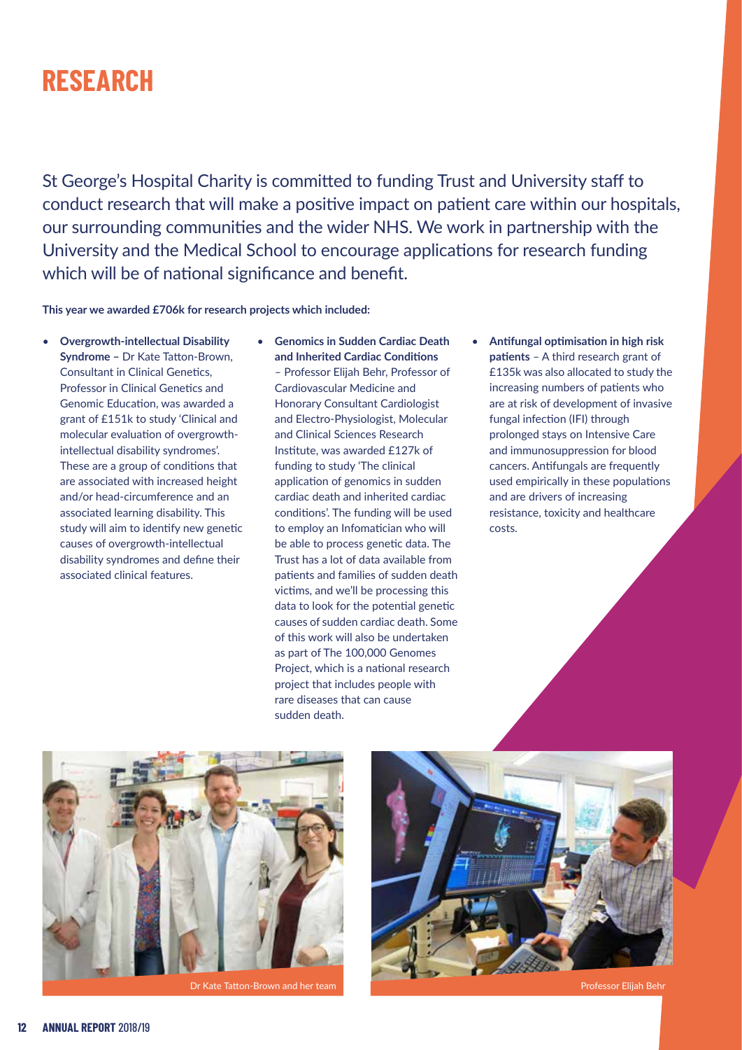# RESEARCH

St George's Hospital Charity is committed to funding Trust and University staff to conduct research that will make a positive impact on patient care within our hospitals, our surrounding communities and the wider NHS. We work in partnership with the University and the Medical School to encourage applications for research funding which will be of national significance and benefit.

**This year we awarded £706k for research projects which included:**

- **Overgrowth-intellectual Disability Syndrome –** Dr Kate Tatton-Brown, Consultant in Clinical Genetics, Professor in Clinical Genetics and Genomic Education, was awarded a grant of £151k to study 'Clinical and molecular evaluation of overgrowth-intellectual disability syndromes'. These are a group of conditions that are associated with increased height and/or head-circumference and an associated learning disability. This study will aim to identify new genetic causes of overgrowth-intellectual disability syndromes and define their associated clinical features.
- **Genomics in Sudden Cardiac Death and Inherited Cardiac Conditions** – Professor Elijah Behr, Professor of Cardiovascular Medicine and Honorary Consultant Cardiologist and Electro-Physiologist, Molecular and Clinical Sciences Research Institute, was awarded £127k of funding to study 'The clinical application of genomics in sudden cardiac death and inherited cardiac conditions'. The funding will be used to employ an Infomatician who will be able to process genetic data. The Trust has a lot of data available from patients and families of sudden death victims, and we'll be processing this data to look for the potential genetic causes of sudden cardiac death. Some of this work will also be undertaken as part of The 100,000 Genomes Project, which is a national research project that includes people with rare diseases that can cause sudden death.
- **Antifungal optimisation in high risk patients** – A third research grant of £135k was also allocated to study the increasing numbers of patients who are at risk of development of invasive fungal infection (IFI) through prolonged stays on Intensive Care and immunosuppression for blood cancers. Antifungals are frequently used empirically in these populations and are drivers of increasing resistance, toxicity and healthcare costs.

Dr Kate Tatton-Brown and her team

Professor Elijah Behr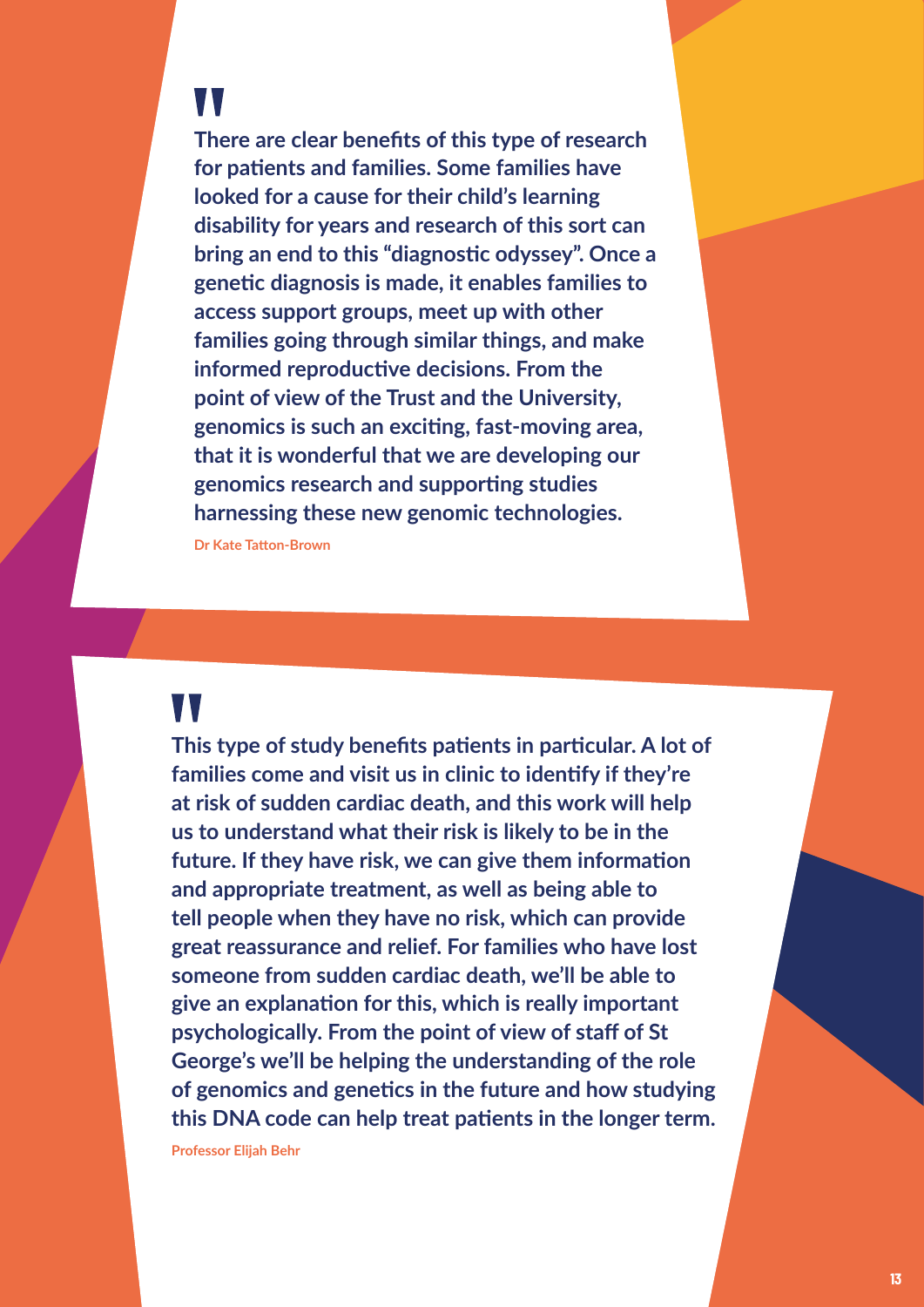> **There are clear benefits of this type of research for patients and families. Some families have looked for a cause for their child's learning disability for years and research of this sort can bring an end to this "diagnostic odyssey". Once a genetic diagnosis is made, it enables families to access support groups, meet up with other families going through similar things, and make informed reproductive decisions. From the point of view of the Trust and the University, genomics is such an exciting, fast-moving area, that it is wonderful that we are developing our genomics research and supporting studies harnessing these new genomic technologies.**
>
> Dr Kate Tatton-Brown

> **This type of study benefits patients in particular. A lot of families come and visit us in clinic to identify if they're at risk of sudden cardiac death, and this work will help us to understand what their risk is likely to be in the future. If they have risk, we can give them information and appropriate treatment, as well as being able to tell people when they have no risk, which can provide great reassurance and relief. For families who have lost someone from sudden cardiac death, we'll be able to give an explanation for this, which is really important psychologically. From the point of view of staff of St George's we'll be helping the understanding of the role of genomics and genetics in the future and how studying this DNA code can help treat patients in the longer term.**
>
> Professor Elijah Behr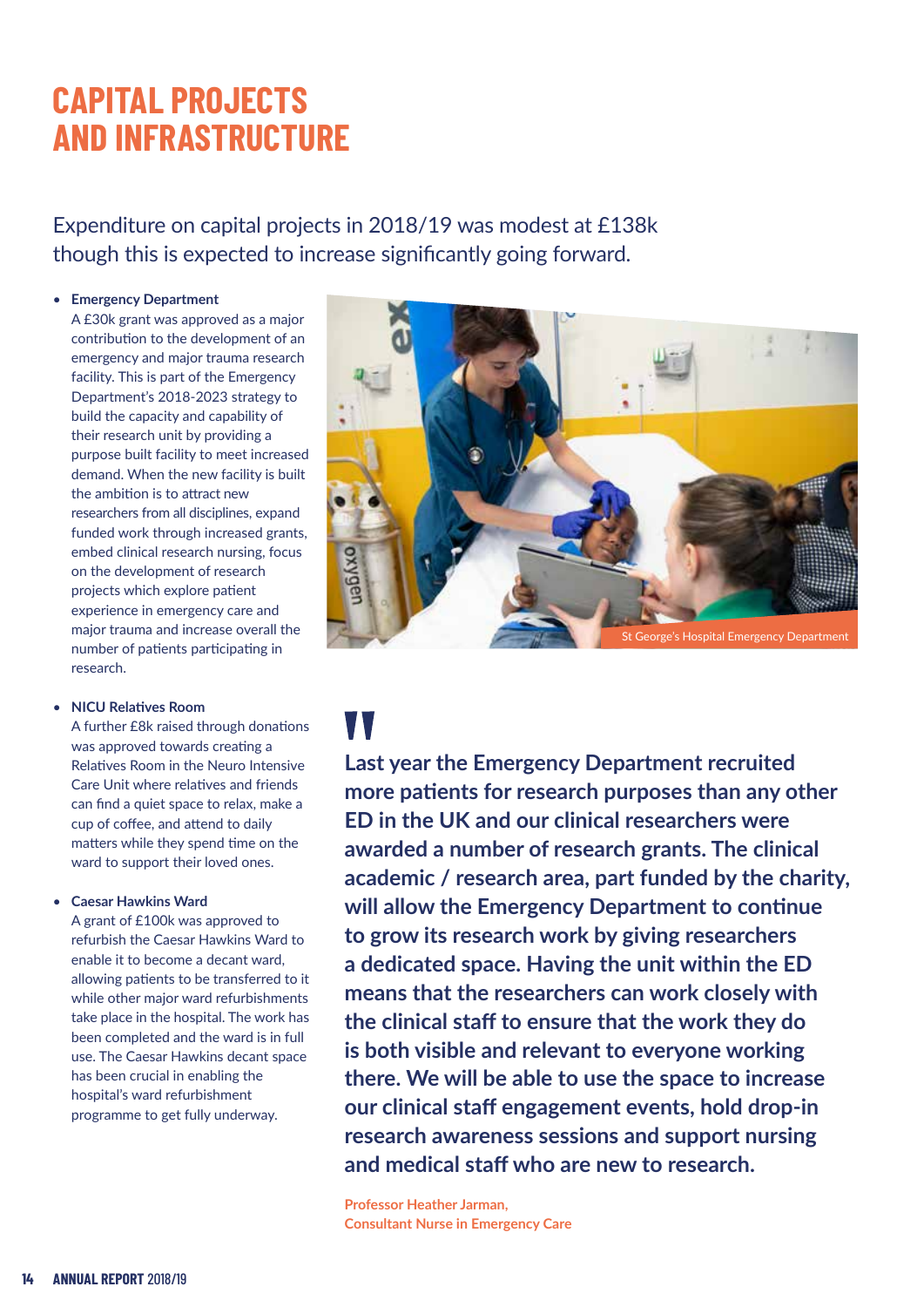# CAPITAL PROJECTS AND INFRASTRUCTURE

Expenditure on capital projects in 2018/19 was modest at £138k though this is expected to increase significantly going forward.

- **Emergency Department**
  A £30k grant was approved as a major contribution to the development of an emergency and major trauma research facility. This is part of the Emergency Department's 2018-2023 strategy to build the capacity and capability of their research unit by providing a purpose built facility to meet increased demand. When the new facility is built the ambition is to attract new researchers from all disciplines, expand funded work through increased grants, embed clinical research nursing, focus on the development of research projects which explore patient experience in emergency care and major trauma and increase overall the number of patients participating in research.

- **NICU Relatives Room**
  A further £8k raised through donations was approved towards creating a Relatives Room in the Neuro Intensive Care Unit where relatives and friends can find a quiet space to relax, make a cup of coffee, and attend to daily matters while they spend time on the ward to support their loved ones.

- **Caesar Hawkins Ward**
  A grant of £100k was approved to refurbish the Caesar Hawkins Ward to enable it to become a decant ward, allowing patients to be transferred to it while other major ward refurbishments take place in the hospital. The work has been completed and the ward is in full use. The Caesar Hawkins decant space has been crucial in enabling the hospital's ward refurbishment programme to get fully underway.

St George's Hospital Emergency Department

> **Last year the Emergency Department recruited more patients for research purposes than any other ED in the UK and our clinical researchers were awarded a number of research grants. The clinical academic / research area, part funded by the charity, will allow the Emergency Department to continue to grow its research work by giving researchers a dedicated space. Having the unit within the ED means that the researchers can work closely with the clinical staff to ensure that the work they do is both visible and relevant to everyone working there. We will be able to use the space to increase our clinical staff engagement events, hold drop-in research awareness sessions and support nursing and medical staff who are new to research.**

**Professor Heather Jarman,**
**Consultant Nurse in Emergency Care**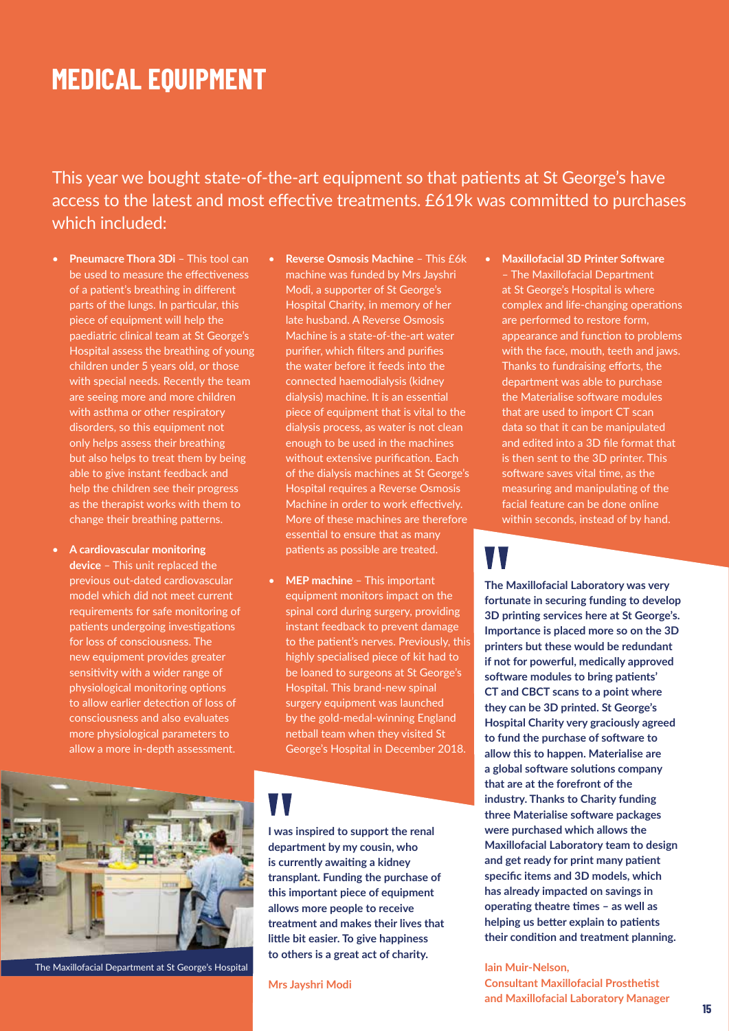# MEDICAL EQUIPMENT

This year we bought state-of-the-art equipment so that patients at St George's have access to the latest and most effective treatments. £619k was committed to purchases which included:

- **Pneumacre Thora 3Di** – This tool can be used to measure the effectiveness of a patient's breathing in different parts of the lungs. In particular, this piece of equipment will help the paediatric clinical team at St George's Hospital assess the breathing of young children under 5 years old, or those with special needs. Recently the team are seeing more and more children with asthma or other respiratory disorders, so this equipment not only helps assess their breathing but also helps to treat them by being able to give instant feedback and help the children see their progress as the therapist works with them to change their breathing patterns.

- **A cardiovascular monitoring device** – This unit replaced the previous out-dated cardiovascular model which did not meet current requirements for safe monitoring of patients undergoing investigations for loss of consciousness. The new equipment provides greater sensitivity with a wider range of physiological monitoring options to allow earlier detection of loss of consciousness and also evaluates more physiological parameters to allow a more in-depth assessment.

- **Reverse Osmosis Machine** – This £6k machine was funded by Mrs Jayshri Modi, a supporter of St George's Hospital Charity, in memory of her late husband. A Reverse Osmosis Machine is a state-of-the-art water purifier, which filters and purifies the water before it feeds into the connected haemodialysis (kidney dialysis) machine. It is an essential piece of equipment that is vital to the dialysis process, as water is not clean enough to be used in the machines without extensive purification. Each of the dialysis machines at St George's Hospital requires a Reverse Osmosis Machine in order to work effectively. More of these machines are therefore essential to ensure that as many patients as possible are treated.

- **MEP machine** – This important equipment monitors impact on the spinal cord during surgery, providing instant feedback to prevent damage to the patient's nerves. Previously, this highly specialised piece of kit had to be loaned to surgeons at St George's Hospital. This brand-new spinal surgery equipment was launched by the gold-medal-winning England netball team when they visited St George's Hospital in December 2018.

- **Maxillofacial 3D Printer Software** – The Maxillofacial Department at St George's Hospital is where complex and life-changing operations are performed to restore form, appearance and function to problems with the face, mouth, teeth and jaws. Thanks to fundraising efforts, the department was able to purchase the Materialise software modules that are used to import CT scan data so that it can be manipulated and edited into a 3D file format that is then sent to the 3D printer. This software saves vital time, as the measuring and manipulating of the facial feature can be done online within seconds, instead of by hand.

The Maxillofacial Department at St George's Hospital

> **I was inspired to support the renal department by my cousin, who is currently awaiting a kidney transplant. Funding the purchase of this important piece of equipment allows more people to receive treatment and makes their lives that little bit easier. To give happiness to others is a great act of charity.**
>
> **Mrs Jayshri Modi**

> **The Maxillofacial Laboratory was very fortunate in securing funding to develop 3D printing services here at St George's. Importance is placed more so on the 3D printers but these would be redundant if not for powerful, medically approved software modules to bring patients' CT and CBCT scans to a point where they can be 3D printed. St George's Hospital Charity very graciously agreed to fund the purchase of software to allow this to happen. Materialise are a global software solutions company that are at the forefront of the industry. Thanks to Charity funding three Materialise software packages were purchased which allows the Maxillofacial Laboratory team to design and get ready for print many patient specific items and 3D models, which has already impacted on savings in operating theatre times – as well as helping us better explain to patients their condition and treatment planning.**
>
> **Iain Muir-Nelson,**
> **Consultant Maxillofacial Prosthetist and Maxillofacial Laboratory Manager**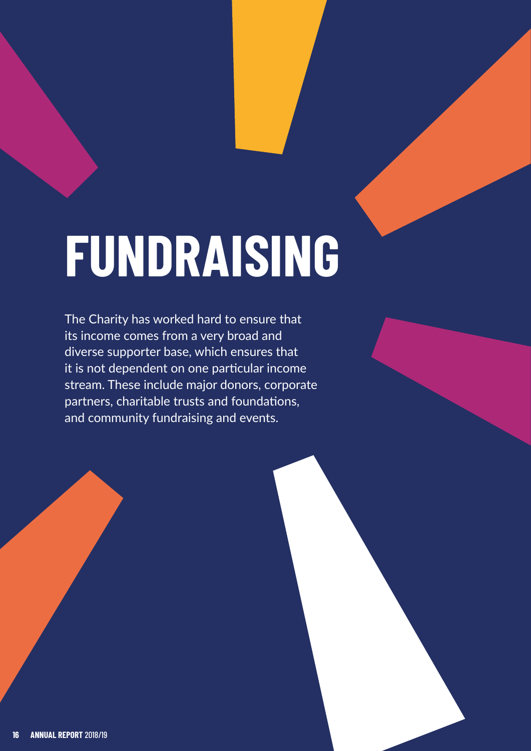# FUNDRAISING

The Charity has worked hard to ensure that its income comes from a very broad and diverse supporter base, which ensures that it is not dependent on one particular income stream. These include major donors, corporate partners, charitable trusts and foundations, and community fundraising and events.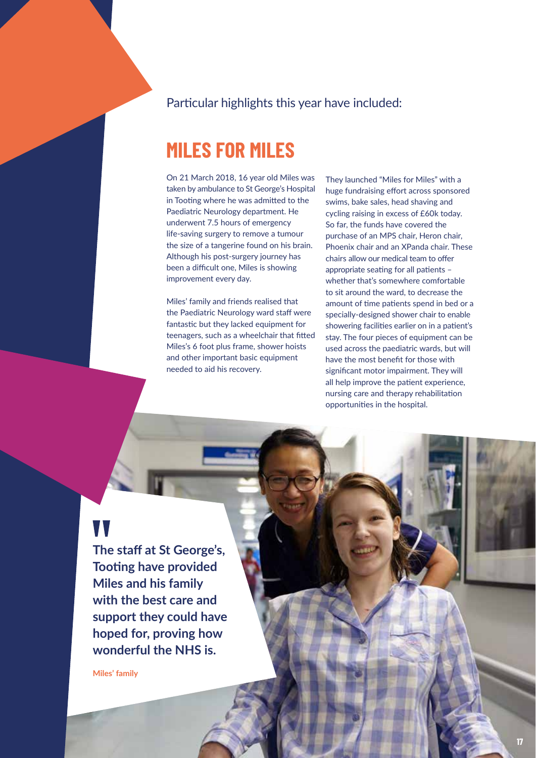Particular highlights this year have included:

## MILES FOR MILES

On 21 March 2018, 16 year old Miles was taken by ambulance to St George's Hospital in Tooting where he was admitted to the Paediatric Neurology department. He underwent 7.5 hours of emergency life-saving surgery to remove a tumour the size of a tangerine found on his brain. Although his post-surgery journey has been a difficult one, Miles is showing improvement every day.

Miles' family and friends realised that the Paediatric Neurology ward staff were fantastic but they lacked equipment for teenagers, such as a wheelchair that fitted Miles's 6 foot plus frame, shower hoists and other important basic equipment needed to aid his recovery.

They launched "Miles for Miles" with a huge fundraising effort across sponsored swims, bake sales, head shaving and cycling raising in excess of £60k today. So far, the funds have covered the purchase of an MPS chair, Heron chair, Phoenix chair and an XPanda chair. These chairs allow our medical team to offer appropriate seating for all patients – whether that's somewhere comfortable to sit around the ward, to decrease the amount of time patients spend in bed or a specially-designed shower chair to enable showering facilities earlier on in a patient's stay. The four pieces of equipment can be used across the paediatric wards, but will have the most benefit for those with significant motor impairment. They will all help improve the patient experience, nursing care and therapy rehabilitation opportunities in the hospital.

> **"The staff at St George's, Tooting have provided Miles and his family with the best care and support they could have hoped for, proving how wonderful the NHS is.**
>
> **Miles' family**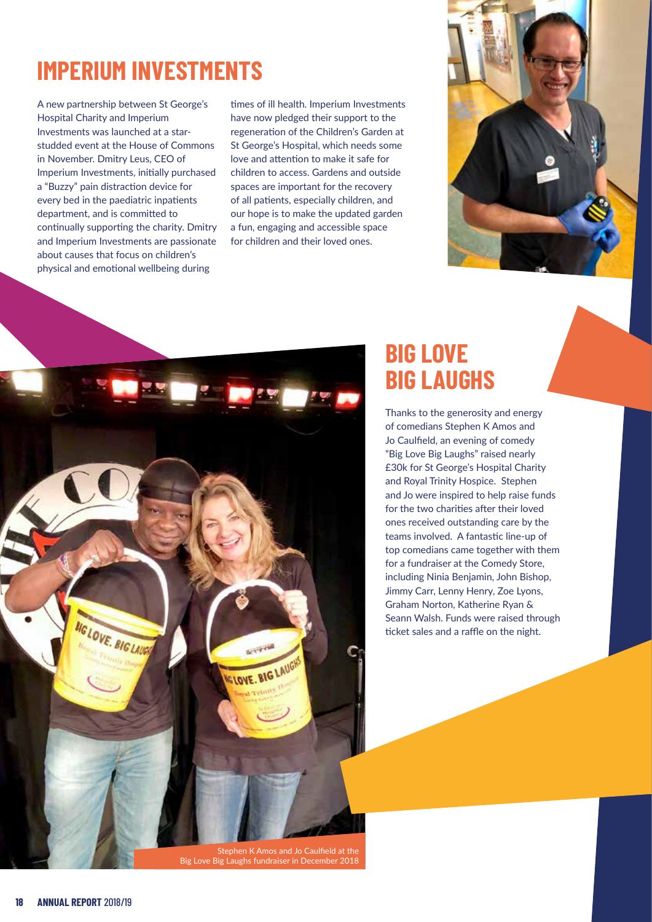# IMPERIUM INVESTMENTS

A new partnership between St George's Hospital Charity and Imperium Investments was launched at a star-studded event at the House of Commons in November. Dmitry Leus, CEO of Imperium Investments, initially purchased a "Buzzy" pain distraction device for every bed in the paediatric inpatients department, and is committed to continually supporting the charity. Dmitry and Imperium Investments are passionate about causes that focus on children's physical and emotional wellbeing during times of ill health. Imperium Investments have now pledged their support to the regeneration of the Children's Garden at St George's Hospital, which needs some love and attention to make it safe for children to access. Gardens and outside spaces are important for the recovery of all patients, especially children, and our hope is to make the updated garden a fun, engaging and accessible space for children and their loved ones.

# BIG LOVE BIG LAUGHS

Thanks to the generosity and energy of comedians Stephen K Amos and Jo Caulfield, an evening of comedy "Big Love Big Laughs" raised nearly £30k for St George's Hospital Charity and Royal Trinity Hospice. Stephen and Jo were inspired to help raise funds for the two charities after their loved ones received outstanding care by the teams involved. A fantastic line-up of top comedians came together with them for a fundraiser at the Comedy Store, including Ninia Benjamin, John Bishop, Jimmy Carr, Lenny Henry, Zoe Lyons, Graham Norton, Katherine Ryan & Seann Walsh. Funds were raised through ticket sales and a raffle on the night.

Stephen K Amos and Jo Caulfield at the Big Love Big Laughs fundraiser in December 2018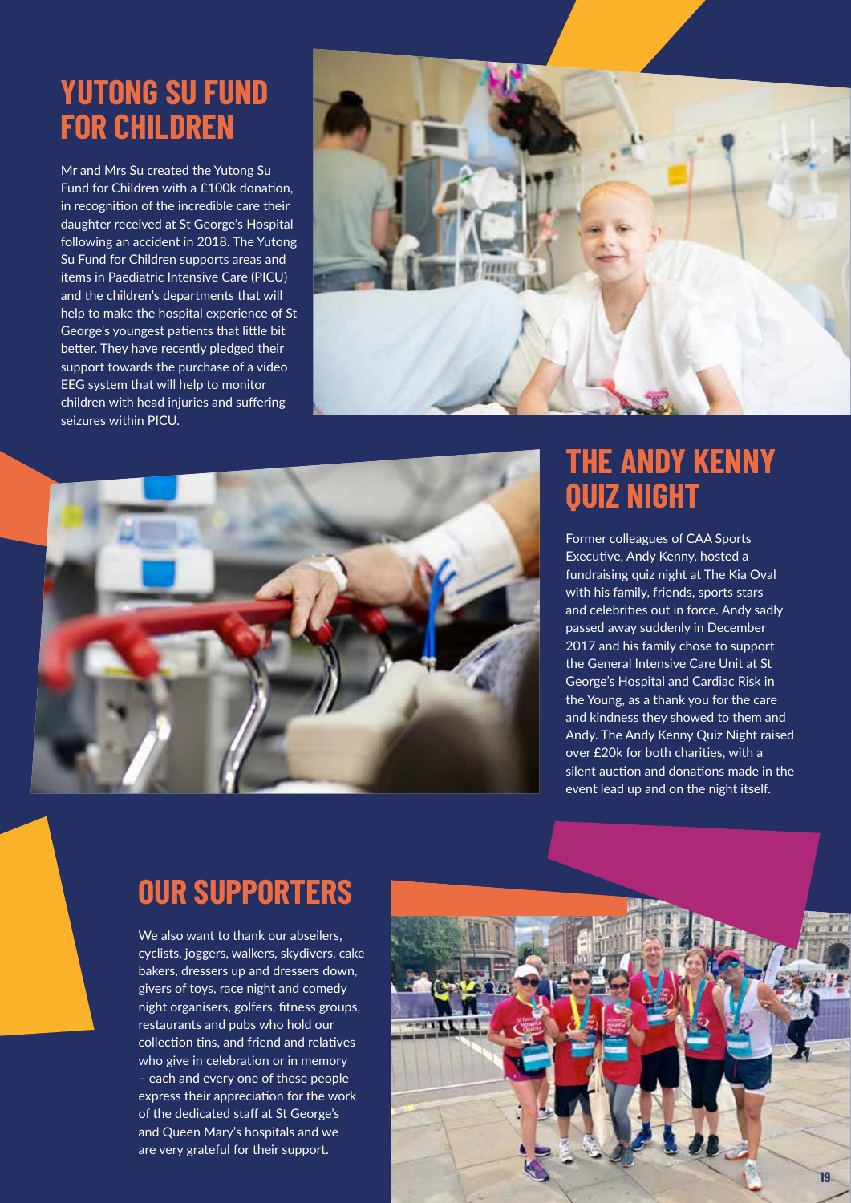## YUTONG SU FUND FOR CHILDREN

Mr and Mrs Su created the Yutong Su Fund for Children with a £100k donation, in recognition of the incredible care their daughter received at St George's Hospital following an accident in 2018. The Yutong Su Fund for Children supports areas and items in Paediatric Intensive Care (PICU) and the children's departments that will help to make the hospital experience of St George's youngest patients that little bit better. They have recently pledged their support towards the purchase of a video EEG system that will help to monitor children with head injuries and suffering seizures within PICU.

## THE ANDY KENNY QUIZ NIGHT

Former colleagues of CAA Sports Executive, Andy Kenny, hosted a fundraising quiz night at The Kia Oval with his family, friends, sports stars and celebrities out in force. Andy sadly passed away suddenly in December 2017 and his family chose to support the General Intensive Care Unit at St George's Hospital and Cardiac Risk in the Young, as a thank you for the care and kindness they showed to them and Andy. The Andy Kenny Quiz Night raised over £20k for both charities, with a silent auction and donations made in the event lead up and on the night itself.

## OUR SUPPORTERS

We also want to thank our abseilers, cyclists, joggers, walkers, skydivers, cake bakers, dressers up and dressers down, givers of toys, race night and comedy night organisers, golfers, fitness groups, restaurants and pubs who hold our collection tins, and friend and relatives who give in celebration or in memory – each and every one of these people express their appreciation for the work of the dedicated staff at St George's and Queen Mary's hospitals and we are very grateful for their support.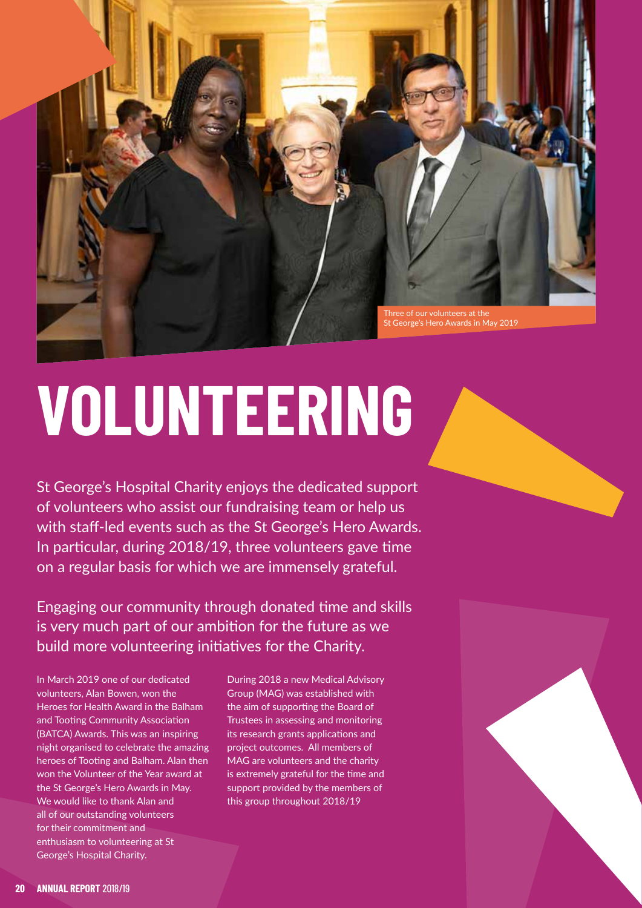Three of our volunteers at the St George's Hero Awards in May 2019

# VOLUNTEERING

St George's Hospital Charity enjoys the dedicated support of volunteers who assist our fundraising team or help us with staff-led events such as the St George's Hero Awards. In particular, during 2018/19, three volunteers gave time on a regular basis for which we are immensely grateful.

Engaging our community through donated time and skills is very much part of our ambition for the future as we build more volunteering initiatives for the Charity.

In March 2019 one of our dedicated volunteers, Alan Bowen, won the Heroes for Health Award in the Balham and Tooting Community Association (BATCA) Awards. This was an inspiring night organised to celebrate the amazing heroes of Tooting and Balham. Alan then won the Volunteer of the Year award at the St George's Hero Awards in May. We would like to thank Alan and all of our outstanding volunteers for their commitment and enthusiasm to volunteering at St George's Hospital Charity.

During 2018 a new Medical Advisory Group (MAG) was established with the aim of supporting the Board of Trustees in assessing and monitoring its research grants applications and project outcomes. All members of MAG are volunteers and the charity is extremely grateful for the time and support provided by the members of this group throughout 2018/19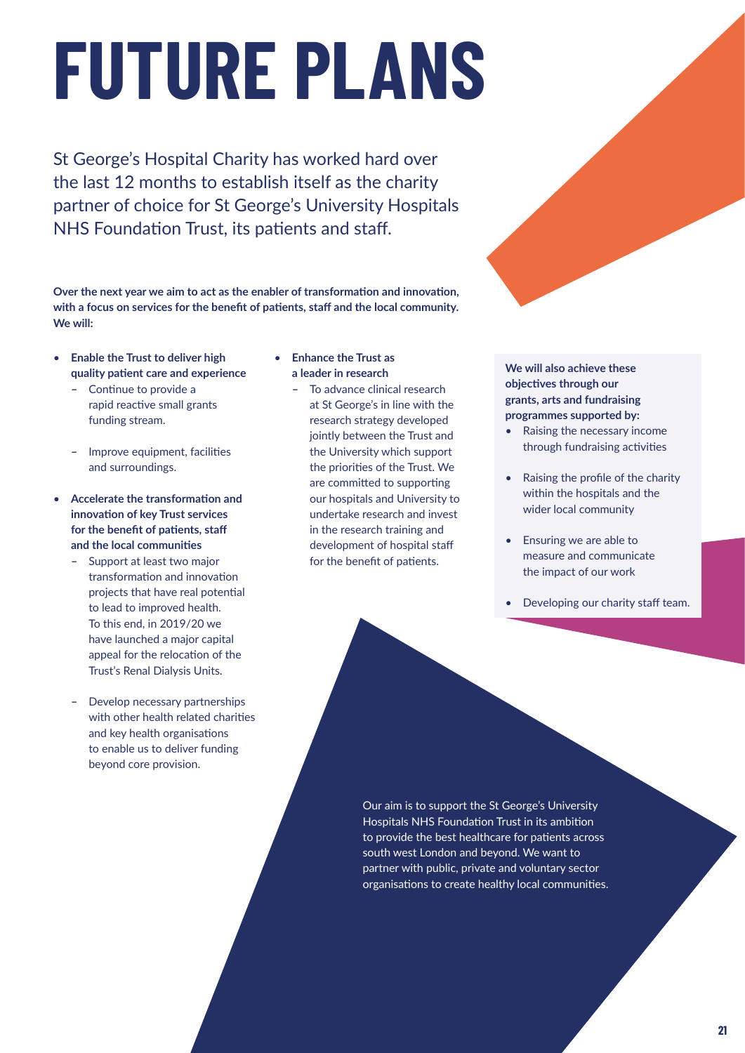# FUTURE PLANS

St George's Hospital Charity has worked hard over the last 12 months to establish itself as the charity partner of choice for St George's University Hospitals NHS Foundation Trust, its patients and staff.

**Over the next year we aim to act as the enabler of transformation and innovation, with a focus on services for the benefit of patients, staff and the local community. We will:**

- **Enable the Trust to deliver high quality patient care and experience**
  - Continue to provide a rapid reactive small grants funding stream.
  - Improve equipment, facilities and surroundings.
- **Accelerate the transformation and innovation of key Trust services for the benefit of patients, staff and the local communities**
  - Support at least two major transformation and innovation projects that have real potential to lead to improved health. To this end, in 2019/20 we have launched a major capital appeal for the relocation of the Trust's Renal Dialysis Units.
  - Develop necessary partnerships with other health related charities and key health organisations to enable us to deliver funding beyond core provision.
- **Enhance the Trust as a leader in research**
  - To advance clinical research at St George's in line with the research strategy developed jointly between the Trust and the University which support the priorities of the Trust. We are committed to supporting our hospitals and University to undertake research and invest in the research training and development of hospital staff for the benefit of patients.

**We will also achieve these objectives through our grants, arts and fundraising programmes supported by:**

- Raising the necessary income through fundraising activities
- Raising the profile of the charity within the hospitals and the wider local community
- Ensuring we are able to measure and communicate the impact of our work
- Developing our charity staff team.

Our aim is to support the St George's University Hospitals NHS Foundation Trust in its ambition to provide the best healthcare for patients across south west London and beyond. We want to partner with public, private and voluntary sector organisations to create healthy local communities.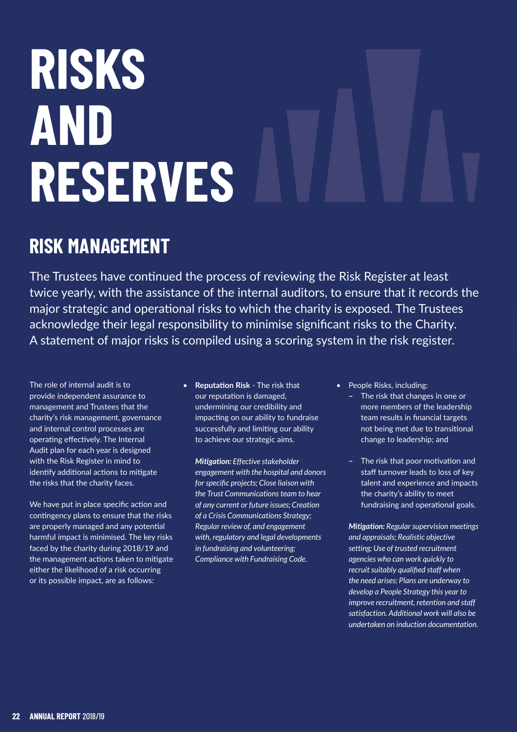# RISKS AND RESERVES

## RISK MANAGEMENT

The Trustees have continued the process of reviewing the Risk Register at least twice yearly, with the assistance of the internal auditors, to ensure that it records the major strategic and operational risks to which the charity is exposed. The Trustees acknowledge their legal responsibility to minimise significant risks to the Charity. A statement of major risks is compiled using a scoring system in the risk register.

The role of internal audit is to provide independent assurance to management and Trustees that the charity's risk management, governance and internal control processes are operating effectively. The Internal Audit plan for each year is designed with the Risk Register in mind to identify additional actions to mitigate the risks that the charity faces.

We have put in place specific action and contingency plans to ensure that the risks are properly managed and any potential harmful impact is minimised. The key risks faced by the charity during 2018/19 and the management actions taken to mitigate either the likelihood of a risk occurring or its possible impact, are as follows:

- **Reputation Risk** - The risk that our reputation is damaged, undermining our credibility and impacting on our ability to fundraise successfully and limiting our ability to achieve our strategic aims.

  ***Mitigation:*** *Effective stakeholder engagement with the hospital and donors for specific projects; Close liaison with the Trust Communications team to hear of any current or future issues; Creation of a Crisis Communications Strategy; Regular review of, and engagement with, regulatory and legal developments in fundraising and volunteering; Compliance with Fundraising Code.*

- People Risks, including:
  - The risk that changes in one or more members of the leadership team results in financial targets not being met due to transitional change to leadership; and
  - The risk that poor motivation and staff turnover leads to loss of key talent and experience and impacts the charity's ability to meet fundraising and operational goals.

  ***Mitigation:*** *Regular supervision meetings and appraisals; Realistic objective setting; Use of trusted recruitment agencies who can work quickly to recruit suitably qualified staff when the need arises; Plans are underway to develop a People Strategy this year to improve recruitment, retention and staff satisfaction. Additional work will also be undertaken on induction documentation.*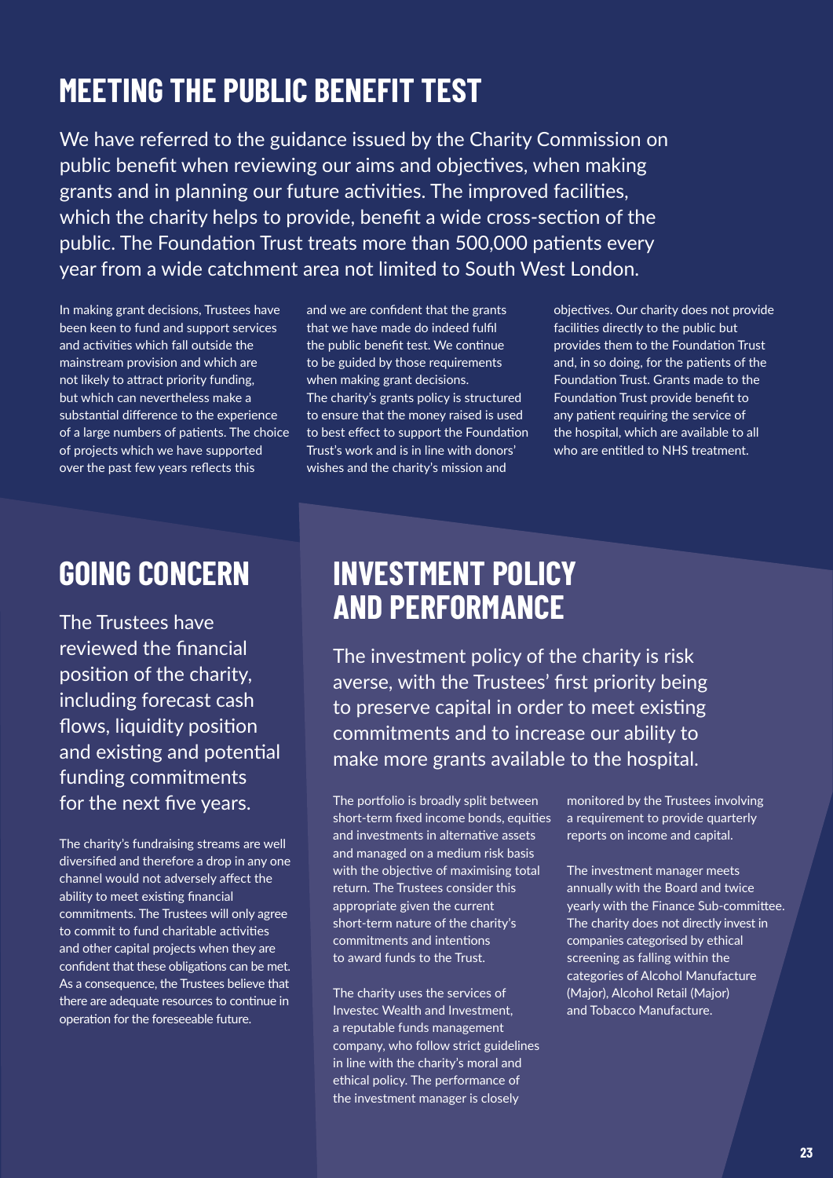# MEETING THE PUBLIC BENEFIT TEST

We have referred to the guidance issued by the Charity Commission on public benefit when reviewing our aims and objectives, when making grants and in planning our future activities. The improved facilities, which the charity helps to provide, benefit a wide cross-section of the public. The Foundation Trust treats more than 500,000 patients every year from a wide catchment area not limited to South West London.

In making grant decisions, Trustees have been keen to fund and support services and activities which fall outside the mainstream provision and which are not likely to attract priority funding, but which can nevertheless make a substantial difference to the experience of a large numbers of patients. The choice of projects which we have supported over the past few years reflects this and we are confident that the grants that we have made do indeed fulfil the public benefit test. We continue to be guided by those requirements when making grant decisions. The charity's grants policy is structured to ensure that the money raised is used to best effect to support the Foundation Trust's work and is in line with donors' wishes and the charity's mission and objectives. Our charity does not provide facilities directly to the public but provides them to the Foundation Trust and, in so doing, for the patients of the Foundation Trust. Grants made to the Foundation Trust provide benefit to any patient requiring the service of the hospital, which are available to all who are entitled to NHS treatment.

# GOING CONCERN

The Trustees have reviewed the financial position of the charity, including forecast cash flows, liquidity position and existing and potential funding commitments for the next five years.

The charity's fundraising streams are well diversified and therefore a drop in any one channel would not adversely affect the ability to meet existing financial commitments. The Trustees will only agree to commit to fund charitable activities and other capital projects when they are confident that these obligations can be met. As a consequence, the Trustees believe that there are adequate resources to continue in operation for the foreseeable future.

# INVESTMENT POLICY AND PERFORMANCE

The investment policy of the charity is risk averse, with the Trustees' first priority being to preserve capital in order to meet existing commitments and to increase our ability to make more grants available to the hospital.

The portfolio is broadly split between short-term fixed income bonds, equities and investments in alternative assets and managed on a medium risk basis with the objective of maximising total return. The Trustees consider this appropriate given the current short-term nature of the charity's commitments and intentions to award funds to the Trust.

The charity uses the services of Investec Wealth and Investment, a reputable funds management company, who follow strict guidelines in line with the charity's moral and ethical policy. The performance of the investment manager is closely monitored by the Trustees involving a requirement to provide quarterly reports on income and capital.

The investment manager meets annually with the Board and twice yearly with the Finance Sub-committee. The charity does not directly invest in companies categorised by ethical screening as falling within the categories of Alcohol Manufacture (Major), Alcohol Retail (Major) and Tobacco Manufacture.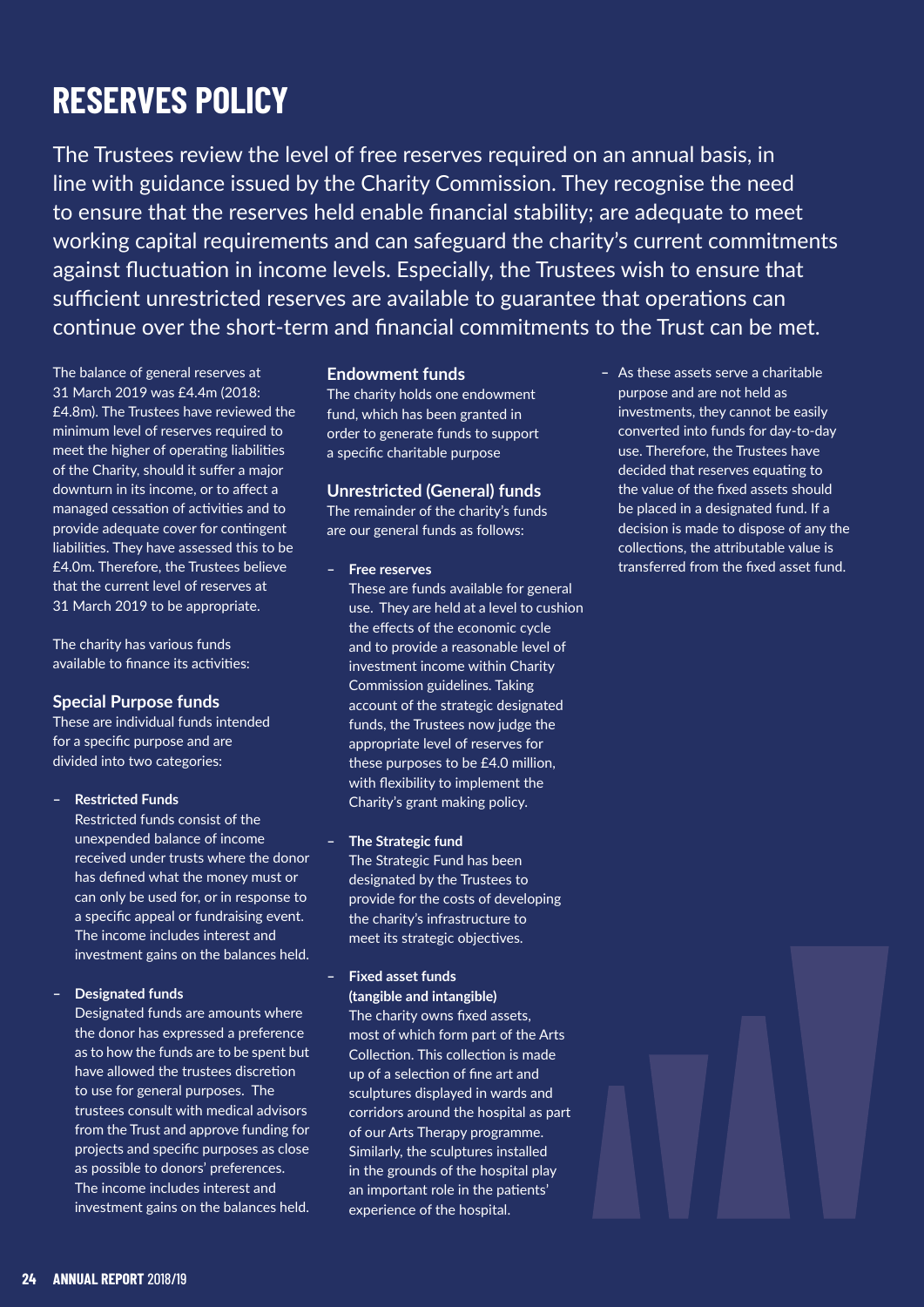# RESERVES POLICY

The Trustees review the level of free reserves required on an annual basis, in line with guidance issued by the Charity Commission. They recognise the need to ensure that the reserves held enable financial stability; are adequate to meet working capital requirements and can safeguard the charity's current commitments against fluctuation in income levels. Especially, the Trustees wish to ensure that sufficient unrestricted reserves are available to guarantee that operations can continue over the short-term and financial commitments to the Trust can be met.

The balance of general reserves at 31 March 2019 was £4.4m (2018: £4.8m). The Trustees have reviewed the minimum level of reserves required to meet the higher of operating liabilities of the Charity, should it suffer a major downturn in its income, or to affect a managed cessation of activities and to provide adequate cover for contingent liabilities. They have assessed this to be £4.0m. Therefore, the Trustees believe that the current level of reserves at 31 March 2019 to be appropriate.

The charity has various funds available to finance its activities:

### Special Purpose funds

These are individual funds intended for a specific purpose and are divided into two categories:

- **Restricted Funds**
  Restricted funds consist of the unexpended balance of income received under trusts where the donor has defined what the money must or can only be used for, or in response to a specific appeal or fundraising event. The income includes interest and investment gains on the balances held.

- **Designated funds**
  Designated funds are amounts where the donor has expressed a preference as to how the funds are to be spent but have allowed the trustees discretion to use for general purposes. The trustees consult with medical advisors from the Trust and approve funding for projects and specific purposes as close as possible to donors' preferences. The income includes interest and investment gains on the balances held.

### Endowment funds

The charity holds one endowment fund, which has been granted in order to generate funds to support a specific charitable purpose

### Unrestricted (General) funds

The remainder of the charity's funds are our general funds as follows:

- **Free reserves**
  These are funds available for general use. They are held at a level to cushion the effects of the economic cycle and to provide a reasonable level of investment income within Charity Commission guidelines. Taking account of the strategic designated funds, the Trustees now judge the appropriate level of reserves for these purposes to be £4.0 million, with flexibility to implement the Charity's grant making policy.

- **The Strategic fund**
  The Strategic Fund has been designated by the Trustees to provide for the costs of developing the charity's infrastructure to meet its strategic objectives.

- **Fixed asset funds (tangible and intangible)**
  The charity owns fixed assets, most of which form part of the Arts Collection. This collection is made up of a selection of fine art and sculptures displayed in wards and corridors around the hospital as part of our Arts Therapy programme. Similarly, the sculptures installed in the grounds of the hospital play an important role in the patients' experience of the hospital.

- As these assets serve a charitable purpose and are not held as investments, they cannot be easily converted into funds for day-to-day use. Therefore, the Trustees have decided that reserves equating to the value of the fixed assets should be placed in a designated fund. If a decision is made to dispose of any the collections, the attributable value is transferred from the fixed asset fund.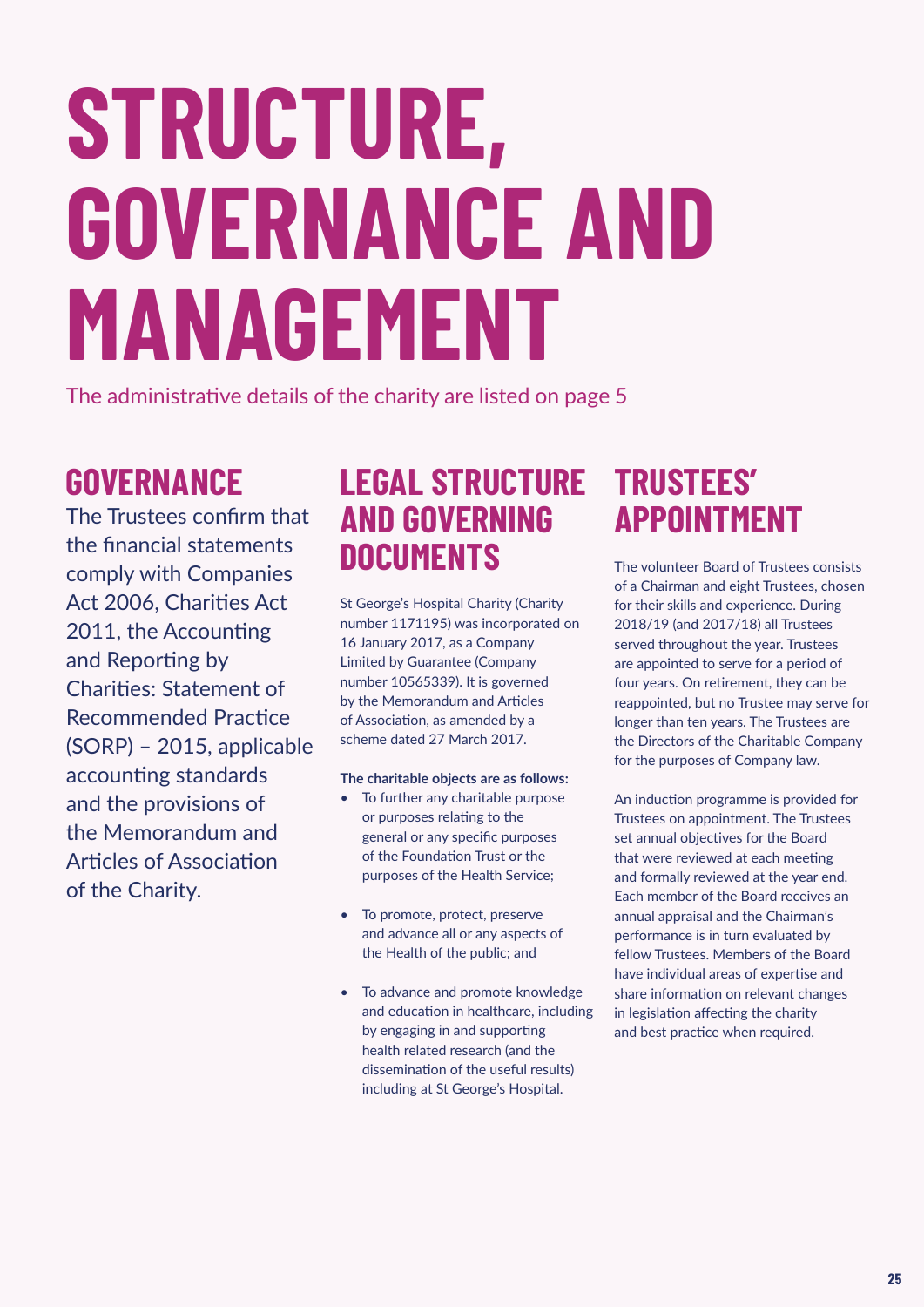# STRUCTURE, GOVERNANCE AND MANAGEMENT

The administrative details of the charity are listed on page 5

## GOVERNANCE

The Trustees confirm that the financial statements comply with Companies Act 2006, Charities Act 2011, the Accounting and Reporting by Charities: Statement of Recommended Practice (SORP) – 2015, applicable accounting standards and the provisions of the Memorandum and Articles of Association of the Charity.

## LEGAL STRUCTURE AND GOVERNING DOCUMENTS

St George's Hospital Charity (Charity number 1171195) was incorporated on 16 January 2017, as a Company Limited by Guarantee (Company number 10565339). It is governed by the Memorandum and Articles of Association, as amended by a scheme dated 27 March 2017.

**The charitable objects are as follows:**

- To further any charitable purpose or purposes relating to the general or any specific purposes of the Foundation Trust or the purposes of the Health Service;
- To promote, protect, preserve and advance all or any aspects of the Health of the public; and
- To advance and promote knowledge and education in healthcare, including by engaging in and supporting health related research (and the dissemination of the useful results) including at St George's Hospital.

## TRUSTEES' APPOINTMENT

The volunteer Board of Trustees consists of a Chairman and eight Trustees, chosen for their skills and experience. During 2018/19 (and 2017/18) all Trustees served throughout the year. Trustees are appointed to serve for a period of four years. On retirement, they can be reappointed, but no Trustee may serve for longer than ten years. The Trustees are the Directors of the Charitable Company for the purposes of Company law.

An induction programme is provided for Trustees on appointment. The Trustees set annual objectives for the Board that were reviewed at each meeting and formally reviewed at the year end. Each member of the Board receives an annual appraisal and the Chairman's performance is in turn evaluated by fellow Trustees. Members of the Board have individual areas of expertise and share information on relevant changes in legislation affecting the charity and best practice when required.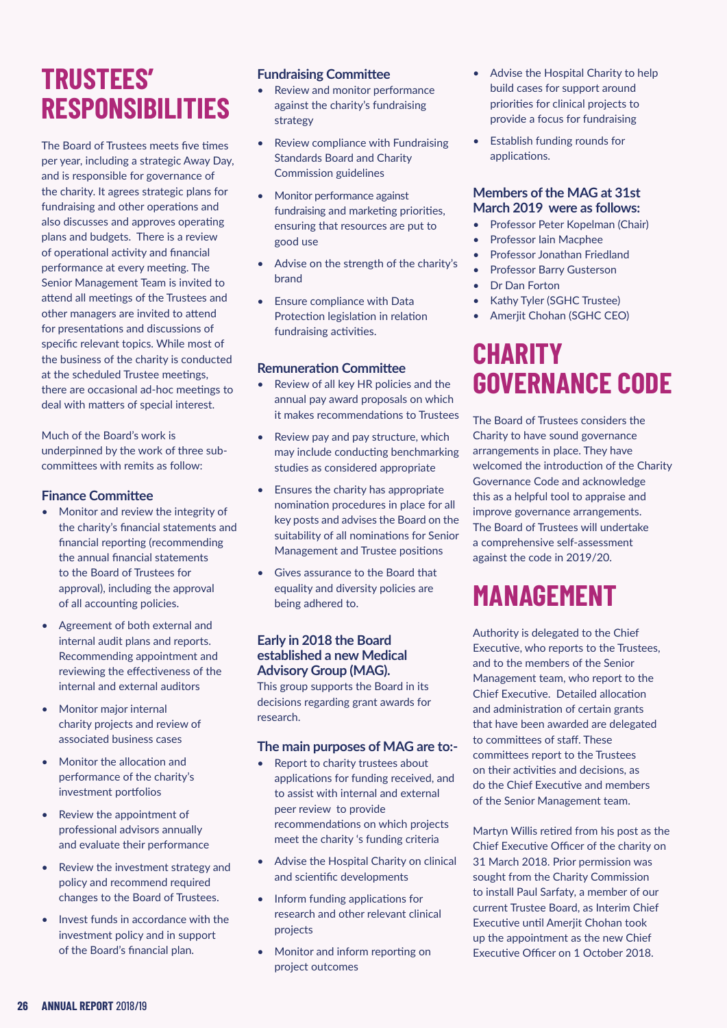# TRUSTEES' RESPONSIBILITIES

The Board of Trustees meets five times per year, including a strategic Away Day, and is responsible for governance of the charity. It agrees strategic plans for fundraising and other operations and also discusses and approves operating plans and budgets. There is a review of operational activity and financial performance at every meeting. The Senior Management Team is invited to attend all meetings of the Trustees and other managers are invited to attend for presentations and discussions of specific relevant topics. While most of the business of the charity is conducted at the scheduled Trustee meetings, there are occasional ad-hoc meetings to deal with matters of special interest.

Much of the Board's work is underpinned by the work of three sub-committees with remits as follow:

### Finance Committee

- Monitor and review the integrity of the charity's financial statements and financial reporting (recommending the annual financial statements to the Board of Trustees for approval), including the approval of all accounting policies.
- Agreement of both external and internal audit plans and reports. Recommending appointment and reviewing the effectiveness of the internal and external auditors
- Monitor major internal charity projects and review of associated business cases
- Monitor the allocation and performance of the charity's investment portfolios
- Review the appointment of professional advisors annually and evaluate their performance
- Review the investment strategy and policy and recommend required changes to the Board of Trustees.
- Invest funds in accordance with the investment policy and in support of the Board's financial plan.

### Fundraising Committee

- Review and monitor performance against the charity's fundraising strategy
- Review compliance with Fundraising Standards Board and Charity Commission guidelines
- Monitor performance against fundraising and marketing priorities, ensuring that resources are put to good use
- Advise on the strength of the charity's brand
- Ensure compliance with Data Protection legislation in relation fundraising activities.

### Remuneration Committee

- Review of all key HR policies and the annual pay award proposals on which it makes recommendations to Trustees
- Review pay and pay structure, which may include conducting benchmarking studies as considered appropriate
- Ensures the charity has appropriate nomination procedures in place for all key posts and advises the Board on the suitability of all nominations for Senior Management and Trustee positions
- Gives assurance to the Board that equality and diversity policies are being adhered to.

### Early in 2018 the Board established a new Medical Advisory Group (MAG).

This group supports the Board in its decisions regarding grant awards for research.

### The main purposes of MAG are to:-

- Report to charity trustees about applications for funding received, and to assist with internal and external peer review to provide recommendations on which projects meet the charity 's funding criteria
- Advise the Hospital Charity on clinical and scientific developments
- Inform funding applications for research and other relevant clinical projects
- Monitor and inform reporting on project outcomes
- Advise the Hospital Charity to help build cases for support around priorities for clinical projects to provide a focus for fundraising
- Establish funding rounds for applications.

### Members of the MAG at 31st March 2019 were as follows:

- Professor Peter Kopelman (Chair)
- Professor Iain Macphee
- Professor Jonathan Friedland
- Professor Barry Gusterson
- Dr Dan Forton
- Kathy Tyler (SGHC Trustee)
- Amerjit Chohan (SGHC CEO)

# CHARITY GOVERNANCE CODE

The Board of Trustees considers the Charity to have sound governance arrangements in place. They have welcomed the introduction of the Charity Governance Code and acknowledge this as a helpful tool to appraise and improve governance arrangements. The Board of Trustees will undertake a comprehensive self-assessment against the code in 2019/20.

# MANAGEMENT

Authority is delegated to the Chief Executive, who reports to the Trustees, and to the members of the Senior Management team, who report to the Chief Executive. Detailed allocation and administration of certain grants that have been awarded are delegated to committees of staff. These committees report to the Trustees on their activities and decisions, as do the Chief Executive and members of the Senior Management team.

Martyn Willis retired from his post as the Chief Executive Officer of the charity on 31 March 2018. Prior permission was sought from the Charity Commission to install Paul Sarfaty, a member of our current Trustee Board, as Interim Chief Executive until Amerjit Chohan took up the appointment as the new Chief Executive Officer on 1 October 2018.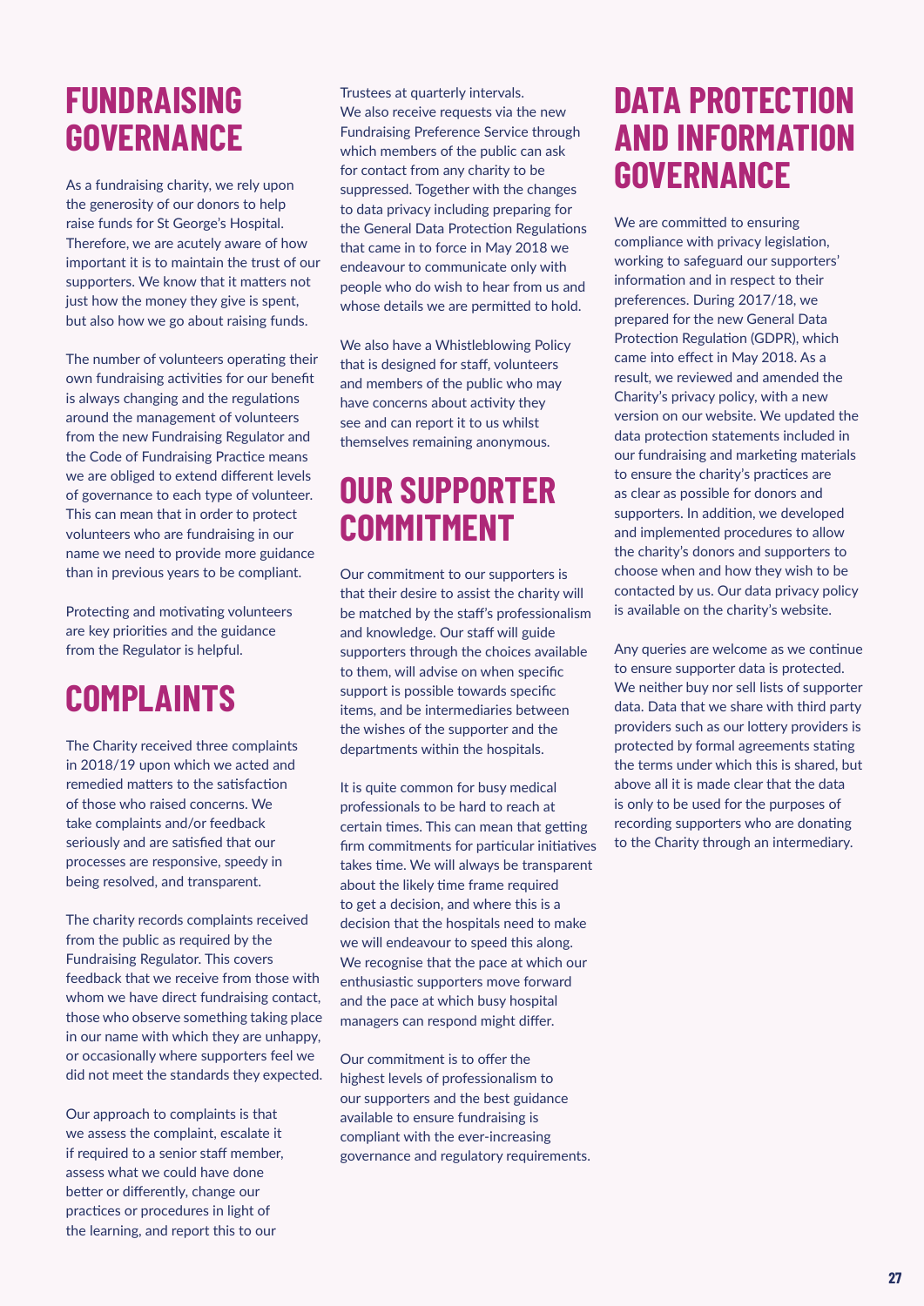# FUNDRAISING GOVERNANCE

As a fundraising charity, we rely upon the generosity of our donors to help raise funds for St George's Hospital. Therefore, we are acutely aware of how important it is to maintain the trust of our supporters. We know that it matters not just how the money they give is spent, but also how we go about raising funds.

The number of volunteers operating their own fundraising activities for our benefit is always changing and the regulations around the management of volunteers from the new Fundraising Regulator and the Code of Fundraising Practice means we are obliged to extend different levels of governance to each type of volunteer. This can mean that in order to protect volunteers who are fundraising in our name we need to provide more guidance than in previous years to be compliant.

Protecting and motivating volunteers are key priorities and the guidance from the Regulator is helpful.

# COMPLAINTS

The Charity received three complaints in 2018/19 upon which we acted and remedied matters to the satisfaction of those who raised concerns. We take complaints and/or feedback seriously and are satisfied that our processes are responsive, speedy in being resolved, and transparent.

The charity records complaints received from the public as required by the Fundraising Regulator. This covers feedback that we receive from those with whom we have direct fundraising contact, those who observe something taking place in our name with which they are unhappy, or occasionally where supporters feel we did not meet the standards they expected.

Our approach to complaints is that we assess the complaint, escalate it if required to a senior staff member, assess what we could have done better or differently, change our practices or procedures in light of the learning, and report this to our Trustees at quarterly intervals. We also receive requests via the new Fundraising Preference Service through which members of the public can ask for contact from any charity to be suppressed. Together with the changes to data privacy including preparing for the General Data Protection Regulations that came in to force in May 2018 we endeavour to communicate only with people who do wish to hear from us and whose details we are permitted to hold.

We also have a Whistleblowing Policy that is designed for staff, volunteers and members of the public who may have concerns about activity they see and can report it to us whilst themselves remaining anonymous.

# OUR SUPPORTER COMMITMENT

Our commitment to our supporters is that their desire to assist the charity will be matched by the staff's professionalism and knowledge. Our staff will guide supporters through the choices available to them, will advise on when specific support is possible towards specific items, and be intermediaries between the wishes of the supporter and the departments within the hospitals.

It is quite common for busy medical professionals to be hard to reach at certain times. This can mean that getting firm commitments for particular initiatives takes time. We will always be transparent about the likely time frame required to get a decision, and where this is a decision that the hospitals need to make we will endeavour to speed this along. We recognise that the pace at which our enthusiastic supporters move forward and the pace at which busy hospital managers can respond might differ.

Our commitment is to offer the highest levels of professionalism to our supporters and the best guidance available to ensure fundraising is compliant with the ever-increasing governance and regulatory requirements.

# DATA PROTECTION AND INFORMATION GOVERNANCE

We are committed to ensuring compliance with privacy legislation, working to safeguard our supporters' information and in respect to their preferences. During 2017/18, we prepared for the new General Data Protection Regulation (GDPR), which came into effect in May 2018. As a result, we reviewed and amended the Charity's privacy policy, with a new version on our website. We updated the data protection statements included in our fundraising and marketing materials to ensure the charity's practices are as clear as possible for donors and supporters. In addition, we developed and implemented procedures to allow the charity's donors and supporters to choose when and how they wish to be contacted by us. Our data privacy policy is available on the charity's website.

Any queries are welcome as we continue to ensure supporter data is protected. We neither buy nor sell lists of supporter data. Data that we share with third party providers such as our lottery providers is protected by formal agreements stating the terms under which this is shared, but above all it is made clear that the data is only to be used for the purposes of recording supporters who are donating to the Charity through an intermediary.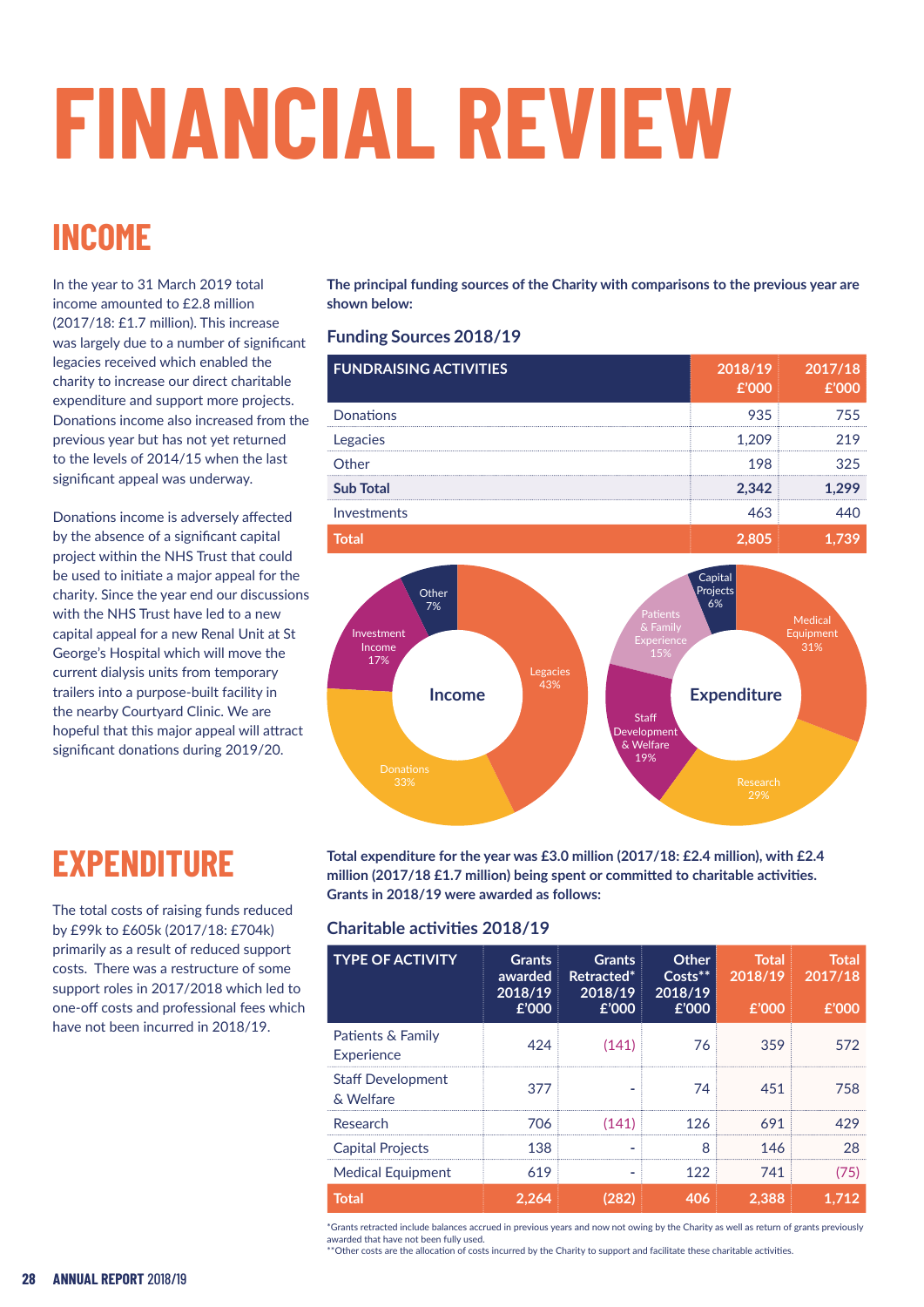# FINANCIAL REVIEW

## INCOME

In the year to 31 March 2019 total income amounted to £2.8 million (2017/18: £1.7 million). This increase was largely due to a number of significant legacies received which enabled the charity to increase our direct charitable expenditure and support more projects. Donations income also increased from the previous year but has not yet returned to the levels of 2014/15 when the last significant appeal was underway.

Donations income is adversely affected by the absence of a significant capital project within the NHS Trust that could be used to initiate a major appeal for the charity. Since the year end our discussions with the NHS Trust have led to a new capital appeal for a new Renal Unit at St George's Hospital which will move the current dialysis units from temporary trailers into a purpose-built facility in the nearby Courtyard Clinic. We are hopeful that this major appeal will attract significant donations during 2019/20.

**The principal funding sources of the Charity with comparisons to the previous year are shown below:**

### Funding Sources 2018/19

| FUNDRAISING ACTIVITIES | 2018/19 £'000 | 2017/18 £'000 |
|---|---|---|
| Donations | 935 | 755 |
| Legacies | 1,209 | 219 |
| Other | 198 | 325 |
| **Sub Total** | **2,342** | **1,299** |
| Investments | 463 | 440 |
| **Total** | **2,805** | **1,739** |

Income: Legacies 43%, Donations 33%, Investment Income 17%, Other 7%

Expenditure: Medical Equipment 31%, Research 29%, Staff Development & Welfare 19%, Patients & Family Experience 15%, Capital Projects 6%

## EXPENDITURE

The total costs of raising funds reduced by £99k to £605k (2017/18: £704k) primarily as a result of reduced support costs. There was a restructure of some support roles in 2017/2018 which led to one-off costs and professional fees which have not been incurred in 2018/19.

**Total expenditure for the year was £3.0 million (2017/18: £2.4 million), with £2.4 million (2017/18 £1.7 million) being spent or committed to charitable activities. Grants in 2018/19 were awarded as follows:**

### Charitable activities 2018/19

| TYPE OF ACTIVITY | Grants awarded 2018/19 £'000 | Grants Retracted* 2018/19 £'000 | Other Costs** 2018/19 £'000 | Total 2018/19 £'000 | Total 2017/18 £'000 |
|---|---|---|---|---|---|
| Patients & Family Experience | 424 | (141) | 76 | 359 | 572 |
| Staff Development & Welfare | 377 | - | 74 | 451 | 758 |
| Research | 706 | (141) | 126 | 691 | 429 |
| Capital Projects | 138 | - | 8 | 146 | 28 |
| Medical Equipment | 619 | - | 122 | 741 | (75) |
| **Total** | **2,264** | **(282)** | **406** | **2,388** | **1,712** |

*Grants retracted include balances accrued in previous years and now not owing by the Charity as well as return of grants previously awarded that have not been fully used.
**Other costs are the allocation of costs incurred by the Charity to support and facilitate these charitable activities.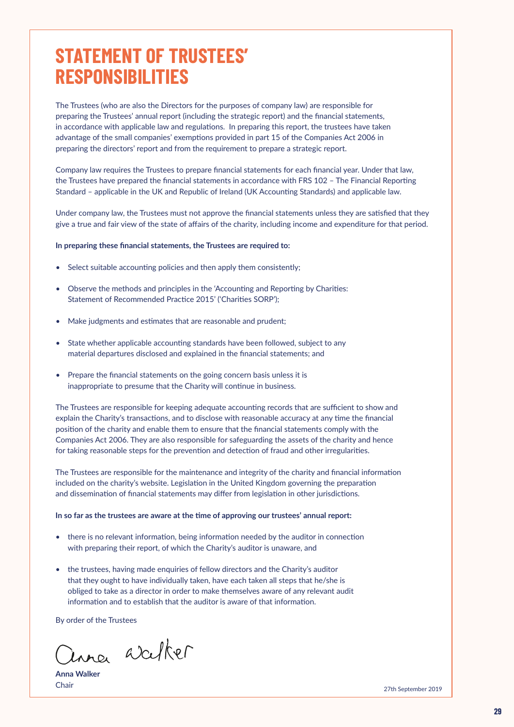# STATEMENT OF TRUSTEES' RESPONSIBILITIES

The Trustees (who are also the Directors for the purposes of company law) are responsible for preparing the Trustees' annual report (including the strategic report) and the financial statements, in accordance with applicable law and regulations. In preparing this report, the trustees have taken advantage of the small companies' exemptions provided in part 15 of the Companies Act 2006 in preparing the directors' report and from the requirement to prepare a strategic report.

Company law requires the Trustees to prepare financial statements for each financial year. Under that law, the Trustees have prepared the financial statements in accordance with FRS 102 – The Financial Reporting Standard – applicable in the UK and Republic of Ireland (UK Accounting Standards) and applicable law.

Under company law, the Trustees must not approve the financial statements unless they are satisfied that they give a true and fair view of the state of affairs of the charity, including income and expenditure for that period.

**In preparing these financial statements, the Trustees are required to:**

- Select suitable accounting policies and then apply them consistently;
- Observe the methods and principles in the 'Accounting and Reporting by Charities: Statement of Recommended Practice 2015' ('Charities SORP');
- Make judgments and estimates that are reasonable and prudent;
- State whether applicable accounting standards have been followed, subject to any material departures disclosed and explained in the financial statements; and
- Prepare the financial statements on the going concern basis unless it is inappropriate to presume that the Charity will continue in business.

The Trustees are responsible for keeping adequate accounting records that are sufficient to show and explain the Charity's transactions, and to disclose with reasonable accuracy at any time the financial position of the charity and enable them to ensure that the financial statements comply with the Companies Act 2006. They are also responsible for safeguarding the assets of the charity and hence for taking reasonable steps for the prevention and detection of fraud and other irregularities.

The Trustees are responsible for the maintenance and integrity of the charity and financial information included on the charity's website. Legislation in the United Kingdom governing the preparation and dissemination of financial statements may differ from legislation in other jurisdictions.

**In so far as the trustees are aware at the time of approving our trustees' annual report:**

- there is no relevant information, being information needed by the auditor in connection with preparing their report, of which the Charity's auditor is unaware, and
- the trustees, having made enquiries of fellow directors and the Charity's auditor that they ought to have individually taken, have each taken all steps that he/she is obliged to take as a director in order to make themselves aware of any relevant audit information and to establish that the auditor is aware of that information.

By order of the Trustees

Anna Walker

**Anna Walker**
Chair

27th September 2019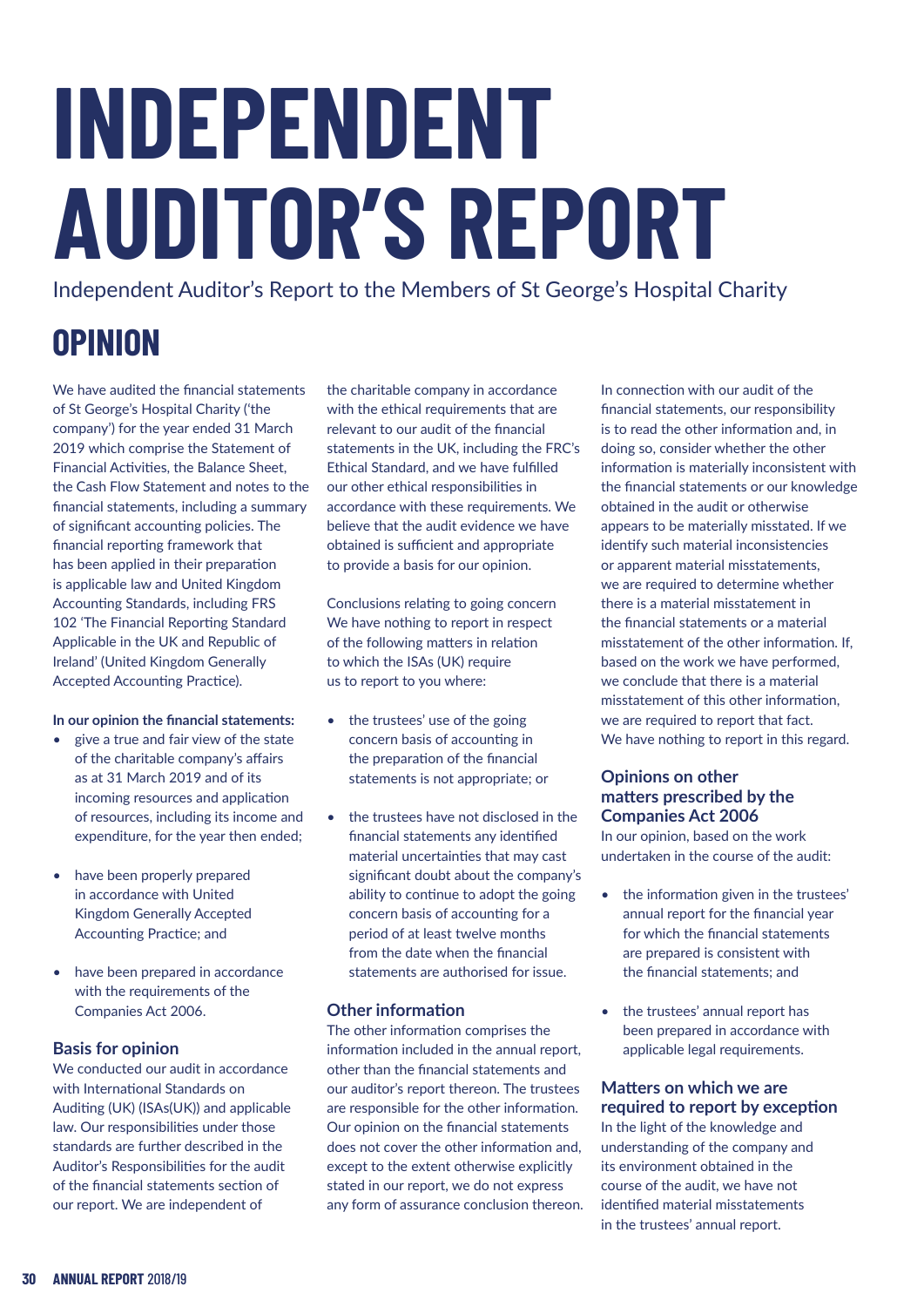# INDEPENDENT AUDITOR'S REPORT

Independent Auditor's Report to the Members of St George's Hospital Charity

## OPINION

We have audited the financial statements of St George's Hospital Charity ('the company') for the year ended 31 March 2019 which comprise the Statement of Financial Activities, the Balance Sheet, the Cash Flow Statement and notes to the financial statements, including a summary of significant accounting policies. The financial reporting framework that has been applied in their preparation is applicable law and United Kingdom Accounting Standards, including FRS 102 'The Financial Reporting Standard Applicable in the UK and Republic of Ireland' (United Kingdom Generally Accepted Accounting Practice).

**In our opinion the financial statements:**

- give a true and fair view of the state of the charitable company's affairs as at 31 March 2019 and of its incoming resources and application of resources, including its income and expenditure, for the year then ended;
- have been properly prepared in accordance with United Kingdom Generally Accepted Accounting Practice; and
- have been prepared in accordance with the requirements of the Companies Act 2006.

### Basis for opinion

We conducted our audit in accordance with International Standards on Auditing (UK) (ISAs(UK)) and applicable law. Our responsibilities under those standards are further described in the Auditor's Responsibilities for the audit of the financial statements section of our report. We are independent of the charitable company in accordance with the ethical requirements that are relevant to our audit of the financial statements in the UK, including the FRC's Ethical Standard, and we have fulfilled our other ethical responsibilities in accordance with these requirements. We believe that the audit evidence we have obtained is sufficient and appropriate to provide a basis for our opinion.

Conclusions relating to going concern
We have nothing to report in respect of the following matters in relation to which the ISAs (UK) require us to report to you where:

- the trustees' use of the going concern basis of accounting in the preparation of the financial statements is not appropriate; or
- the trustees have not disclosed in the financial statements any identified material uncertainties that may cast significant doubt about the company's ability to continue to adopt the going concern basis of accounting for a period of at least twelve months from the date when the financial statements are authorised for issue.

### Other information

The other information comprises the information included in the annual report, other than the financial statements and our auditor's report thereon. The trustees are responsible for the other information. Our opinion on the financial statements does not cover the other information and, except to the extent otherwise explicitly stated in our report, we do not express any form of assurance conclusion thereon.

In connection with our audit of the financial statements, our responsibility is to read the other information and, in doing so, consider whether the other information is materially inconsistent with the financial statements or our knowledge obtained in the audit or otherwise appears to be materially misstated. If we identify such material inconsistencies or apparent material misstatements, we are required to determine whether there is a material misstatement in the financial statements or a material misstatement of the other information. If, based on the work we have performed, we conclude that there is a material misstatement of this other information, we are required to report that fact. We have nothing to report in this regard.

### Opinions on other matters prescribed by the Companies Act 2006

In our opinion, based on the work undertaken in the course of the audit:

- the information given in the trustees' annual report for the financial year for which the financial statements are prepared is consistent with the financial statements; and
- the trustees' annual report has been prepared in accordance with applicable legal requirements.

### Matters on which we are required to report by exception

In the light of the knowledge and understanding of the company and its environment obtained in the course of the audit, we have not identified material misstatements in the trustees' annual report.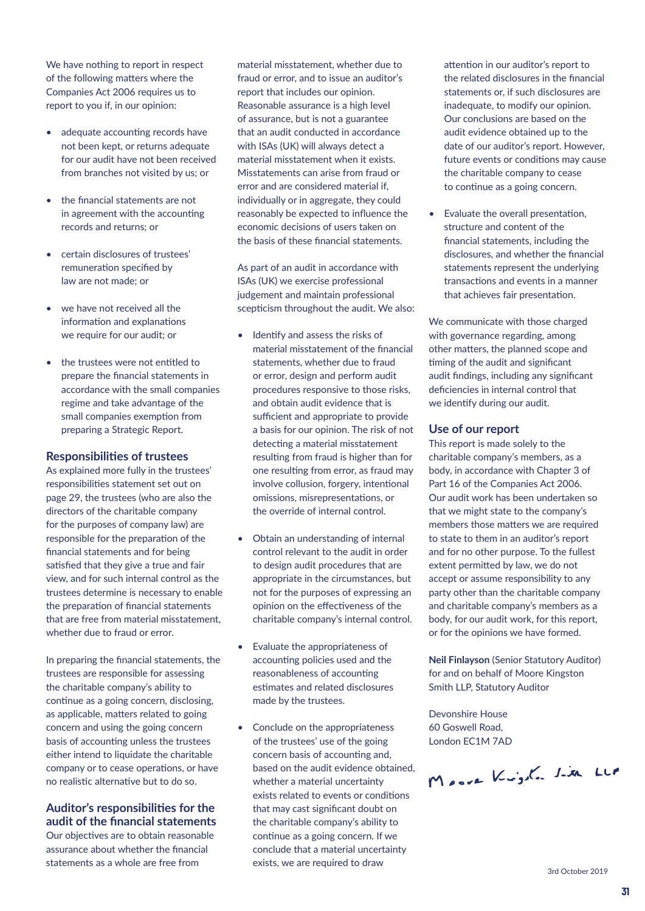We have nothing to report in respect of the following matters where the Companies Act 2006 requires us to report to you if, in our opinion:

- adequate accounting records have not been kept, or returns adequate for our audit have not been received from branches not visited by us; or
- the financial statements are not in agreement with the accounting records and returns; or
- certain disclosures of trustees' remuneration specified by law are not made; or
- we have not received all the information and explanations we require for our audit; or
- the trustees were not entitled to prepare the financial statements in accordance with the small companies regime and take advantage of the small companies exemption from preparing a Strategic Report.

### Responsibilities of trustees

As explained more fully in the trustees' responsibilities statement set out on page 29, the trustees (who are also the directors of the charitable company for the purposes of company law) are responsible for the preparation of the financial statements and for being satisfied that they give a true and fair view, and for such internal control as the trustees determine is necessary to enable the preparation of financial statements that are free from material misstatement, whether due to fraud or error.

In preparing the financial statements, the trustees are responsible for assessing the charitable company's ability to continue as a going concern, disclosing, as applicable, matters related to going concern and using the going concern basis of accounting unless the trustees either intend to liquidate the charitable company or to cease operations, or have no realistic alternative but to do so.

### Auditor's responsibilities for the audit of the financial statements

Our objectives are to obtain reasonable assurance about whether the financial statements as a whole are free from material misstatement, whether due to fraud or error, and to issue an auditor's report that includes our opinion. Reasonable assurance is a high level of assurance, but is not a guarantee that an audit conducted in accordance with ISAs (UK) will always detect a material misstatement when it exists. Misstatements can arise from fraud or error and are considered material if, individually or in aggregate, they could reasonably be expected to influence the economic decisions of users taken on the basis of these financial statements.

As part of an audit in accordance with ISAs (UK) we exercise professional judgement and maintain professional scepticism throughout the audit. We also:

- Identify and assess the risks of material misstatement of the financial statements, whether due to fraud or error, design and perform audit procedures responsive to those risks, and obtain audit evidence that is sufficient and appropriate to provide a basis for our opinion. The risk of not detecting a material misstatement resulting from fraud is higher than for one resulting from error, as fraud may involve collusion, forgery, intentional omissions, misrepresentations, or the override of internal control.
- Obtain an understanding of internal control relevant to the audit in order to design audit procedures that are appropriate in the circumstances, but not for the purposes of expressing an opinion on the effectiveness of the charitable company's internal control.
- Evaluate the appropriateness of accounting policies used and the reasonableness of accounting estimates and related disclosures made by the trustees.
- Conclude on the appropriateness of the trustees' use of the going concern basis of accounting and, based on the audit evidence obtained, whether a material uncertainty exists related to events or conditions that may cast significant doubt on the charitable company's ability to continue as a going concern. If we conclude that a material uncertainty exists, we are required to draw attention in our auditor's report to the related disclosures in the financial statements or, if such disclosures are inadequate, to modify our opinion. Our conclusions are based on the audit evidence obtained up to the date of our auditor's report. However, future events or conditions may cause the charitable company to cease to continue as a going concern.
- Evaluate the overall presentation, structure and content of the financial statements, including the disclosures, and whether the financial statements represent the underlying transactions and events in a manner that achieves fair presentation.

We communicate with those charged with governance regarding, among other matters, the planned scope and timing of the audit and significant audit findings, including any significant deficiencies in internal control that we identify during our audit.

### Use of our report

This report is made solely to the charitable company's members, as a body, in accordance with Chapter 3 of Part 16 of the Companies Act 2006. Our audit work has been undertaken so that we might state to the company's members those matters we are required to state to them in an auditor's report and for no other purpose. To the fullest extent permitted by law, we do not accept or assume responsibility to any party other than the charitable company and charitable company's members as a body, for our audit work, for this report, or for the opinions we have formed.

**Neil Finlayson** (Senior Statutory Auditor)
for and on behalf of Moore Kingston Smith LLP, Statutory Auditor

Devonshire House
60 Goswell Road,
London EC1M 7AD

Moore Kingston Smith LLP

3rd October 2019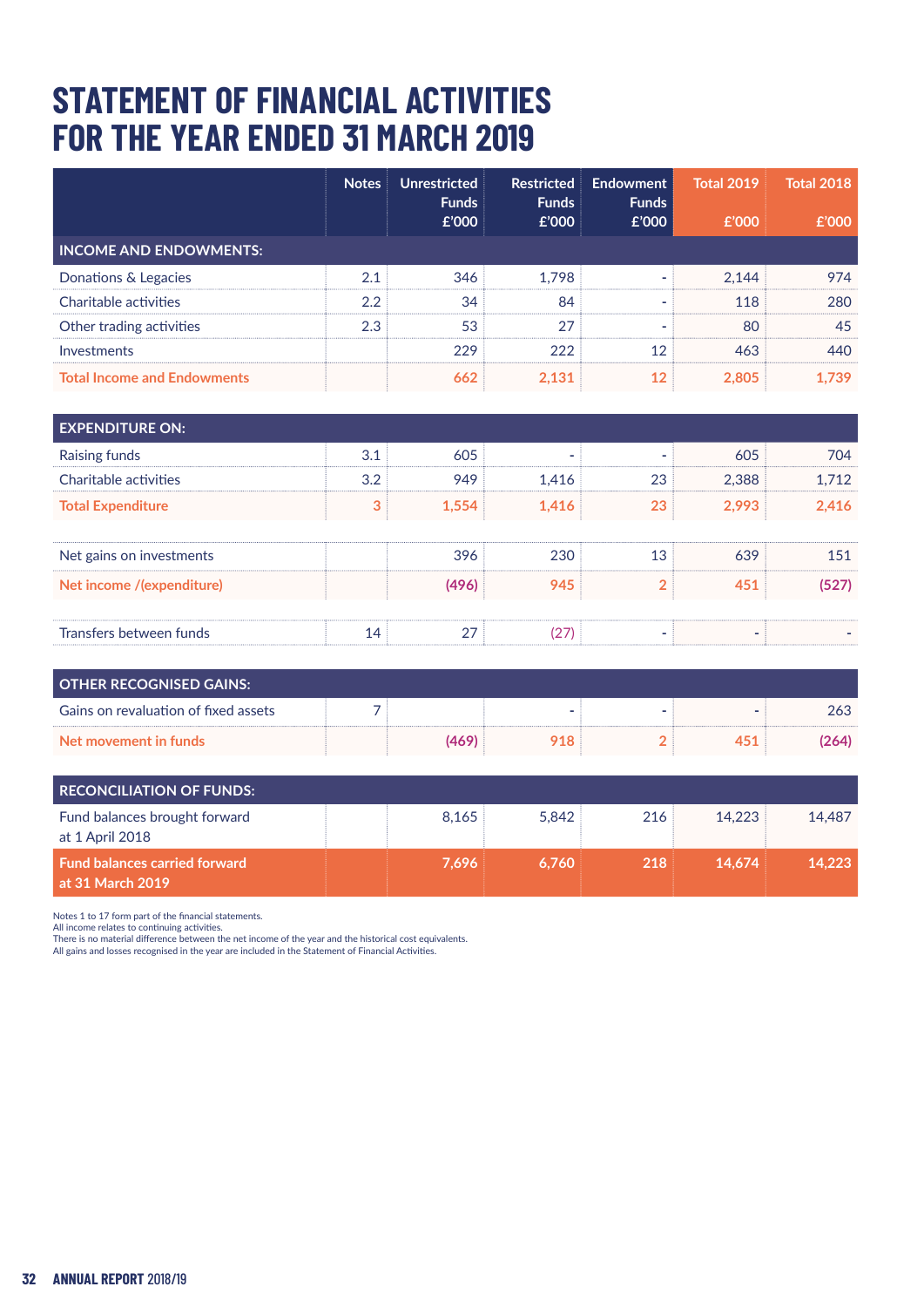# STATEMENT OF FINANCIAL ACTIVITIES FOR THE YEAR ENDED 31 MARCH 2019

| | Notes | Unrestricted Funds £'000 | Restricted Funds £'000 | Endowment Funds £'000 | Total 2019 £'000 | Total 2018 £'000 |
|---|---|---|---|---|---|---|
| **INCOME AND ENDOWMENTS:** | | | | | | |
| Donations & Legacies | 2.1 | 346 | 1,798 | - | 2,144 | 974 |
| Charitable activities | 2.2 | 34 | 84 | - | 118 | 280 |
| Other trading activities | 2.3 | 53 | 27 | - | 80 | 45 |
| Investments | | 229 | 222 | 12 | 463 | 440 |
| **Total Income and Endowments** | | **662** | **2,131** | **12** | **2,805** | **1,739** |
| **EXPENDITURE ON:** | | | | | | |
| Raising funds | 3.1 | 605 | - | - | 605 | 704 |
| Charitable activities | 3.2 | 949 | 1,416 | 23 | 2,388 | 1,712 |
| **Total Expenditure** | **3** | **1,554** | **1,416** | **23** | **2,993** | **2,416** |
| Net gains on investments | | 396 | 230 | 13 | 639 | 151 |
| **Net income /(expenditure)** | | **(496)** | **945** | **2** | **451** | **(527)** |
| Transfers between funds | 14 | 27 | (27) | - | - | - |
| **OTHER RECOGNISED GAINS:** | | | | | | |
| Gains on revaluation of fixed assets | 7 | | - | - | - | 263 |
| **Net movement in funds** | | **(469)** | **918** | **2** | **451** | **(264)** |
| **RECONCILIATION OF FUNDS:** | | | | | | |
| Fund balances brought forward at 1 April 2018 | | 8,165 | 5,842 | 216 | 14,223 | 14,487 |
| **Fund balances carried forward at 31 March 2019** | | **7,696** | **6,760** | **218** | **14,674** | **14,223** |

Notes 1 to 17 form part of the financial statements.
All income relates to continuing activities.
There is no material difference between the net income of the year and the historical cost equivalents.
All gains and losses recognised in the year are included in the Statement of Financial Activities.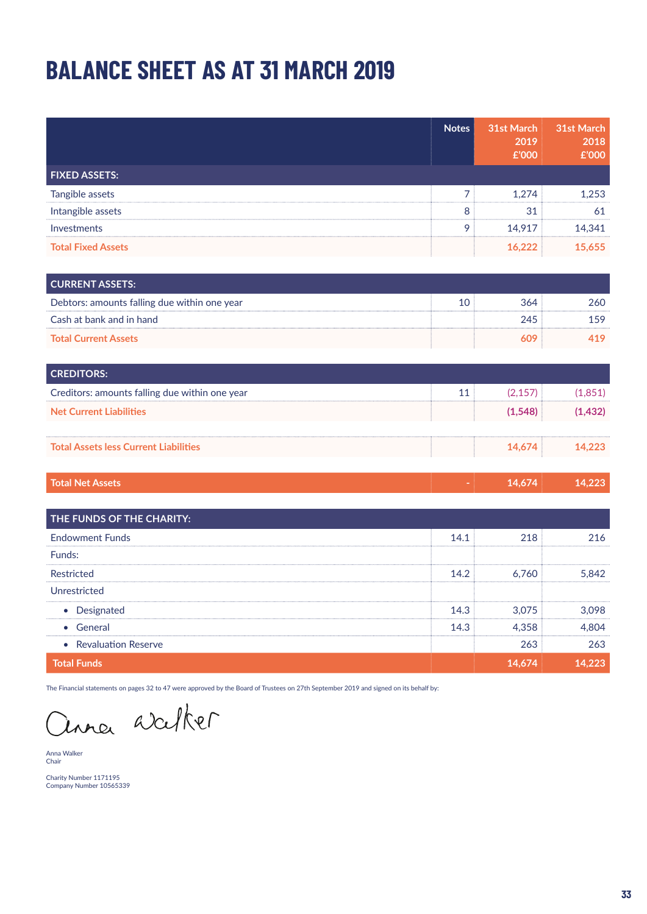# BALANCE SHEET AS AT 31 MARCH 2019

| | Notes | 31st March 2019 £'000 | 31st March 2018 £'000 |
|---|---|---|---|
| **FIXED ASSETS:** | | | |
| Tangible assets | 7 | 1,274 | 1,253 |
| Intangible assets | 8 | 31 | 61 |
| Investments | 9 | 14,917 | 14,341 |
| **Total Fixed Assets** | | **16,222** | **15,655** |
| **CURRENT ASSETS:** | | | |
| Debtors: amounts falling due within one year | 10 | 364 | 260 |
| Cash at bank and in hand | | 245 | 159 |
| **Total Current Assets** | | **609** | **419** |
| **CREDITORS:** | | | |
| Creditors: amounts falling due within one year | 11 | (2,157) | (1,851) |
| **Net Current Liabilities** | | **(1,548)** | **(1,432)** |
| **Total Assets less Current Liabilities** | | **14,674** | **14,223** |
| **Total Net Assets** | - | **14,674** | **14,223** |
| **THE FUNDS OF THE CHARITY:** | | | |
| Endowment Funds | 14.1 | 218 | 216 |
| Funds: | | | |
| Restricted | 14.2 | 6,760 | 5,842 |
| Unrestricted | | | |
| • Designated | 14.3 | 3,075 | 3,098 |
| • General | 14.3 | 4,358 | 4,804 |
| • Revaluation Reserve | | 263 | 263 |
| **Total Funds** | | **14,674** | **14,223** |

The Financial statements on pages 32 to 47 were approved by the Board of Trustees on 27th September 2019 and signed on its behalf by:

Anna Walker

Anna Walker
Chair

Charity Number 1171195
Company Number 10565339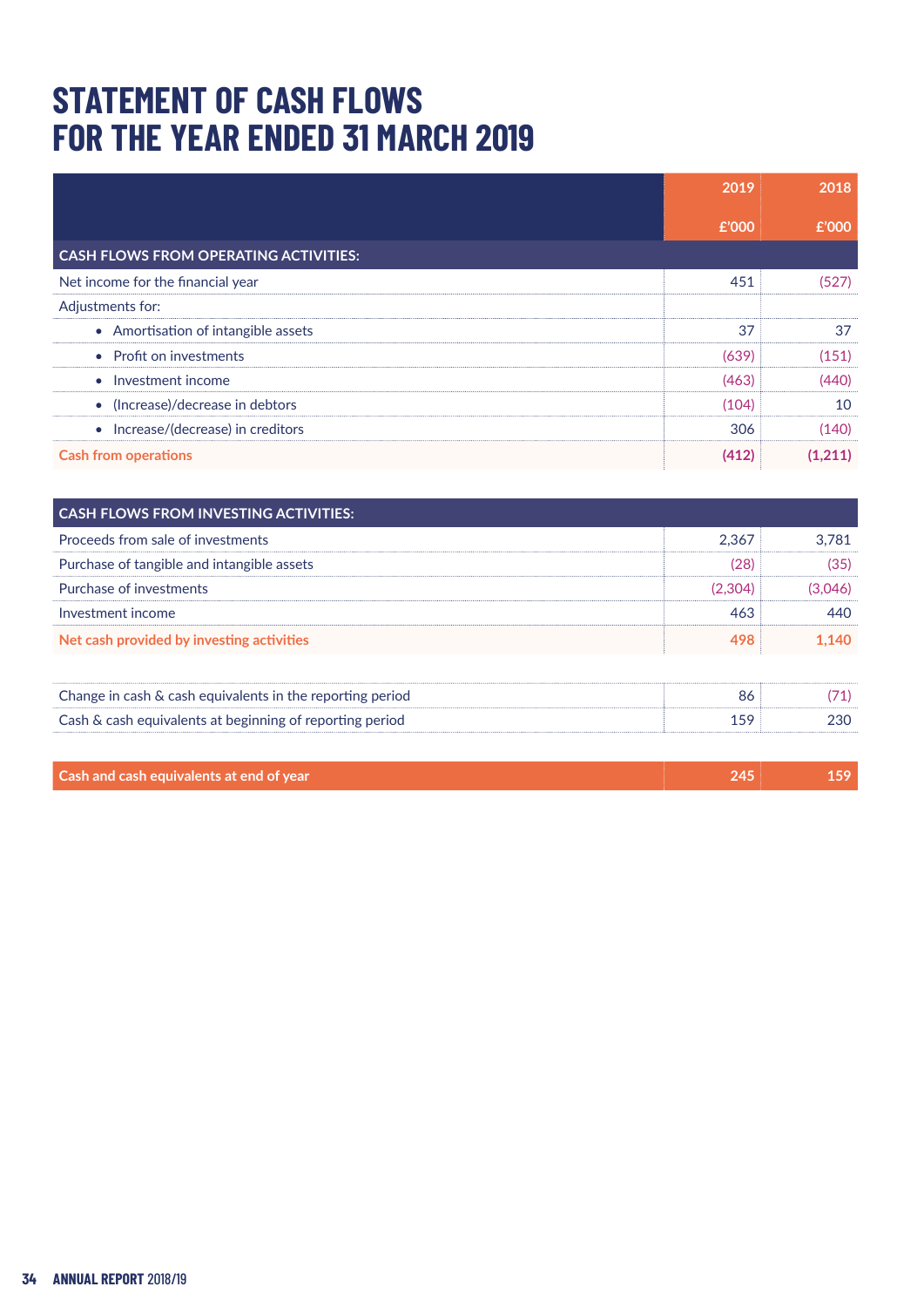# STATEMENT OF CASH FLOWS FOR THE YEAR ENDED 31 MARCH 2019

| | 2019<br>£'000 | 2018<br>£'000 |
|---|---|---|
| **CASH FLOWS FROM OPERATING ACTIVITIES:** | | |
| Net income for the financial year | 451 | (527) |
| Adjustments for: | | |
| • Amortisation of intangible assets | 37 | 37 |
| • Profit on investments | (639) | (151) |
| • Investment income | (463) | (440) |
| • (Increase)/decrease in debtors | (104) | 10 |
| • Increase/(decrease) in creditors | 306 | (140) |
| **Cash from operations** | **(412)** | **(1,211)** |

| | 2019<br>£'000 | 2018<br>£'000 |
|---|---|---|
| **CASH FLOWS FROM INVESTING ACTIVITIES:** | | |
| Proceeds from sale of investments | 2,367 | 3,781 |
| Purchase of tangible and intangible assets | (28) | (35) |
| Purchase of investments | (2,304) | (3,046) |
| Investment income | 463 | 440 |
| **Net cash provided by investing activities** | **498** | **1,140** |

| | 2019<br>£'000 | 2018<br>£'000 |
|---|---|---|
| Change in cash & cash equivalents in the reporting period | 86 | (71) |
| Cash & cash equivalents at beginning of reporting period | 159 | 230 |
| **Cash and cash equivalents at end of year** | **245** | **159** |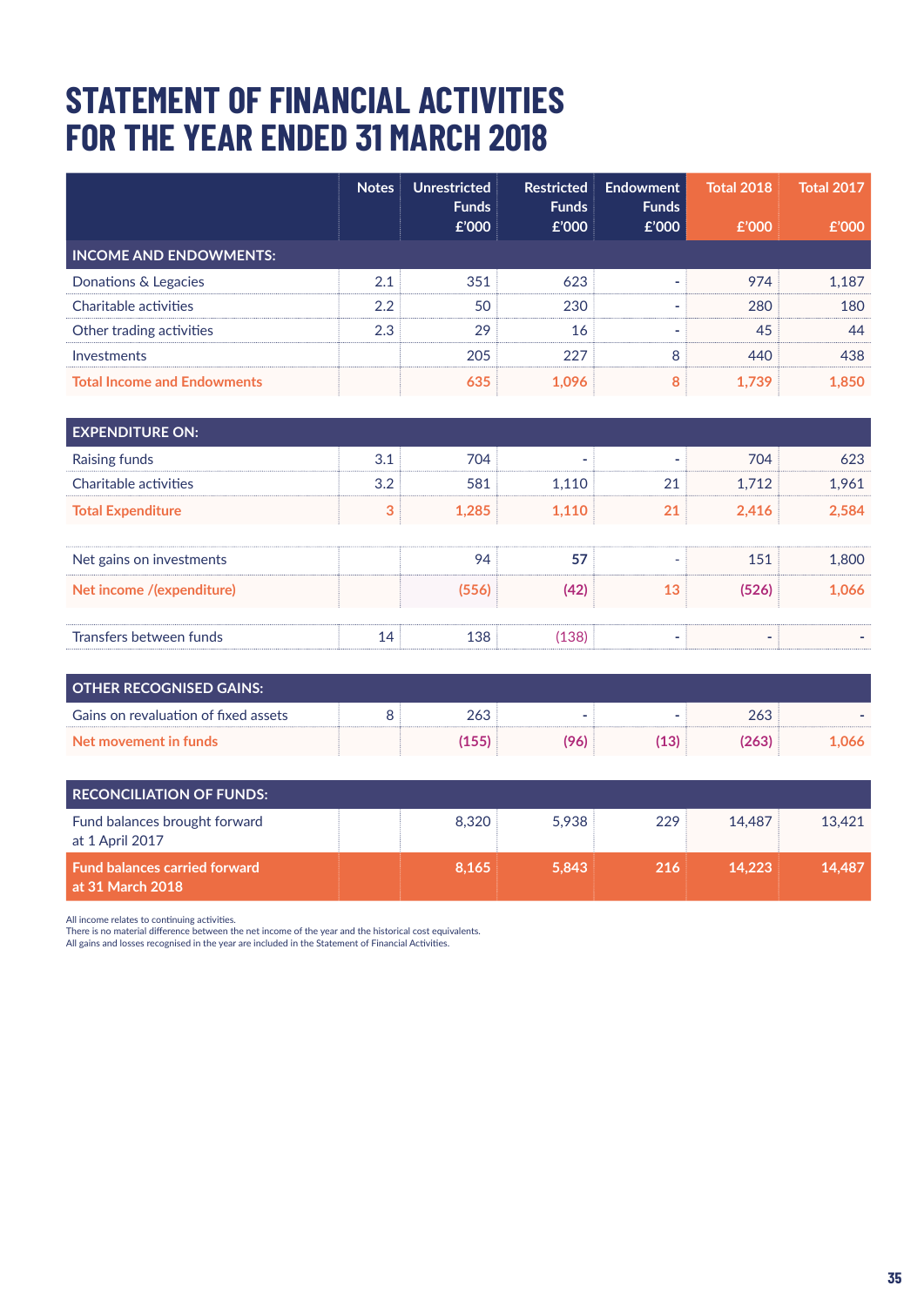# STATEMENT OF FINANCIAL ACTIVITIES FOR THE YEAR ENDED 31 MARCH 2018

| | Notes | Unrestricted Funds £'000 | Restricted Funds £'000 | Endowment Funds £'000 | Total 2018 £'000 | Total 2017 £'000 |
|---|---|---|---|---|---|---|
| **INCOME AND ENDOWMENTS:** | | | | | | |
| Donations & Legacies | 2.1 | 351 | 623 | - | 974 | 1,187 |
| Charitable activities | 2.2 | 50 | 230 | - | 280 | 180 |
| Other trading activities | 2.3 | 29 | 16 | - | 45 | 44 |
| Investments | | 205 | 227 | 8 | 440 | 438 |
| **Total Income and Endowments** | | **635** | **1,096** | **8** | **1,739** | **1,850** |
| **EXPENDITURE ON:** | | | | | | |
| Raising funds | 3.1 | 704 | - | - | 704 | 623 |
| Charitable activities | 3.2 | 581 | 1,110 | 21 | 1,712 | 1,961 |
| **Total Expenditure** | **3** | **1,285** | **1,110** | **21** | **2,416** | **2,584** |
| Net gains on investments | | 94 | 57 | - | 151 | 1,800 |
| **Net income /(expenditure)** | | **(556)** | **(42)** | **13** | **(526)** | **1,066** |
| Transfers between funds | 14 | 138 | (138) | - | - | - |
| **OTHER RECOGNISED GAINS:** | | | | | | |
| Gains on revaluation of fixed assets | 8 | 263 | - | - | 263 | - |
| **Net movement in funds** | | **(155)** | **(96)** | **(13)** | **(263)** | **1,066** |
| **RECONCILIATION OF FUNDS:** | | | | | | |
| Fund balances brought forward at 1 April 2017 | | 8,320 | 5,938 | 229 | 14,487 | 13,421 |
| **Fund balances carried forward at 31 March 2018** | | **8,165** | **5,843** | **216** | **14,223** | **14,487** |

All income relates to continuing activities.
There is no material difference between the net income of the year and the historical cost equivalents.
All gains and losses recognised in the year are included in the Statement of Financial Activities.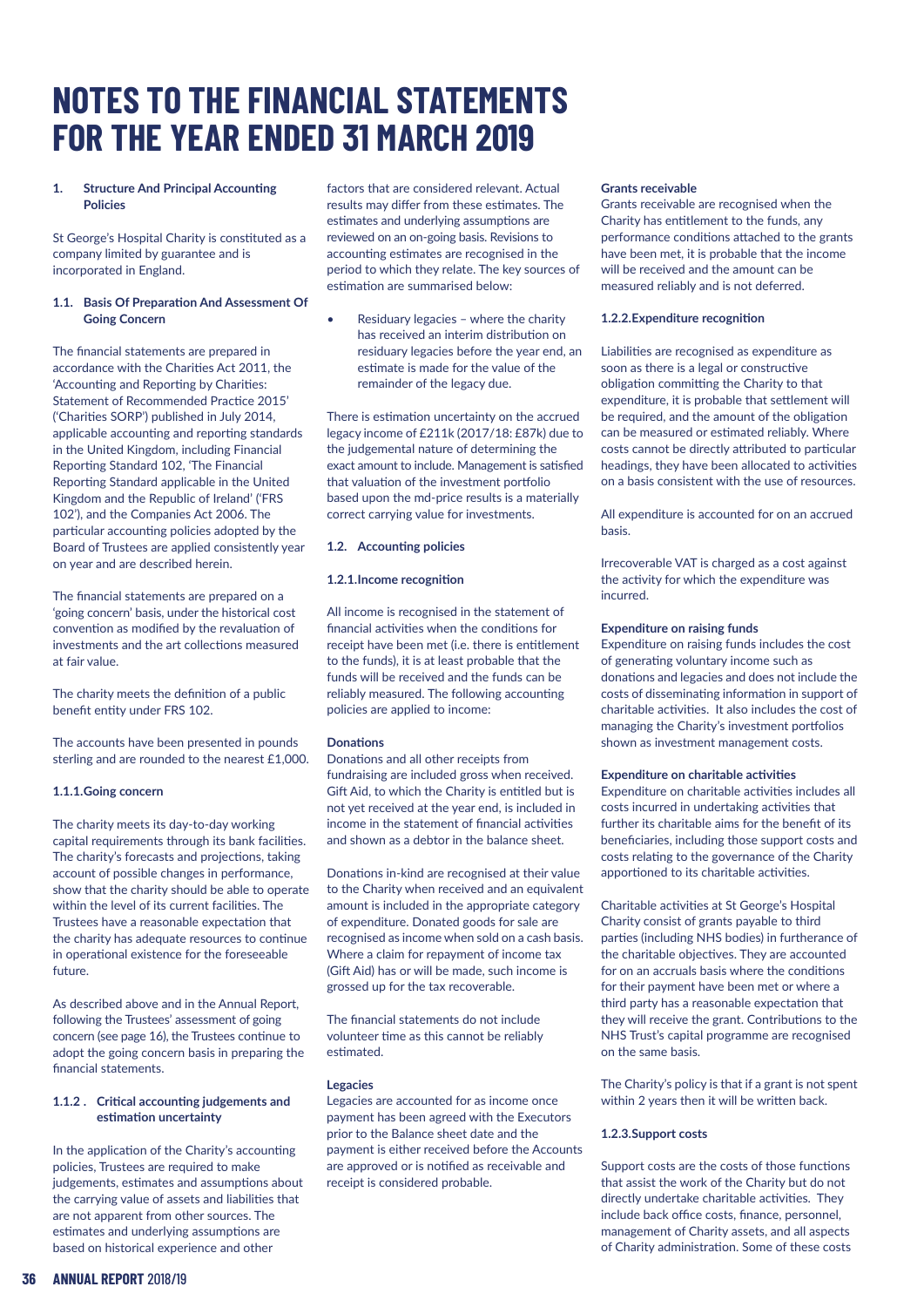# NOTES TO THE FINANCIAL STATEMENTS FOR THE YEAR ENDED 31 MARCH 2019

**1. Structure And Principal Accounting Policies**

St George's Hospital Charity is constituted as a company limited by guarantee and is incorporated in England.

**1.1. Basis Of Preparation And Assessment Of Going Concern**

The financial statements are prepared in accordance with the Charities Act 2011, the 'Accounting and Reporting by Charities: Statement of Recommended Practice 2015' ('Charities SORP') published in July 2014, applicable accounting and reporting standards in the United Kingdom, including Financial Reporting Standard 102, 'The Financial Reporting Standard applicable in the United Kingdom and the Republic of Ireland' ('FRS 102'), and the Companies Act 2006. The particular accounting policies adopted by the Board of Trustees are applied consistently year on year and are described herein.

The financial statements are prepared on a 'going concern' basis, under the historical cost convention as modified by the revaluation of investments and the art collections measured at fair value.

The charity meets the definition of a public benefit entity under FRS 102.

The accounts have been presented in pounds sterling and are rounded to the nearest £1,000.

**1.1.1.Going concern**

The charity meets its day-to-day working capital requirements through its bank facilities. The charity's forecasts and projections, taking account of possible changes in performance, show that the charity should be able to operate within the level of its current facilities. The Trustees have a reasonable expectation that the charity has adequate resources to continue in operational existence for the foreseeable future.

As described above and in the Annual Report, following the Trustees' assessment of going concern (see page 16), the Trustees continue to adopt the going concern basis in preparing the financial statements.

**1.1.2 . Critical accounting judgements and estimation uncertainty**

In the application of the Charity's accounting policies, Trustees are required to make judgements, estimates and assumptions about the carrying value of assets and liabilities that are not apparent from other sources. The estimates and underlying assumptions are based on historical experience and other factors that are considered relevant. Actual results may differ from these estimates. The estimates and underlying assumptions are reviewed on an on-going basis. Revisions to accounting estimates are recognised in the period to which they relate. The key sources of estimation are summarised below:

- Residuary legacies – where the charity has received an interim distribution on residuary legacies before the year end, an estimate is made for the value of the remainder of the legacy due.

There is estimation uncertainty on the accrued legacy income of £211k (2017/18: £87k) due to the judgemental nature of determining the exact amount to include. Management is satisfied that valuation of the investment portfolio based upon the md-price results is a materially correct carrying value for investments.

**1.2. Accounting policies**

**1.2.1.Income recognition**

All income is recognised in the statement of financial activities when the conditions for receipt have been met (i.e. there is entitlement to the funds), it is at least probable that the funds will be received and the funds can be reliably measured. The following accounting policies are applied to income:

**Donations**
Donations and all other receipts from fundraising are included gross when received. Gift Aid, to which the Charity is entitled but is not yet received at the year end, is included in income in the statement of financial activities and shown as a debtor in the balance sheet.

Donations in-kind are recognised at their value to the Charity when received and an equivalent amount is included in the appropriate category of expenditure. Donated goods for sale are recognised as income when sold on a cash basis. Where a claim for repayment of income tax (Gift Aid) has or will be made, such income is grossed up for the tax recoverable.

The financial statements do not include volunteer time as this cannot be reliably estimated.

**Legacies**
Legacies are accounted for as income once payment has been agreed with the Executors prior to the Balance sheet date and the payment is either received before the Accounts are approved or is notified as receivable and receipt is considered probable.

**Grants receivable**
Grants receivable are recognised when the Charity has entitlement to the funds, any performance conditions attached to the grants have been met, it is probable that the income will be received and the amount can be measured reliably and is not deferred.

**1.2.2.Expenditure recognition**

Liabilities are recognised as expenditure as soon as there is a legal or constructive obligation committing the Charity to that expenditure, it is probable that settlement will be required, and the amount of the obligation can be measured or estimated reliably. Where costs cannot be directly attributed to particular headings, they have been allocated to activities on a basis consistent with the use of resources.

All expenditure is accounted for on an accrued basis.

Irrecoverable VAT is charged as a cost against the activity for which the expenditure was incurred.

**Expenditure on raising funds**
Expenditure on raising funds includes the cost of generating voluntary income such as donations and legacies and does not include the costs of disseminating information in support of charitable activities. It also includes the cost of managing the Charity's investment portfolios shown as investment management costs.

**Expenditure on charitable activities**
Expenditure on charitable activities includes all costs incurred in undertaking activities that further its charitable aims for the benefit of its beneficiaries, including those support costs and costs relating to the governance of the Charity apportioned to its charitable activities.

Charitable activities at St George's Hospital Charity consist of grants payable to third parties (including NHS bodies) in furtherance of the charitable objectives. They are accounted for on an accruals basis where the conditions for their payment have been met or where a third party has a reasonable expectation that they will receive the grant. Contributions to the NHS Trust's capital programme are recognised on the same basis.

The Charity's policy is that if a grant is not spent within 2 years then it will be written back.

**1.2.3.Support costs**

Support costs are the costs of those functions that assist the work of the Charity but do not directly undertake charitable activities. They include back office costs, finance, personnel, management of Charity assets, and all aspects of Charity administration. Some of these costs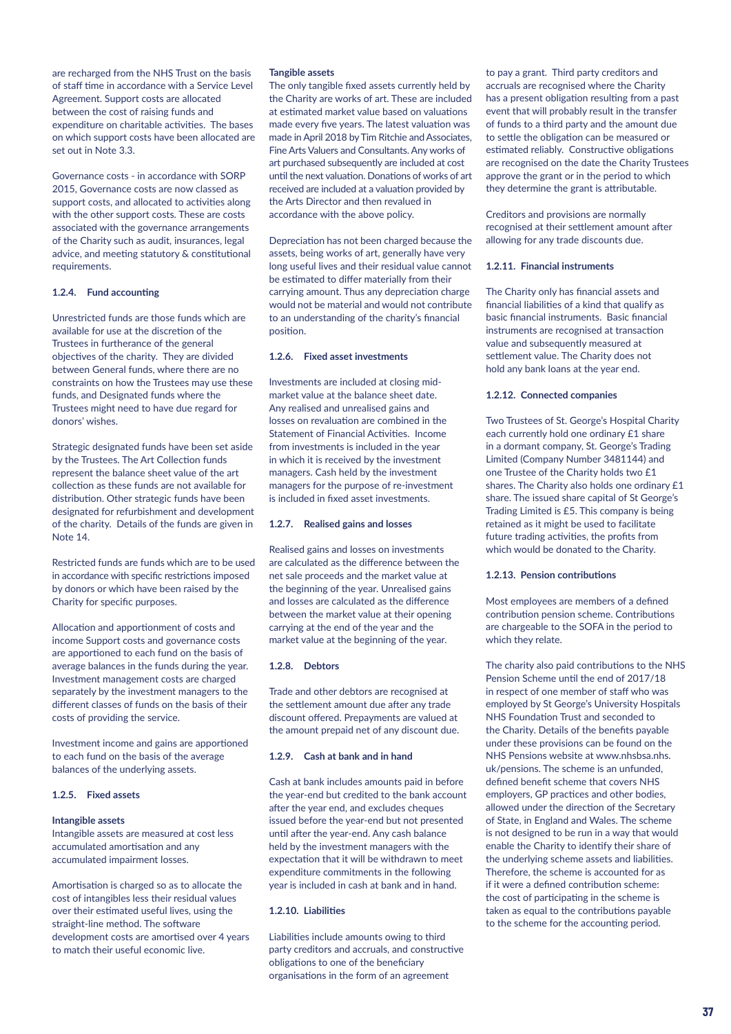are recharged from the NHS Trust on the basis of staff time in accordance with a Service Level Agreement. Support costs are allocated between the cost of raising funds and expenditure on charitable activities. The bases on which support costs have been allocated are set out in Note 3.3.

Governance costs - in accordance with SORP 2015, Governance costs are now classed as support costs, and allocated to activities along with the other support costs. These are costs associated with the governance arrangements of the Charity such as audit, insurances, legal advice, and meeting statutory & constitutional requirements.

### 1.2.4. Fund accounting

Unrestricted funds are those funds which are available for use at the discretion of the Trustees in furtherance of the general objectives of the charity. They are divided between General funds, where there are no constraints on how the Trustees may use these funds, and Designated funds where the Trustees might need to have due regard for donors' wishes.

Strategic designated funds have been set aside by the Trustees. The Art Collection funds represent the balance sheet value of the art collection as these funds are not available for distribution. Other strategic funds have been designated for refurbishment and development of the charity. Details of the funds are given in Note 14.

Restricted funds are funds which are to be used in accordance with specific restrictions imposed by donors or which have been raised by the Charity for specific purposes.

Allocation and apportionment of costs and income Support costs and governance costs are apportioned to each fund on the basis of average balances in the funds during the year. Investment management costs are charged separately by the investment managers to the different classes of funds on the basis of their costs of providing the service.

Investment income and gains are apportioned to each fund on the basis of the average balances of the underlying assets.

### 1.2.5. Fixed assets

**Intangible assets**
Intangible assets are measured at cost less accumulated amortisation and any accumulated impairment losses.

Amortisation is charged so as to allocate the cost of intangibles less their residual values over their estimated useful lives, using the straight-line method. The software development costs are amortised over 4 years to match their useful economic live.

**Tangible assets**
The only tangible fixed assets currently held by the Charity are works of art. These are included at estimated market value based on valuations made every five years. The latest valuation was made in April 2018 by Tim Ritchie and Associates, Fine Arts Valuers and Consultants. Any works of art purchased subsequently are included at cost until the next valuation. Donations of works of art received are included at a valuation provided by the Arts Director and then revalued in accordance with the above policy.

Depreciation has not been charged because the assets, being works of art, generally have very long useful lives and their residual value cannot be estimated to differ materially from their carrying amount. Thus any depreciation charge would not be material and would not contribute to an understanding of the charity's financial position.

### 1.2.6. Fixed asset investments

Investments are included at closing mid-market value at the balance sheet date. Any realised and unrealised gains and losses on revaluation are combined in the Statement of Financial Activities. Income from investments is included in the year in which it is received by the investment managers. Cash held by the investment managers for the purpose of re-investment is included in fixed asset investments.

### 1.2.7. Realised gains and losses

Realised gains and losses on investments are calculated as the difference between the net sale proceeds and the market value at the beginning of the year. Unrealised gains and losses are calculated as the difference between the market value at their opening carrying at the end of the year and the market value at the beginning of the year.

### 1.2.8. Debtors

Trade and other debtors are recognised at the settlement amount due after any trade discount offered. Prepayments are valued at the amount prepaid net of any discount due.

### 1.2.9. Cash at bank and in hand

Cash at bank includes amounts paid in before the year-end but credited to the bank account after the year end, and excludes cheques issued before the year-end but not presented until after the year-end. Any cash balance held by the investment managers with the expectation that it will be withdrawn to meet expenditure commitments in the following year is included in cash at bank and in hand.

### 1.2.10. Liabilities

Liabilities include amounts owing to third party creditors and accruals, and constructive obligations to one of the beneficiary organisations in the form of an agreement to pay a grant. Third party creditors and accruals are recognised where the Charity has a present obligation resulting from a past event that will probably result in the transfer of funds to a third party and the amount due to settle the obligation can be measured or estimated reliably. Constructive obligations are recognised on the date the Charity Trustees approve the grant or in the period to which they determine the grant is attributable.

Creditors and provisions are normally recognised at their settlement amount after allowing for any trade discounts due.

### 1.2.11. Financial instruments

The Charity only has financial assets and financial liabilities of a kind that qualify as basic financial instruments. Basic financial instruments are recognised at transaction value and subsequently measured at settlement value. The Charity does not hold any bank loans at the year end.

### 1.2.12. Connected companies

Two Trustees of St. George's Hospital Charity each currently hold one ordinary £1 share in a dormant company, St. George's Trading Limited (Company Number 3481144) and one Trustee of the Charity holds two £1 shares. The Charity also holds one ordinary £1 share. The issued share capital of St George's Trading Limited is £5. This company is being retained as it might be used to facilitate future trading activities, the profits from which would be donated to the Charity.

### 1.2.13. Pension contributions

Most employees are members of a defined contribution pension scheme. Contributions are chargeable to the SOFA in the period to which they relate.

The charity also paid contributions to the NHS Pension Scheme until the end of 2017/18 in respect of one member of staff who was employed by St George's University Hospitals NHS Foundation Trust and seconded to the Charity. Details of the benefits payable under these provisions can be found on the NHS Pensions website at www.nhsbsa.nhs.uk/pensions. The scheme is an unfunded, defined benefit scheme that covers NHS employers, GP practices and other bodies, allowed under the direction of the Secretary of State, in England and Wales. The scheme is not designed to be run in a way that would enable the Charity to identify their share of the underlying scheme assets and liabilities. Therefore, the scheme is accounted for as if it were a defined contribution scheme: the cost of participating in the scheme is taken as equal to the contributions payable to the scheme for the accounting period.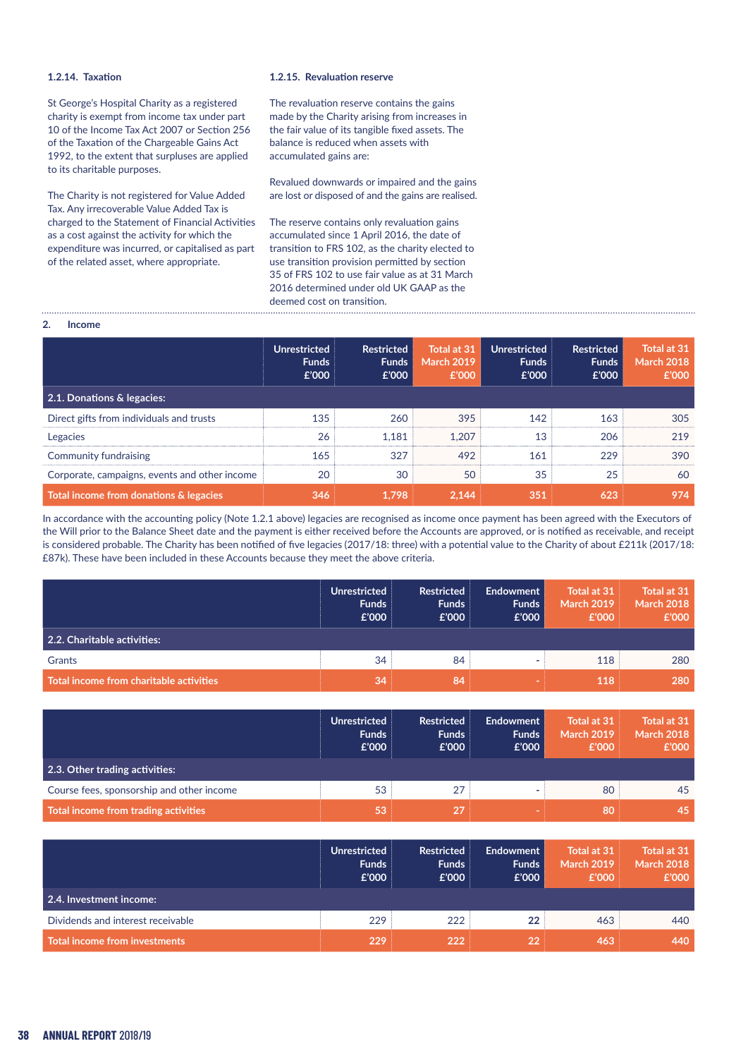### 1.2.14. Taxation

St George's Hospital Charity as a registered charity is exempt from income tax under part 10 of the Income Tax Act 2007 or Section 256 of the Taxation of the Chargeable Gains Act 1992, to the extent that surpluses are applied to its charitable purposes.

The Charity is not registered for Value Added Tax. Any irrecoverable Value Added Tax is charged to the Statement of Financial Activities as a cost against the activity for which the expenditure was incurred, or capitalised as part of the related asset, where appropriate.

### 1.2.15. Revaluation reserve

The revaluation reserve contains the gains made by the Charity arising from increases in the fair value of its tangible fixed assets. The balance is reduced when assets with accumulated gains are:

Revalued downwards or impaired and the gains are lost or disposed of and the gains are realised.

The reserve contains only revaluation gains accumulated since 1 April 2016, the date of transition to FRS 102, as the charity elected to use transition provision permitted by section 35 of FRS 102 to use fair value as at 31 March 2016 determined under old UK GAAP as the deemed cost on transition.

## 2. Income

| | Unrestricted Funds £'000 | Restricted Funds £'000 | Total at 31 March 2019 £'000 | Unrestricted Funds £'000 | Restricted Funds £'000 | Total at 31 March 2018 £'000 |
|---|---|---|---|---|---|---|
| **2.1. Donations & legacies:** | | | | | | |
| Direct gifts from individuals and trusts | 135 | 260 | 395 | 142 | 163 | 305 |
| Legacies | 26 | 1,181 | 1,207 | 13 | 206 | 219 |
| Community fundraising | 165 | 327 | 492 | 161 | 229 | 390 |
| Corporate, campaigns, events and other income | 20 | 30 | 50 | 35 | 25 | 60 |
| **Total income from donations & legacies** | **346** | **1,798** | **2,144** | **351** | **623** | **974** |

In accordance with the accounting policy (Note 1.2.1 above) legacies are recognised as income once payment has been agreed with the Executors of the Will prior to the Balance Sheet date and the payment is either received before the Accounts are approved, or is notified as receivable, and receipt is considered probable. The Charity has been notified of five legacies (2017/18: three) with a potential value to the Charity of about £211k (2017/18: £87k). These have been included in these Accounts because they meet the above criteria.

| | Unrestricted Funds £'000 | Restricted Funds £'000 | Endowment Funds £'000 | Total at 31 March 2019 £'000 | Total at 31 March 2018 £'000 |
|---|---|---|---|---|---|
| **2.2. Charitable activities:** | | | | | |
| Grants | 34 | 84 | - | 118 | 280 |
| **Total income from charitable activities** | **34** | **84** | **-** | **118** | **280** |

| | Unrestricted Funds £'000 | Restricted Funds £'000 | Endowment Funds £'000 | Total at 31 March 2019 £'000 | Total at 31 March 2018 £'000 |
|---|---|---|---|---|---|
| **2.3. Other trading activities:** | | | | | |
| Course fees, sponsorship and other income | 53 | 27 | - | 80 | 45 |
| **Total income from trading activities** | **53** | **27** | **-** | **80** | **45** |

| | Unrestricted Funds £'000 | Restricted Funds £'000 | Endowment Funds £'000 | Total at 31 March 2019 £'000 | Total at 31 March 2018 £'000 |
|---|---|---|---|---|---|
| **2.4. Investment income:** | | | | | |
| Dividends and interest receivable | 229 | 222 | **22** | 463 | 440 |
| **Total income from investments** | **229** | **222** | **22** | **463** | **440** |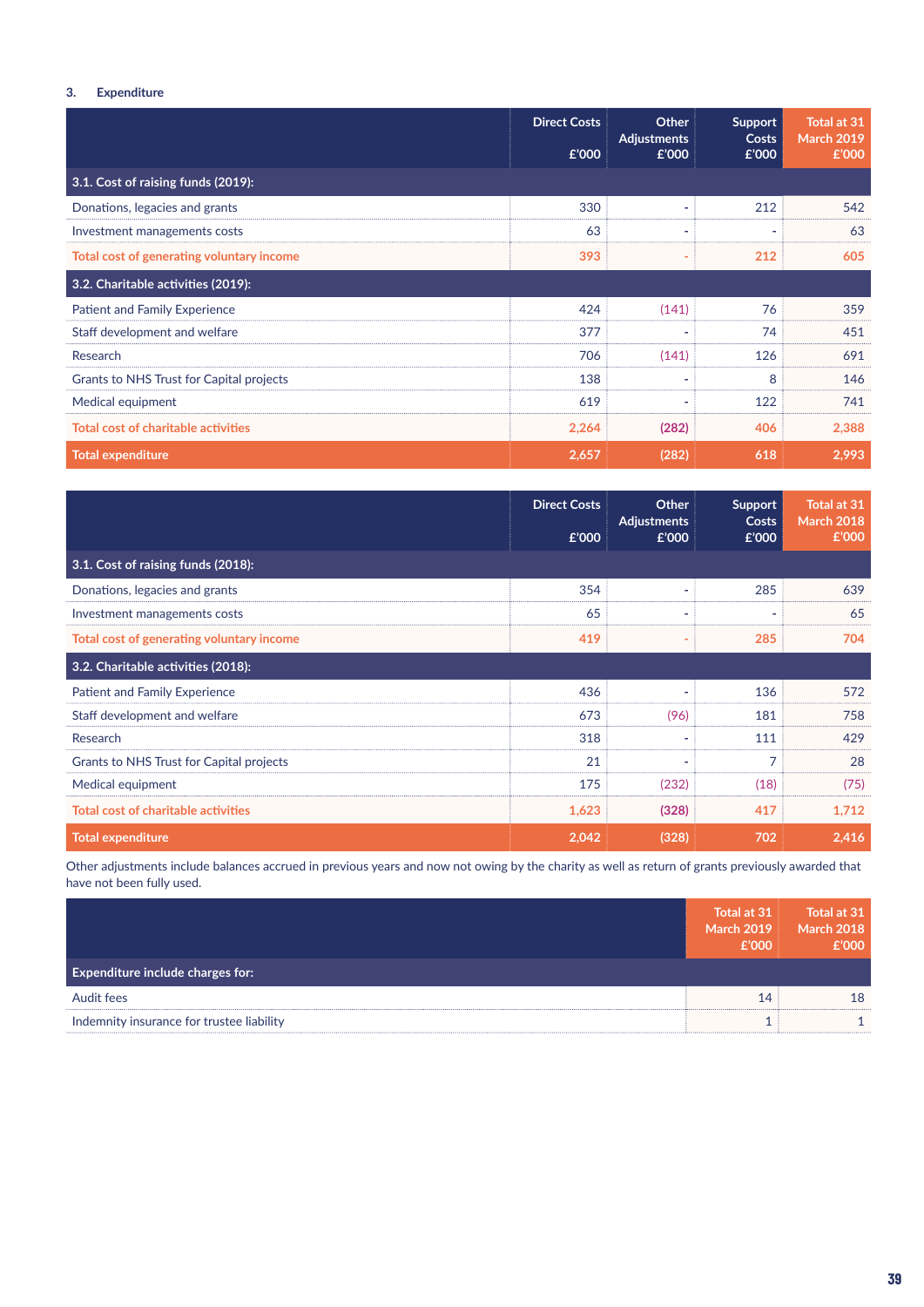### 3. Expenditure

| | Direct Costs £'000 | Other Adjustments £'000 | Support Costs £'000 | Total at 31 March 2019 £'000 |
|---|---|---|---|---|
| **3.1. Cost of raising funds (2019):** | | | | |
| Donations, legacies and grants | 330 | - | 212 | 542 |
| Investment managements costs | 63 | - | - | 63 |
| **Total cost of generating voluntary income** | **393** | **-** | **212** | **605** |
| **3.2. Charitable activities (2019):** | | | | |
| Patient and Family Experience | 424 | (141) | 76 | 359 |
| Staff development and welfare | 377 | - | 74 | 451 |
| Research | 706 | (141) | 126 | 691 |
| Grants to NHS Trust for Capital projects | 138 | - | 8 | 146 |
| Medical equipment | 619 | - | 122 | 741 |
| **Total cost of charitable activities** | **2,264** | **(282)** | **406** | **2,388** |
| **Total expenditure** | **2,657** | **(282)** | **618** | **2,993** |

| | Direct Costs £'000 | Other Adjustments £'000 | Support Costs £'000 | Total at 31 March 2018 £'000 |
|---|---|---|---|---|
| **3.1. Cost of raising funds (2018):** | | | | |
| Donations, legacies and grants | 354 | - | 285 | 639 |
| Investment managements costs | 65 | - | - | 65 |
| **Total cost of generating voluntary income** | **419** | **-** | **285** | **704** |
| **3.2. Charitable activities (2018):** | | | | |
| Patient and Family Experience | 436 | - | 136 | 572 |
| Staff development and welfare | 673 | (96) | 181 | 758 |
| Research | 318 | - | 111 | 429 |
| Grants to NHS Trust for Capital projects | 21 | - | 7 | 28 |
| Medical equipment | 175 | (232) | (18) | (75) |
| **Total cost of charitable activities** | **1,623** | **(328)** | **417** | **1,712** |
| **Total expenditure** | **2,042** | **(328)** | **702** | **2,416** |

Other adjustments include balances accrued in previous years and now not owing by the charity as well as return of grants previously awarded that have not been fully used.

| | Total at 31 March 2019 £'000 | Total at 31 March 2018 £'000 |
|---|---|---|
| **Expenditure include charges for:** | | |
| Audit fees | 14 | 18 |
| Indemnity insurance for trustee liability | 1 | 1 |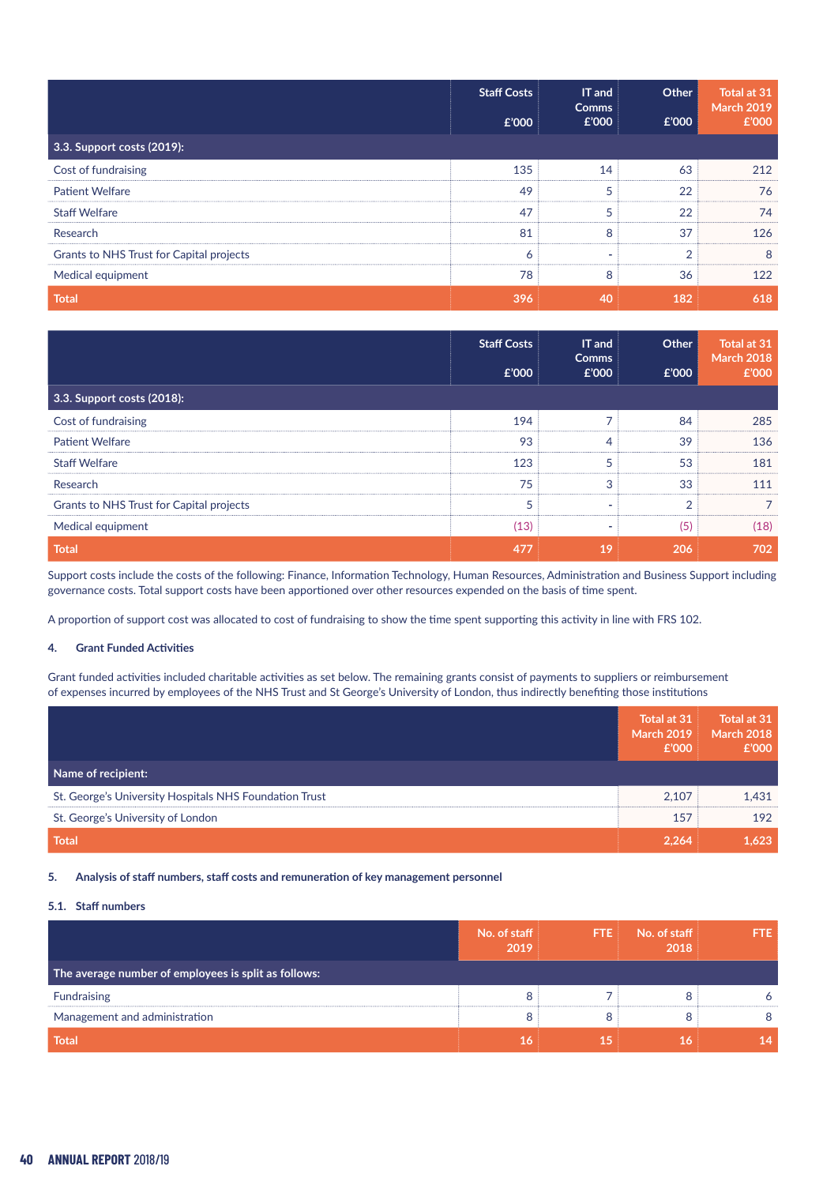| | Staff Costs £'000 | IT and Comms £'000 | Other £'000 | Total at 31 March 2019 £'000 |
|---|---|---|---|---|
| **3.3. Support costs (2019):** | | | | |
| Cost of fundraising | 135 | 14 | 63 | 212 |
| Patient Welfare | 49 | 5 | 22 | 76 |
| Staff Welfare | 47 | 5 | 22 | 74 |
| Research | 81 | 8 | 37 | 126 |
| Grants to NHS Trust for Capital projects | 6 | - | 2 | 8 |
| Medical equipment | 78 | 8 | 36 | 122 |
| **Total** | **396** | **40** | **182** | **618** |

| | Staff Costs £'000 | IT and Comms £'000 | Other £'000 | Total at 31 March 2018 £'000 |
|---|---|---|---|---|
| **3.3. Support costs (2018):** | | | | |
| Cost of fundraising | 194 | 7 | 84 | 285 |
| Patient Welfare | 93 | 4 | 39 | 136 |
| Staff Welfare | 123 | 5 | 53 | 181 |
| Research | 75 | 3 | 33 | 111 |
| Grants to NHS Trust for Capital projects | 5 | - | 2 | 7 |
| Medical equipment | (13) | - | (5) | (18) |
| **Total** | **477** | **19** | **206** | **702** |

Support costs include the costs of the following: Finance, Information Technology, Human Resources, Administration and Business Support including governance costs. Total support costs have been apportioned over other resources expended on the basis of time spent.

A proportion of support cost was allocated to cost of fundraising to show the time spent supporting this activity in line with FRS 102.

## 4. Grant Funded Activities

Grant funded activities included charitable activities as set below. The remaining grants consist of payments to suppliers or reimbursement of expenses incurred by employees of the NHS Trust and St George's University of London, thus indirectly benefiting those institutions

| | Total at 31 March 2019 £'000 | Total at 31 March 2018 £'000 |
|---|---|---|
| **Name of recipient:** | | |
| St. George's University Hospitals NHS Foundation Trust | 2,107 | 1,431 |
| St. George's University of London | 157 | 192 |
| **Total** | **2,264** | **1,623** |

## 5. Analysis of staff numbers, staff costs and remuneration of key management personnel

### 5.1. Staff numbers

| | No. of staff 2019 | FTE | No. of staff 2018 | FTE |
|---|---|---|---|---|
| **The average number of employees is split as follows:** | | | | |
| Fundraising | 8 | 7 | 8 | 6 |
| Management and administration | 8 | 8 | 8 | 8 |
| **Total** | **16** | **15** | **16** | **14** |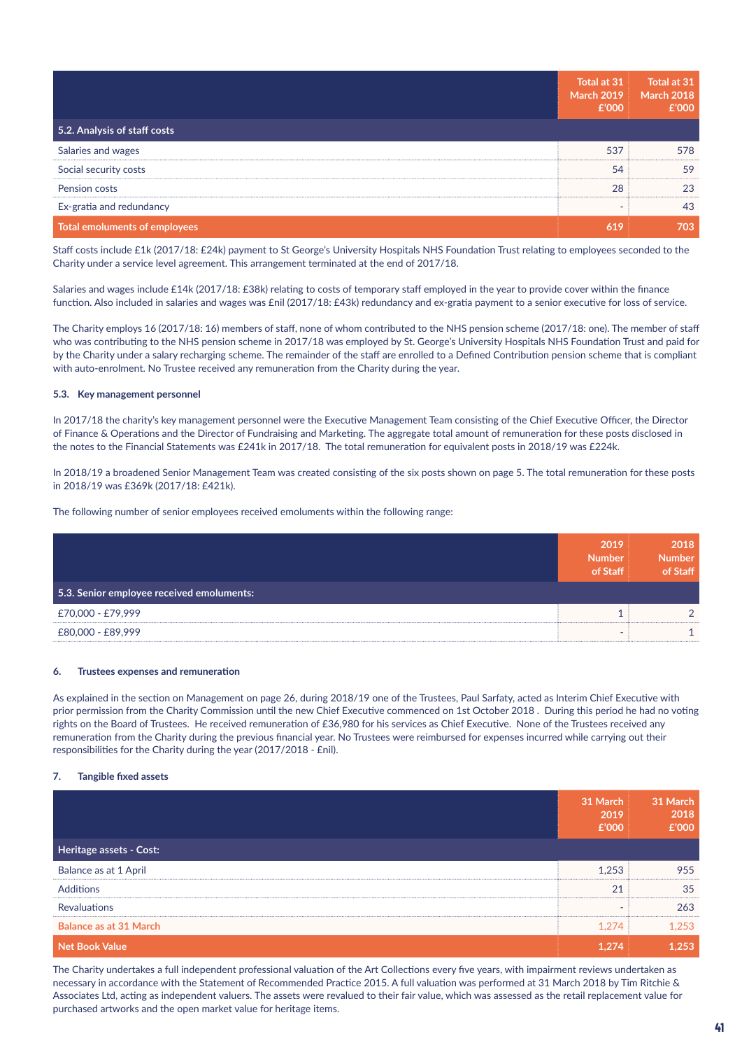| | Total at 31 March 2019 £'000 | Total at 31 March 2018 £'000 |
|---|---|---|
| **5.2. Analysis of staff costs** | | |
| Salaries and wages | 537 | 578 |
| Social security costs | 54 | 59 |
| Pension costs | 28 | 23 |
| Ex-gratia and redundancy | - | 43 |
| **Total emoluments of employees** | **619** | **703** |

Staff costs include £1k (2017/18: £24k) payment to St George's University Hospitals NHS Foundation Trust relating to employees seconded to the Charity under a service level agreement. This arrangement terminated at the end of 2017/18.

Salaries and wages include £14k (2017/18: £38k) relating to costs of temporary staff employed in the year to provide cover within the finance function. Also included in salaries and wages was £nil (2017/18: £43k) redundancy and ex-gratia payment to a senior executive for loss of service.

The Charity employs 16 (2017/18: 16) members of staff, none of whom contributed to the NHS pension scheme (2017/18: one). The member of staff who was contributing to the NHS pension scheme in 2017/18 was employed by St. George's University Hospitals NHS Foundation Trust and paid for by the Charity under a salary recharging scheme. The remainder of the staff are enrolled to a Defined Contribution pension scheme that is compliant with auto-enrolment. No Trustee received any remuneration from the Charity during the year.

#### 5.3. Key management personnel

In 2017/18 the charity's key management personnel were the Executive Management Team consisting of the Chief Executive Officer, the Director of Finance & Operations and the Director of Fundraising and Marketing. The aggregate total amount of remuneration for these posts disclosed in the notes to the Financial Statements was £241k in 2017/18. The total remuneration for equivalent posts in 2018/19 was £224k.

In 2018/19 a broadened Senior Management Team was created consisting of the six posts shown on page 5. The total remuneration for these posts in 2018/19 was £369k (2017/18: £421k).

The following number of senior employees received emoluments within the following range:

| | 2019 Number of Staff | 2018 Number of Staff |
|---|---|---|
| **5.3. Senior employee received emoluments:** | | |
| £70,000 - £79,999 | 1 | 2 |
| £80,000 - £89,999 | - | 1 |

#### 6. Trustees expenses and remuneration

As explained in the section on Management on page 26, during 2018/19 one of the Trustees, Paul Sarfaty, acted as Interim Chief Executive with prior permission from the Charity Commission until the new Chief Executive commenced on 1st October 2018 . During this period he had no voting rights on the Board of Trustees. He received remuneration of £36,980 for his services as Chief Executive. None of the Trustees received any remuneration from the Charity during the previous financial year. No Trustees were reimbursed for expenses incurred while carrying out their responsibilities for the Charity during the year (2017/2018 - £nil).

#### 7. Tangible fixed assets

| | 31 March 2019 £'000 | 31 March 2018 £'000 |
|---|---|---|
| **Heritage assets - Cost:** | | |
| Balance as at 1 April | 1,253 | 955 |
| Additions | 21 | 35 |
| Revaluations | - | 263 |
| Balance as at 31 March | 1,274 | 1,253 |
| **Net Book Value** | **1,274** | **1,253** |

The Charity undertakes a full independent professional valuation of the Art Collections every five years, with impairment reviews undertaken as necessary in accordance with the Statement of Recommended Practice 2015. A full valuation was performed at 31 March 2018 by Tim Ritchie & Associates Ltd, acting as independent valuers. The assets were revalued to their fair value, which was assessed as the retail replacement value for purchased artworks and the open market value for heritage items.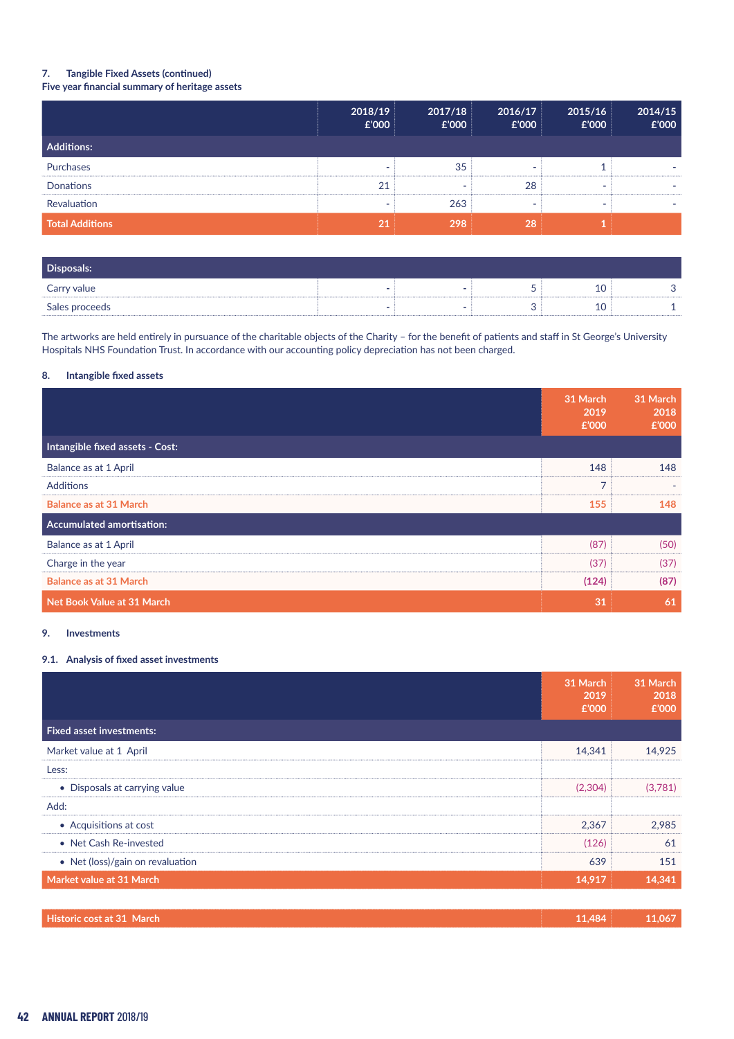### 7. Tangible Fixed Assets (continued)

**Five year financial summary of heritage assets**

| | 2018/19 £'000 | 2017/18 £'000 | 2016/17 £'000 | 2015/16 £'000 | 2014/15 £'000 |
|---|---|---|---|---|---|
| **Additions:** | | | | | |
| Purchases | - | 35 | - | 1 | - |
| Donations | 21 | - | 28 | - | - |
| Revaluation | - | 263 | - | - | - |
| **Total Additions** | **21** | **298** | **28** | **1** | |
| **Disposals:** | | | | | |
| Carry value | - | - | 5 | 10 | 3 |
| Sales proceeds | - | - | 3 | 10 | 1 |

The artworks are held entirely in pursuance of the charitable objects of the Charity – for the benefit of patients and staff in St George's University Hospitals NHS Foundation Trust. In accordance with our accounting policy depreciation has not been charged.

### 8. Intangible fixed assets

| | 31 March 2019 £'000 | 31 March 2018 £'000 |
|---|---|---|
| **Intangible fixed assets - Cost:** | | |
| Balance as at 1 April | 148 | 148 |
| Additions | 7 | - |
| **Balance as at 31 March** | **155** | **148** |
| **Accumulated amortisation:** | | |
| Balance as at 1 April | (87) | (50) |
| Charge in the year | (37) | (37) |
| **Balance as at 31 March** | **(124)** | **(87)** |
| **Net Book Value at 31 March** | **31** | **61** |

### 9. Investments

#### 9.1. Analysis of fixed asset investments

| | 31 March 2019 £'000 | 31 March 2018 £'000 |
|---|---|---|
| **Fixed asset investments:** | | |
| Market value at 1 April | 14,341 | 14,925 |
| Less: | | |
| • Disposals at carrying value | (2,304) | (3,781) |
| Add: | | |
| • Acquisitions at cost | 2,367 | 2,985 |
| • Net Cash Re-invested | (126) | 61 |
| • Net (loss)/gain on revaluation | 639 | 151 |
| **Market value at 31 March** | **14,917** | **14,341** |
| | | |
| **Historic cost at 31 March** | **11,484** | **11,067** |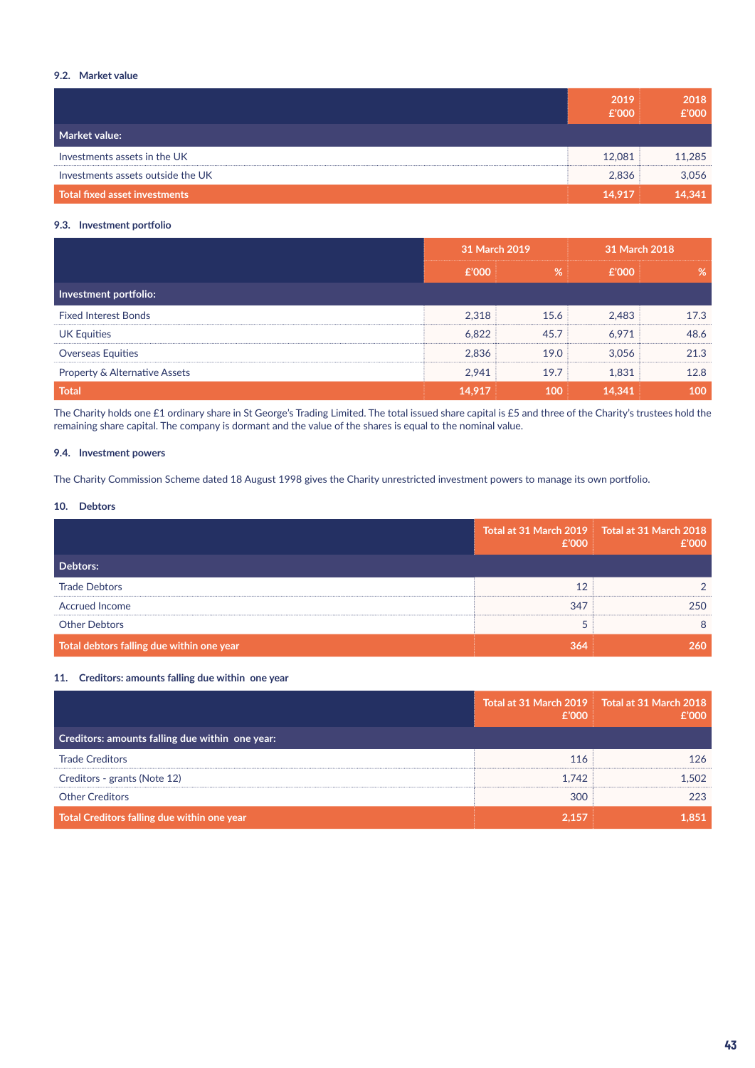### 9.2. Market value

| | 2019 £'000 | 2018 £'000 |
|---|---|---|
| **Market value:** | | |
| Investments assets in the UK | 12,081 | 11,285 |
| Investments assets outside the UK | 2,836 | 3,056 |
| **Total fixed asset investments** | **14,917** | **14,341** |

### 9.3. Investment portfolio

| | 31 March 2019 | | 31 March 2018 | |
|---|---|---|---|---|
| | £'000 | % | £'000 | % |
| **Investment portfolio:** | | | | |
| Fixed Interest Bonds | 2,318 | 15.6 | 2,483 | 17.3 |
| UK Equities | 6,822 | 45.7 | 6,971 | 48.6 |
| Overseas Equities | 2,836 | 19.0 | 3,056 | 21.3 |
| Property & Alternative Assets | 2,941 | 19.7 | 1,831 | 12.8 |
| **Total** | **14,917** | **100** | **14,341** | **100** |

The Charity holds one £1 ordinary share in St George's Trading Limited. The total issued share capital is £5 and three of the Charity's trustees hold the remaining share capital. The company is dormant and the value of the shares is equal to the nominal value.

### 9.4. Investment powers

The Charity Commission Scheme dated 18 August 1998 gives the Charity unrestricted investment powers to manage its own portfolio.

### 10. Debtors

| | Total at 31 March 2019 £'000 | Total at 31 March 2018 £'000 |
|---|---|---|
| **Debtors:** | | |
| Trade Debtors | 12 | 2 |
| Accrued Income | 347 | 250 |
| Other Debtors | 5 | 8 |
| **Total debtors falling due within one year** | **364** | **260** |

### 11. Creditors: amounts falling due within one year

| | Total at 31 March 2019 £'000 | Total at 31 March 2018 £'000 |
|---|---|---|
| **Creditors: amounts falling due within one year:** | | |
| Trade Creditors | 116 | 126 |
| Creditors - grants (Note 12) | 1,742 | 1,502 |
| Other Creditors | 300 | 223 |
| **Total Creditors falling due within one year** | **2,157** | **1,851** |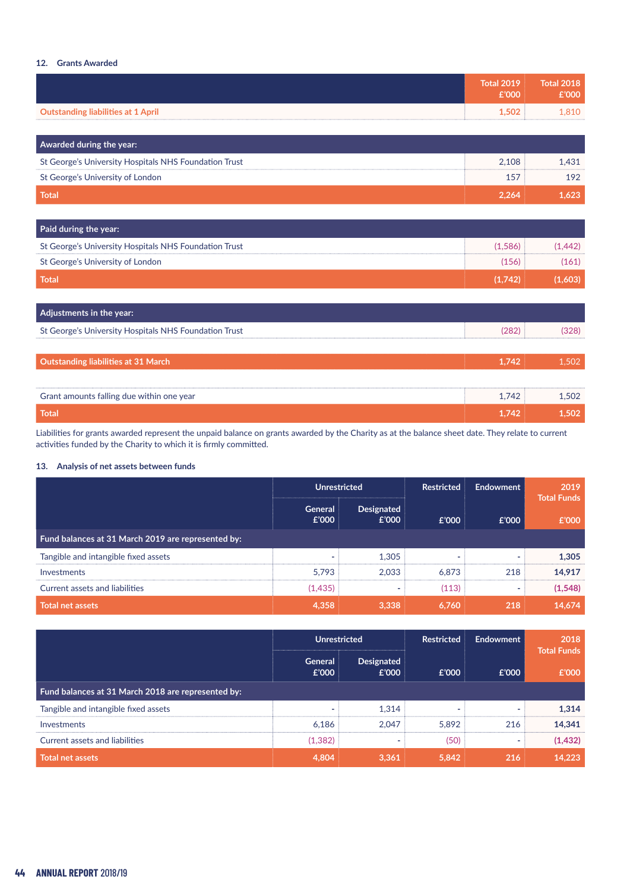### 12. Grants Awarded

| | Total 2019 £'000 | Total 2018 £'000 |
|---|---|---|
| Outstanding liabilities at 1 April | 1,502 | 1,810 |
| **Awarded during the year:** | | |
| St George's University Hospitals NHS Foundation Trust | 2,108 | 1,431 |
| St George's University of London | 157 | 192 |
| **Total** | **2,264** | **1,623** |
| **Paid during the year:** | | |
| St George's University Hospitals NHS Foundation Trust | (1,586) | (1,442) |
| St George's University of London | (156) | (161) |
| **Total** | **(1,742)** | **(1,603)** |
| **Adjustments in the year:** | | |
| St George's University Hospitals NHS Foundation Trust | (282) | (328) |
| **Outstanding liabilities at 31 March** | **1,742** | **1,502** |
| Grant amounts falling due within one year | 1,742 | 1,502 |
| **Total** | **1,742** | **1,502** |

Liabilities for grants awarded represent the unpaid balance on grants awarded by the Charity as at the balance sheet date. They relate to current activities funded by the Charity to which it is firmly committed.

### 13. Analysis of net assets between funds

| | Unrestricted | | Restricted | Endowment | 2019 Total Funds |
|---|---|---|---|---|---|
| | General £'000 | Designated £'000 | £'000 | £'000 | £'000 |
| **Fund balances at 31 March 2019 are represented by:** | | | | | |
| Tangible and intangible fixed assets | - | 1,305 | - | - | **1,305** |
| Investments | 5,793 | 2,033 | 6,873 | 218 | **14,917** |
| Current assets and liabilities | (1,435) | - | (113) | - | **(1,548)** |
| **Total net assets** | **4,358** | **3,338** | **6,760** | **218** | **14,674** |

| | Unrestricted | | Restricted | Endowment | 2018 Total Funds |
|---|---|---|---|---|---|
| | General £'000 | Designated £'000 | £'000 | £'000 | £'000 |
| **Fund balances at 31 March 2018 are represented by:** | | | | | |
| Tangible and intangible fixed assets | - | 1,314 | - | - | **1,314** |
| Investments | 6,186 | 2,047 | 5,892 | 216 | **14,341** |
| Current assets and liabilities | (1,382) | - | (50) | - | **(1,432)** |
| **Total net assets** | **4,804** | **3,361** | **5,842** | **216** | **14,223** |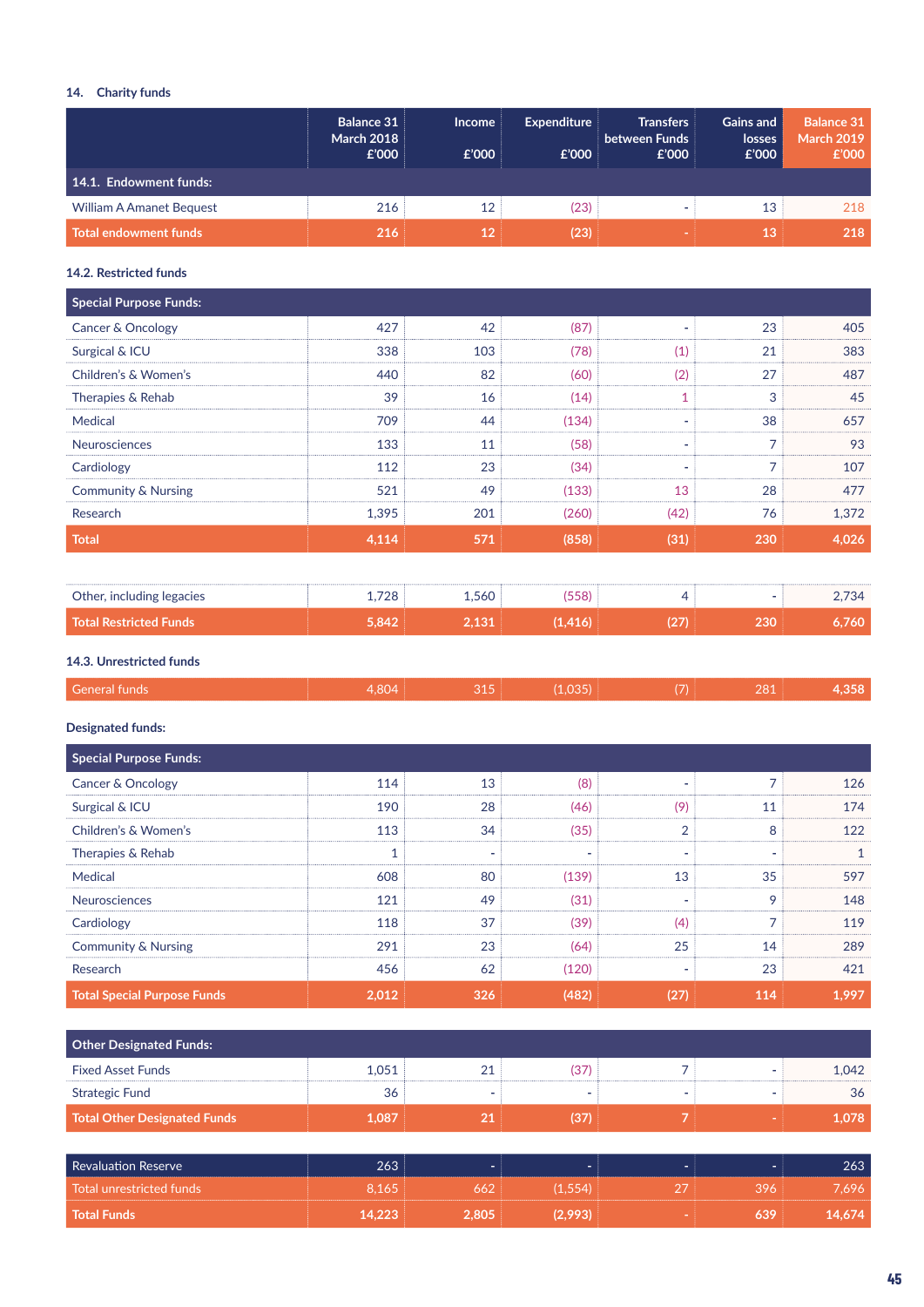## 14. Charity funds

| | Balance 31 March 2018 £'000 | Income £'000 | Expenditure £'000 | Transfers between Funds £'000 | Gains and losses £'000 | Balance 31 March 2019 £'000 |
|---|---|---|---|---|---|---|
| **14.1. Endowment funds:** | | | | | | |
| William A Amanet Bequest | 216 | 12 | (23) | - | 13 | 218 |
| **Total endowment funds** | **216** | **12** | **(23)** | **-** | **13** | **218** |

### 14.2. Restricted funds

| | Balance 31 March 2018 £'000 | Income £'000 | Expenditure £'000 | Transfers between Funds £'000 | Gains and losses £'000 | Balance 31 March 2019 £'000 |
|---|---|---|---|---|---|---|
| **Special Purpose Funds:** | | | | | | |
| Cancer & Oncology | 427 | 42 | (87) | - | 23 | 405 |
| Surgical & ICU | 338 | 103 | (78) | (1) | 21 | 383 |
| Children's & Women's | 440 | 82 | (60) | (2) | 27 | 487 |
| Therapies & Rehab | 39 | 16 | (14) | 1 | 3 | 45 |
| Medical | 709 | 44 | (134) | - | 38 | 657 |
| Neurosciences | 133 | 11 | (58) | - | 7 | 93 |
| Cardiology | 112 | 23 | (34) | - | 7 | 107 |
| Community & Nursing | 521 | 49 | (133) | 13 | 28 | 477 |
| Research | 1,395 | 201 | (260) | (42) | 76 | 1,372 |
| **Total** | **4,114** | **571** | **(858)** | **(31)** | **230** | **4,026** |
| Other, including legacies | 1,728 | 1,560 | (558) | 4 | - | 2,734 |
| **Total Restricted Funds** | **5,842** | **2,131** | **(1,416)** | **(27)** | **230** | **6,760** |

### 14.3. Unrestricted funds

| | Balance 31 March 2018 £'000 | Income £'000 | Expenditure £'000 | Transfers between Funds £'000 | Gains and losses £'000 | Balance 31 March 2019 £'000 |
|---|---|---|---|---|---|---|
| General funds | 4,804 | 315 | (1,035) | (7) | 281 | 4,358 |

**Designated funds:**

| | Balance 31 March 2018 £'000 | Income £'000 | Expenditure £'000 | Transfers between Funds £'000 | Gains and losses £'000 | Balance 31 March 2019 £'000 |
|---|---|---|---|---|---|---|
| **Special Purpose Funds:** | | | | | | |
| Cancer & Oncology | 114 | 13 | (8) | - | 7 | 126 |
| Surgical & ICU | 190 | 28 | (46) | (9) | 11 | 174 |
| Children's & Women's | 113 | 34 | (35) | 2 | 8 | 122 |
| Therapies & Rehab | 1 | - | - | - | - | 1 |
| Medical | 608 | 80 | (139) | 13 | 35 | 597 |
| Neurosciences | 121 | 49 | (31) | - | 9 | 148 |
| Cardiology | 118 | 37 | (39) | (4) | 7 | 119 |
| Community & Nursing | 291 | 23 | (64) | 25 | 14 | 289 |
| Research | 456 | 62 | (120) | - | 23 | 421 |
| **Total Special Purpose Funds** | **2,012** | **326** | **(482)** | **(27)** | **114** | **1,997** |
| **Other Designated Funds:** | | | | | | |
| Fixed Asset Funds | 1,051 | 21 | (37) | 7 | - | 1,042 |
| Strategic Fund | 36 | - | - | - | - | 36 |
| **Total Other Designated Funds** | **1,087** | **21** | **(37)** | **7** | **-** | **1,078** |
| Revaluation Reserve | 263 | - | - | - | - | 263 |
| Total unrestricted funds | 8,165 | 662 | (1,554) | 27 | 396 | 7,696 |
| **Total Funds** | **14,223** | **2,805** | **(2,993)** | **-** | **639** | **14,674** |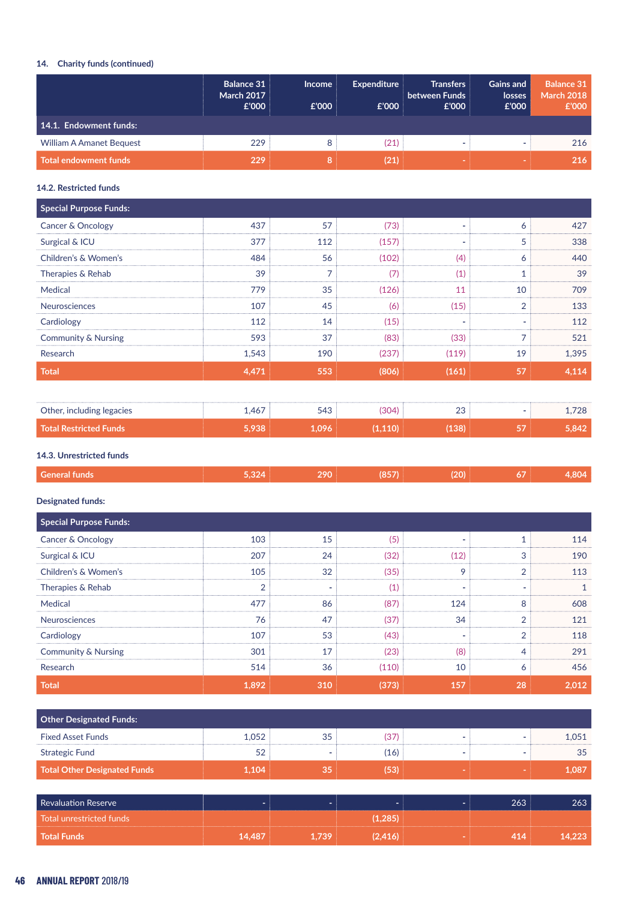### 14. Charity funds (continued)

| | Balance 31 March 2017 £'000 | Income £'000 | Expenditure £'000 | Transfers between Funds £'000 | Gains and losses £'000 | Balance 31 March 2018 £'000 |
|---|---|---|---|---|---|---|
| **14.1. Endowment funds:** | | | | | | |
| William A Amanet Bequest | 229 | 8 | (21) | - | - | 216 |
| **Total endowment funds** | 229 | 8 | (21) | - | - | 216 |

**14.2. Restricted funds**

| | Balance 31 March 2017 £'000 | Income £'000 | Expenditure £'000 | Transfers between Funds £'000 | Gains and losses £'000 | Balance 31 March 2018 £'000 |
|---|---|---|---|---|---|---|
| **Special Purpose Funds:** | | | | | | |
| Cancer & Oncology | 437 | 57 | (73) | - | 6 | 427 |
| Surgical & ICU | 377 | 112 | (157) | - | 5 | 338 |
| Children's & Women's | 484 | 56 | (102) | (4) | 6 | 440 |
| Therapies & Rehab | 39 | 7 | (7) | (1) | 1 | 39 |
| Medical | 779 | 35 | (126) | 11 | 10 | 709 |
| Neurosciences | 107 | 45 | (6) | (15) | 2 | 133 |
| Cardiology | 112 | 14 | (15) | - | - | 112 |
| Community & Nursing | 593 | 37 | (83) | (33) | 7 | 521 |
| Research | 1,543 | 190 | (237) | (119) | 19 | 1,395 |
| **Total** | 4,471 | 553 | (806) | (161) | 57 | 4,114 |
| Other, including legacies | 1,467 | 543 | (304) | 23 | - | 1,728 |
| **Total Restricted Funds** | 5,938 | 1,096 | (1,110) | (138) | 57 | 5,842 |

**14.3. Unrestricted funds**

| | Balance 31 March 2017 £'000 | Income £'000 | Expenditure £'000 | Transfers between Funds £'000 | Gains and losses £'000 | Balance 31 March 2018 £'000 |
|---|---|---|---|---|---|---|
| **General funds** | 5,324 | 290 | (857) | (20) | 67 | 4,804 |

**Designated funds:**

| | Balance 31 March 2017 £'000 | Income £'000 | Expenditure £'000 | Transfers between Funds £'000 | Gains and losses £'000 | Balance 31 March 2018 £'000 |
|---|---|---|---|---|---|---|
| **Special Purpose Funds:** | | | | | | |
| Cancer & Oncology | 103 | 15 | (5) | - | 1 | 114 |
| Surgical & ICU | 207 | 24 | (32) | (12) | 3 | 190 |
| Children's & Women's | 105 | 32 | (35) | 9 | 2 | 113 |
| Therapies & Rehab | 2 | - | (1) | - | - | 1 |
| Medical | 477 | 86 | (87) | 124 | 8 | 608 |
| Neurosciences | 76 | 47 | (37) | 34 | 2 | 121 |
| Cardiology | 107 | 53 | (43) | - | 2 | 118 |
| Community & Nursing | 301 | 17 | (23) | (8) | 4 | 291 |
| Research | 514 | 36 | (110) | 10 | 6 | 456 |
| **Total** | 1,892 | 310 | (373) | 157 | 28 | 2,012 |
| **Other Designated Funds:** | | | | | | |
| Fixed Asset Funds | 1,052 | 35 | (37) | - | - | 1,051 |
| Strategic Fund | 52 | - | (16) | - | - | 35 |
| **Total Other Designated Funds** | 1,104 | 35 | (53) | - | - | 1,087 |
| Revaluation Reserve | - | - | - | - | 263 | 263 |
| Total unrestricted funds | | | (1,285) | | | |
| **Total Funds** | 14,487 | 1,739 | (2,416) | - | 414 | 14,223 |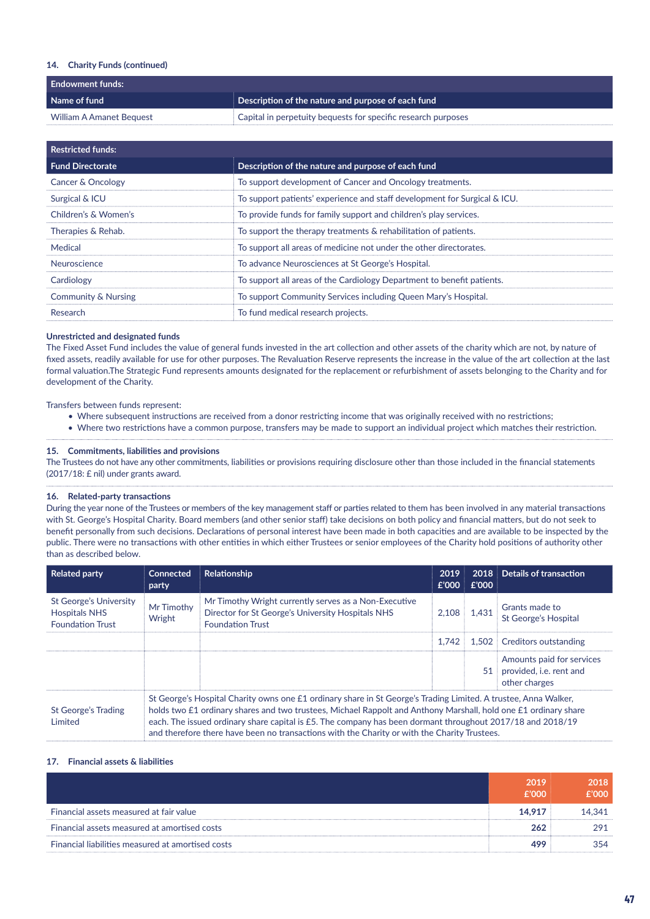### 14. Charity Funds (continued)

| Endowment funds: | |
|---|---|
| **Name of fund** | **Description of the nature and purpose of each fund** |
| William A Amanet Bequest | Capital in perpetuity bequests for specific research purposes |

| Restricted funds: | |
|---|---|
| **Fund Directorate** | **Description of the nature and purpose of each fund** |
| Cancer & Oncology | To support development of Cancer and Oncology treatments. |
| Surgical & ICU | To support patients' experience and staff development for Surgical & ICU. |
| Children's & Women's | To provide funds for family support and children's play services. |
| Therapies & Rehab. | To support the therapy treatments & rehabilitation of patients. |
| Medical | To support all areas of medicine not under the other directorates. |
| Neuroscience | To advance Neurosciences at St George's Hospital. |
| Cardiology | To support all areas of the Cardiology Department to benefit patients. |
| Community & Nursing | To support Community Services including Queen Mary's Hospital. |
| Research | To fund medical research projects. |

**Unrestricted and designated funds**

The Fixed Asset Fund includes the value of general funds invested in the art collection and other assets of the charity which are not, by nature of fixed assets, readily available for use for other purposes. The Revaluation Reserve represents the increase in the value of the art collection at the last formal valuation.The Strategic Fund represents amounts designated for the replacement or refurbishment of assets belonging to the Charity and for development of the Charity.

Transfers between funds represent:

- Where subsequent instructions are received from a donor restricting income that was originally received with no restrictions;
- Where two restrictions have a common purpose, transfers may be made to support an individual project which matches their restriction.

### 15. Commitments, liabilities and provisions

The Trustees do not have any other commitments, liabilities or provisions requiring disclosure other than those included in the financial statements (2017/18: £ nil) under grants award.

### 16. Related-party transactions

During the year none of the Trustees or members of the key management staff or parties related to them has been involved in any material transactions with St. George's Hospital Charity. Board members (and other senior staff) take decisions on both policy and financial matters, but do not seek to benefit personally from such decisions. Declarations of personal interest have been made in both capacities and are available to be inspected by the public. There were no transactions with other entities in which either Trustees or senior employees of the Charity hold positions of authority other than as described below.

| Related party | Connected party | Relationship | 2019 £'000 | 2018 £'000 | Details of transaction |
|---|---|---|---|---|---|
| St George's University Hospitals NHS Foundation Trust | Mr Timothy Wright | Mr Timothy Wright currently serves as a Non-Executive Director for St George's University Hospitals NHS Foundation Trust | 2,108 | 1,431 | Grants made to St George's Hospital |
| | | | 1,742 | 1,502 | Creditors outstanding |
| | | | | 51 | Amounts paid for services provided, i.e. rent and other charges |
| St George's Trading Limited | St George's Hospital Charity owns one £1 ordinary share in St George's Trading Limited. A trustee, Anna Walker, holds two £1 ordinary shares and two trustees, Michael Rappolt and Anthony Marshall, hold one £1 ordinary share each. The issued ordinary share capital is £5. The company has been dormant throughout 2017/18 and 2018/19 and therefore there have been no transactions with the Charity or with the Charity Trustees. | | | | |

### 17. Financial assets & liabilities

| | 2019 £'000 | 2018 £'000 |
|---|---|---|
| Financial assets measured at fair value | **14,917** | 14,341 |
| Financial assets measured at amortised costs | **262** | 291 |
| Financial liabilities measured at amortised costs | **499** | 354 |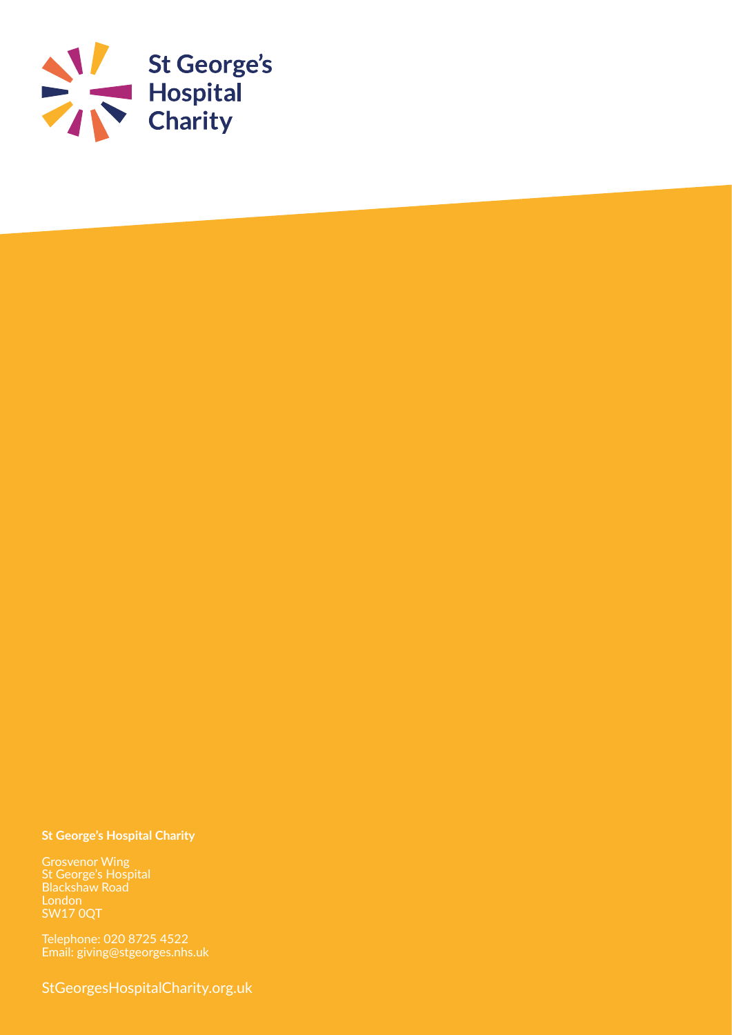St George's Hospital Charity

**St George's Hospital Charity**

Grosvenor Wing
St George's Hospital
Blackshaw Road
London
SW17 0QT

Telephone: 020 8725 4522
Email: giving@stgeorges.nhs.uk

StGeorgesHospitalCharity.org.uk